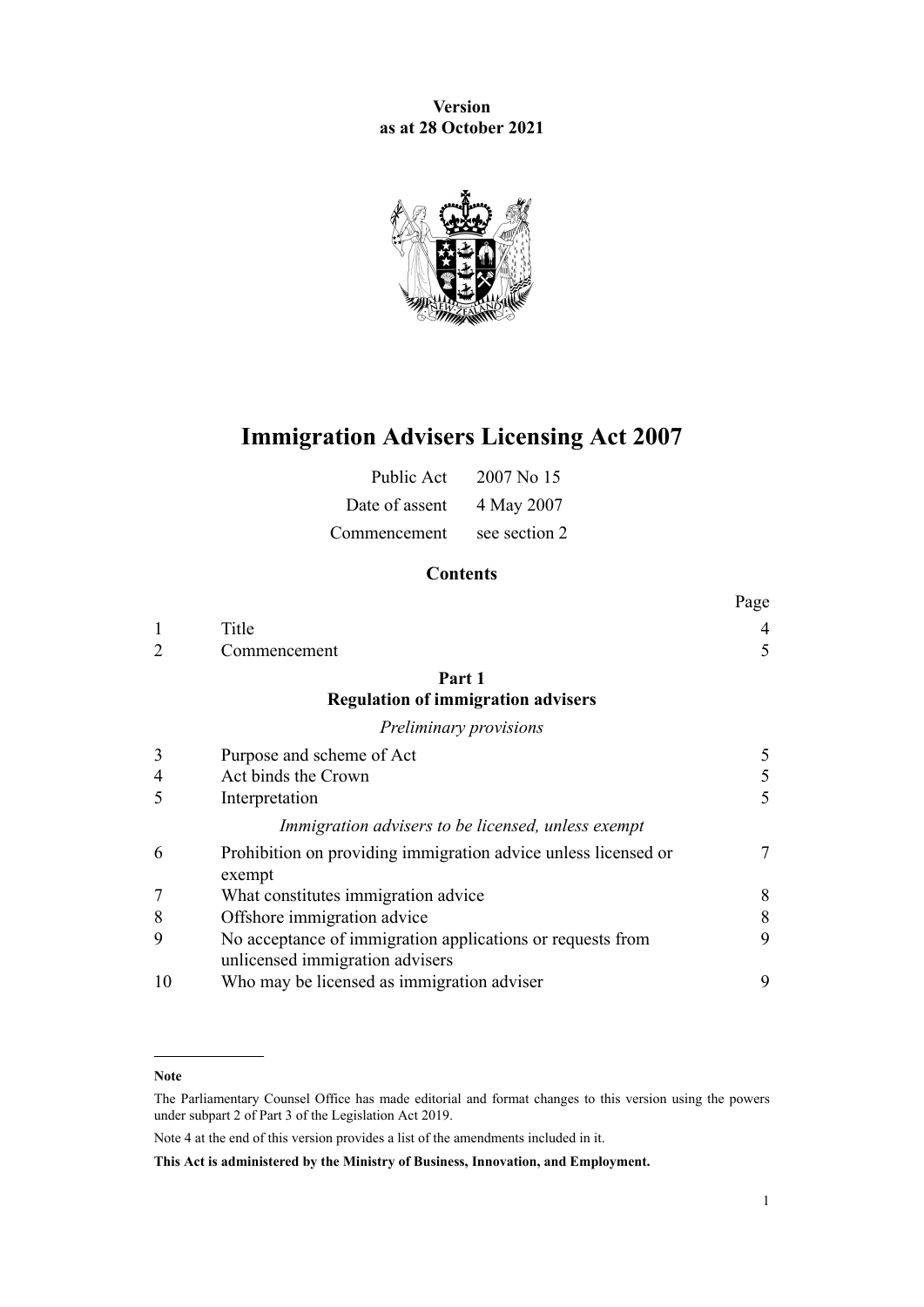**Version**
**as at 28 October 2021**

# Immigration Advisers Licensing Act 2007

| | |
|---|---|
| Public Act | 2007 No 15 |
| Date of assent | 4 May 2007 |
| Commencement | see section 2 |

## Contents

| | | Page |
|---|---|---|
| 1 | Title | 4 |
| 2 | Commencement | 5 |
| | **Part 1** **Regulation of immigration advisers** | |
| | *Preliminary provisions* | |
| 3 | Purpose and scheme of Act | 5 |
| 4 | Act binds the Crown | 5 |
| 5 | Interpretation | 5 |
| | *Immigration advisers to be licensed, unless exempt* | |
| 6 | Prohibition on providing immigration advice unless licensed or exempt | 7 |
| 7 | What constitutes immigration advice | 8 |
| 8 | Offshore immigration advice | 8 |
| 9 | No acceptance of immigration applications or requests from unlicensed immigration advisers | 9 |
| 10 | Who may be licensed as immigration adviser | 9 |

**Note**

The Parliamentary Counsel Office has made editorial and format changes to this version using the powers under subpart 2 of Part 3 of the Legislation Act 2019.

Note 4 at the end of this version provides a list of the amendments included in it.

**This Act is administered by the Ministry of Business, Innovation, and Employment.**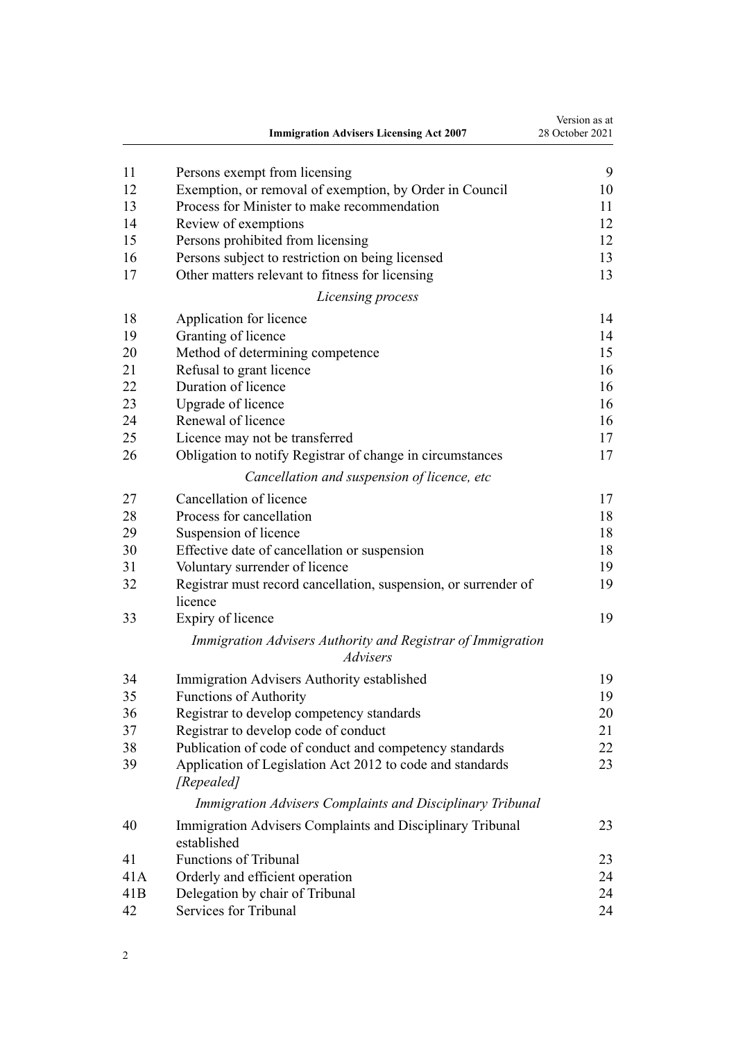| | | |
|---|---|---|
| 11 | Persons exempt from licensing | 9 |
| 12 | Exemption, or removal of exemption, by Order in Council | 10 |
| 13 | Process for Minister to make recommendation | 11 |
| 14 | Review of exemptions | 12 |
| 15 | Persons prohibited from licensing | 12 |
| 16 | Persons subject to restriction on being licensed | 13 |
| 17 | Other matters relevant to fitness for licensing | 13 |
| | *Licensing process* | |
| 18 | Application for licence | 14 |
| 19 | Granting of licence | 14 |
| 20 | Method of determining competence | 15 |
| 21 | Refusal to grant licence | 16 |
| 22 | Duration of licence | 16 |
| 23 | Upgrade of licence | 16 |
| 24 | Renewal of licence | 16 |
| 25 | Licence may not be transferred | 17 |
| 26 | Obligation to notify Registrar of change in circumstances | 17 |
| | *Cancellation and suspension of licence, etc* | |
| 27 | Cancellation of licence | 17 |
| 28 | Process for cancellation | 18 |
| 29 | Suspension of licence | 18 |
| 30 | Effective date of cancellation or suspension | 18 |
| 31 | Voluntary surrender of licence | 19 |
| 32 | Registrar must record cancellation, suspension, or surrender of licence | 19 |
| 33 | Expiry of licence | 19 |
| | *Immigration Advisers Authority and Registrar of Immigration Advisers* | |
| 34 | Immigration Advisers Authority established | 19 |
| 35 | Functions of Authority | 19 |
| 36 | Registrar to develop competency standards | 20 |
| 37 | Registrar to develop code of conduct | 21 |
| 38 | Publication of code of conduct and competency standards | 22 |
| 39 | Application of Legislation Act 2012 to code and standards *[Repealed]* | 23 |
| | *Immigration Advisers Complaints and Disciplinary Tribunal* | |
| 40 | Immigration Advisers Complaints and Disciplinary Tribunal established | 23 |
| 41 | Functions of Tribunal | 23 |
| 41A | Orderly and efficient operation | 24 |
| 41B | Delegation by chair of Tribunal | 24 |
| 42 | Services for Tribunal | 24 |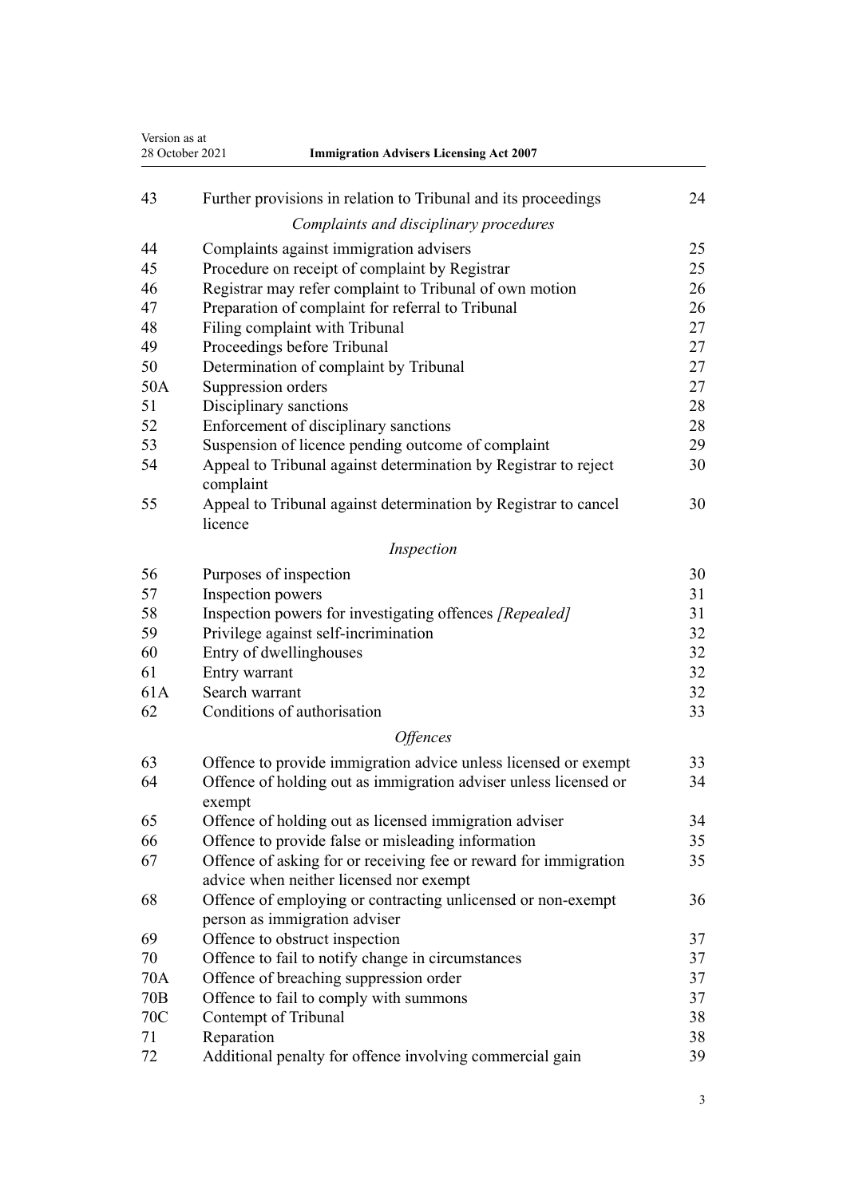| | | |
|---|---|---|
| 43 | Further provisions in relation to Tribunal and its proceedings | 24 |
| | *Complaints and disciplinary procedures* | |
| 44 | Complaints against immigration advisers | 25 |
| 45 | Procedure on receipt of complaint by Registrar | 25 |
| 46 | Registrar may refer complaint to Tribunal of own motion | 26 |
| 47 | Preparation of complaint for referral to Tribunal | 26 |
| 48 | Filing complaint with Tribunal | 27 |
| 49 | Proceedings before Tribunal | 27 |
| 50 | Determination of complaint by Tribunal | 27 |
| 50A | Suppression orders | 27 |
| 51 | Disciplinary sanctions | 28 |
| 52 | Enforcement of disciplinary sanctions | 28 |
| 53 | Suspension of licence pending outcome of complaint | 29 |
| 54 | Appeal to Tribunal against determination by Registrar to reject complaint | 30 |
| 55 | Appeal to Tribunal against determination by Registrar to cancel licence | 30 |
| | *Inspection* | |
| 56 | Purposes of inspection | 30 |
| 57 | Inspection powers | 31 |
| 58 | Inspection powers for investigating offences *[Repealed]* | 31 |
| 59 | Privilege against self-incrimination | 32 |
| 60 | Entry of dwellinghouses | 32 |
| 61 | Entry warrant | 32 |
| 61A | Search warrant | 32 |
| 62 | Conditions of authorisation | 33 |
| | *Offences* | |
| 63 | Offence to provide immigration advice unless licensed or exempt | 33 |
| 64 | Offence of holding out as immigration adviser unless licensed or exempt | 34 |
| 65 | Offence of holding out as licensed immigration adviser | 34 |
| 66 | Offence to provide false or misleading information | 35 |
| 67 | Offence of asking for or receiving fee or reward for immigration advice when neither licensed nor exempt | 35 |
| 68 | Offence of employing or contracting unlicensed or non-exempt person as immigration adviser | 36 |
| 69 | Offence to obstruct inspection | 37 |
| 70 | Offence to fail to notify change in circumstances | 37 |
| 70A | Offence of breaching suppression order | 37 |
| 70B | Offence to fail to comply with summons | 37 |
| 70C | Contempt of Tribunal | 38 |
| 71 | Reparation | 38 |
| 72 | Additional penalty for offence involving commercial gain | 39 |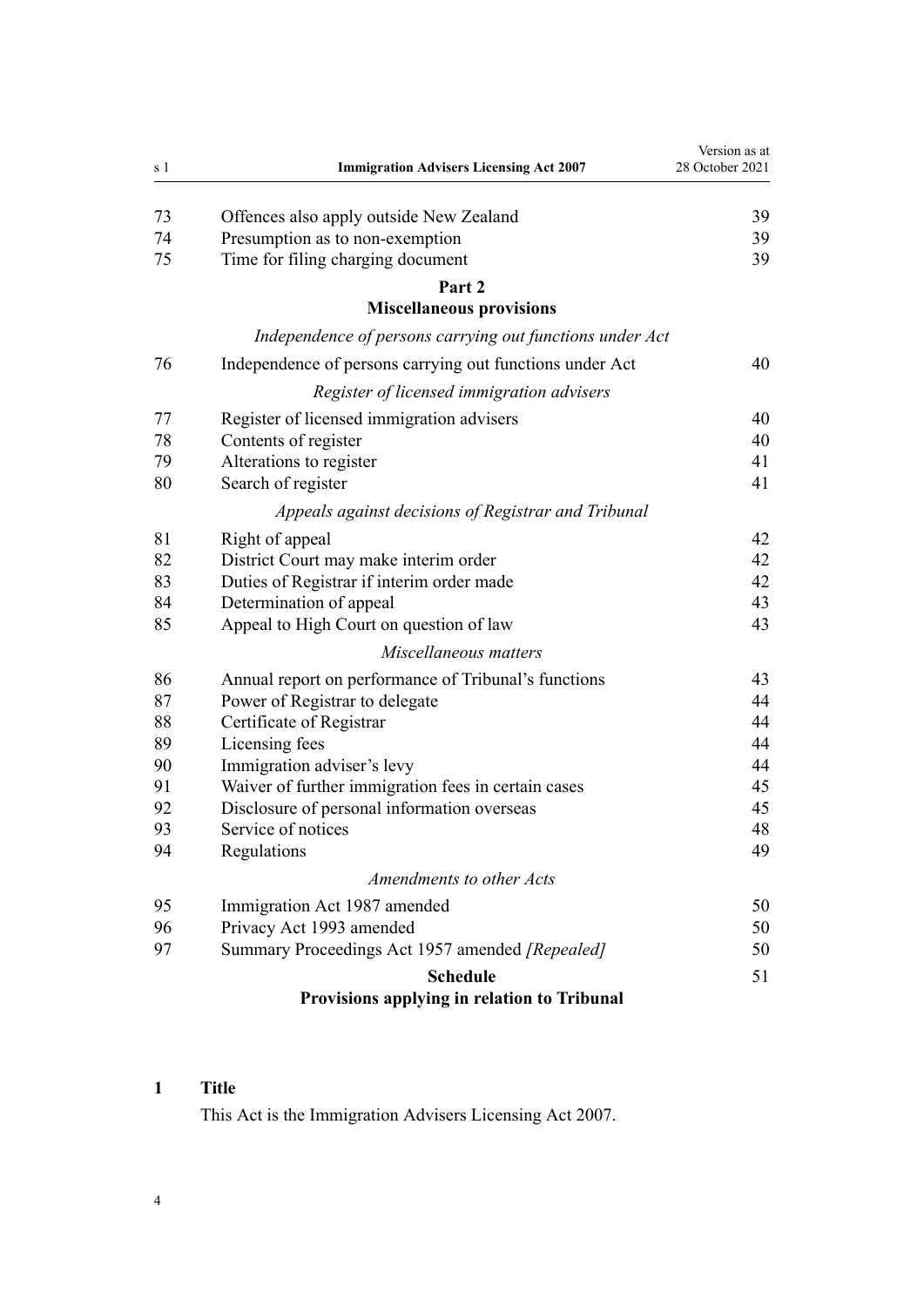| | | |
|---|---|---|
| 73 | Offences also apply outside New Zealand | 39 |
| 74 | Presumption as to non-exemption | 39 |
| 75 | Time for filing charging document | 39 |

## Part 2
## Miscellaneous provisions

*Independence of persons carrying out functions under Act*

| | | |
|---|---|---|
| 76 | Independence of persons carrying out functions under Act | 40 |

*Register of licensed immigration advisers*

| | | |
|---|---|---|
| 77 | Register of licensed immigration advisers | 40 |
| 78 | Contents of register | 40 |
| 79 | Alterations to register | 41 |
| 80 | Search of register | 41 |

*Appeals against decisions of Registrar and Tribunal*

| | | |
|---|---|---|
| 81 | Right of appeal | 42 |
| 82 | District Court may make interim order | 42 |
| 83 | Duties of Registrar if interim order made | 42 |
| 84 | Determination of appeal | 43 |
| 85 | Appeal to High Court on question of law | 43 |

*Miscellaneous matters*

| | | |
|---|---|---|
| 86 | Annual report on performance of Tribunal's functions | 43 |
| 87 | Power of Registrar to delegate | 44 |
| 88 | Certificate of Registrar | 44 |
| 89 | Licensing fees | 44 |
| 90 | Immigration adviser's levy | 44 |
| 91 | Waiver of further immigration fees in certain cases | 45 |
| 92 | Disclosure of personal information overseas | 45 |
| 93 | Service of notices | 48 |
| 94 | Regulations | 49 |

*Amendments to other Acts*

| | | |
|---|---|---|
| 95 | Immigration Act 1987 amended | 50 |
| 96 | Privacy Act 1993 amended | 50 |
| 97 | Summary Proceedings Act 1957 amended *[Repealed]* | 50 |

**Schedule** 51
**Provisions applying in relation to Tribunal**

### 1 Title

This Act is the Immigration Advisers Licensing Act 2007.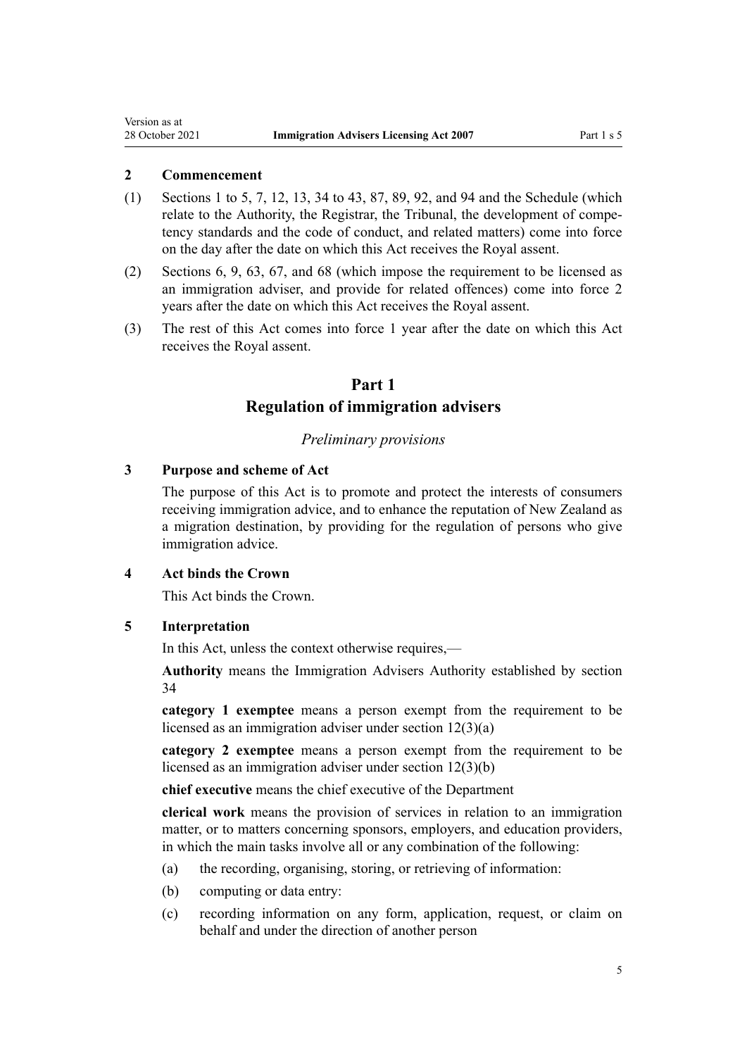### 2 Commencement

(1) Sections 1 to 5, 7, 12, 13, 34 to 43, 87, 89, 92, and 94 and the Schedule (which relate to the Authority, the Registrar, the Tribunal, the development of competency standards and the code of conduct, and related matters) come into force on the day after the date on which this Act receives the Royal assent.

(2) Sections 6, 9, 63, 67, and 68 (which impose the requirement to be licensed as an immigration adviser, and provide for related offences) come into force 2 years after the date on which this Act receives the Royal assent.

(3) The rest of this Act comes into force 1 year after the date on which this Act receives the Royal assent.

## Part 1
## Regulation of immigration advisers

*Preliminary provisions*

### 3 Purpose and scheme of Act

The purpose of this Act is to promote and protect the interests of consumers receiving immigration advice, and to enhance the reputation of New Zealand as a migration destination, by providing for the regulation of persons who give immigration advice.

### 4 Act binds the Crown

This Act binds the Crown.

### 5 Interpretation

In this Act, unless the context otherwise requires,—

**Authority** means the Immigration Advisers Authority established by section 34

**category 1 exemptee** means a person exempt from the requirement to be licensed as an immigration adviser under section 12(3)(a)

**category 2 exemptee** means a person exempt from the requirement to be licensed as an immigration adviser under section 12(3)(b)

**chief executive** means the chief executive of the Department

**clerical work** means the provision of services in relation to an immigration matter, or to matters concerning sponsors, employers, and education providers, in which the main tasks involve all or any combination of the following:

(a) the recording, organising, storing, or retrieving of information:

(b) computing or data entry:

(c) recording information on any form, application, request, or claim on behalf and under the direction of another person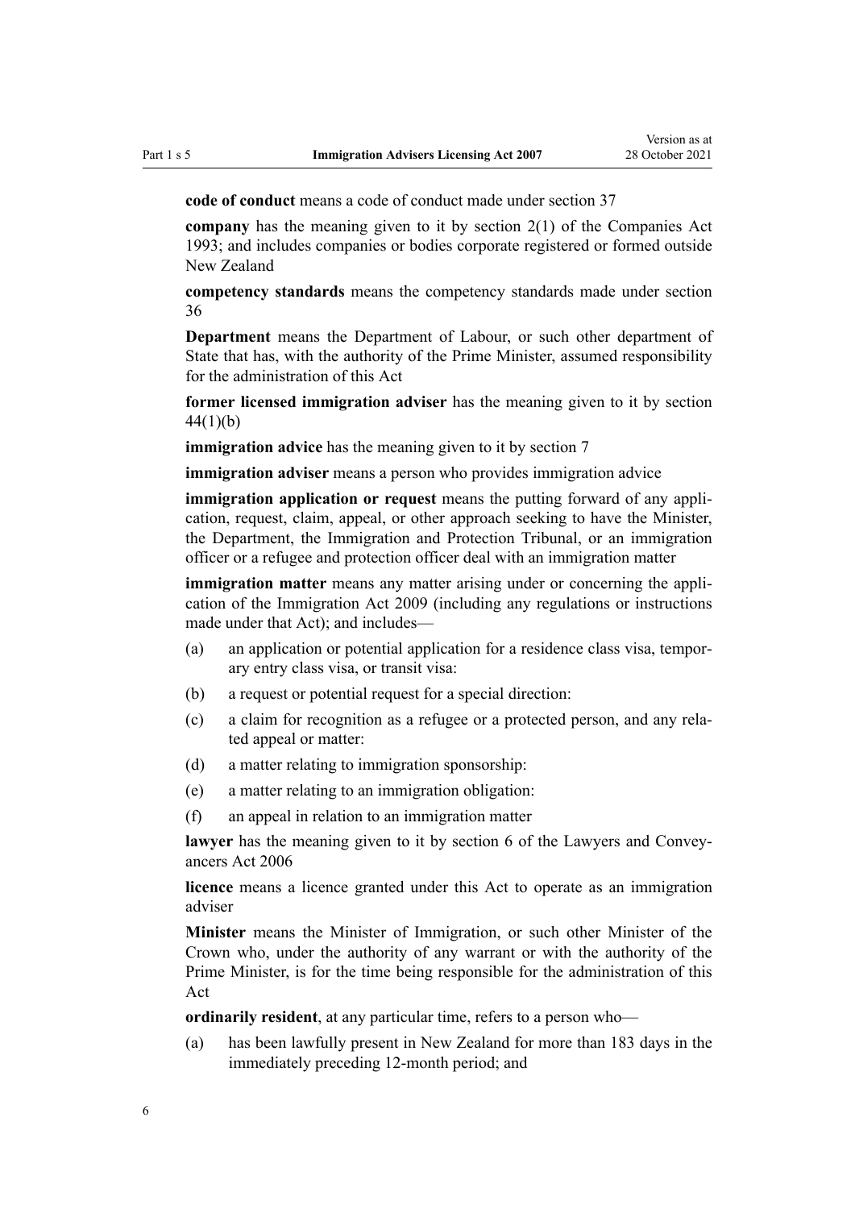**code of conduct** means a code of conduct made under section 37

**company** has the meaning given to it by section 2(1) of the Companies Act 1993; and includes companies or bodies corporate registered or formed outside New Zealand

**competency standards** means the competency standards made under section 36

**Department** means the Department of Labour, or such other department of State that has, with the authority of the Prime Minister, assumed responsibility for the administration of this Act

**former licensed immigration adviser** has the meaning given to it by section 44(1)(b)

**immigration advice** has the meaning given to it by section 7

**immigration adviser** means a person who provides immigration advice

**immigration application or request** means the putting forward of any application, request, claim, appeal, or other approach seeking to have the Minister, the Department, the Immigration and Protection Tribunal, or an immigration officer or a refugee and protection officer deal with an immigration matter

**immigration matter** means any matter arising under or concerning the application of the Immigration Act 2009 (including any regulations or instructions made under that Act); and includes—

(a) an application or potential application for a residence class visa, temporary entry class visa, or transit visa:

(b) a request or potential request for a special direction:

(c) a claim for recognition as a refugee or a protected person, and any related appeal or matter:

(d) a matter relating to immigration sponsorship:

(e) a matter relating to an immigration obligation:

(f) an appeal in relation to an immigration matter

**lawyer** has the meaning given to it by section 6 of the Lawyers and Conveyancers Act 2006

**licence** means a licence granted under this Act to operate as an immigration adviser

**Minister** means the Minister of Immigration, or such other Minister of the Crown who, under the authority of any warrant or with the authority of the Prime Minister, is for the time being responsible for the administration of this Act

**ordinarily resident**, at any particular time, refers to a person who—

(a) has been lawfully present in New Zealand for more than 183 days in the immediately preceding 12-month period; and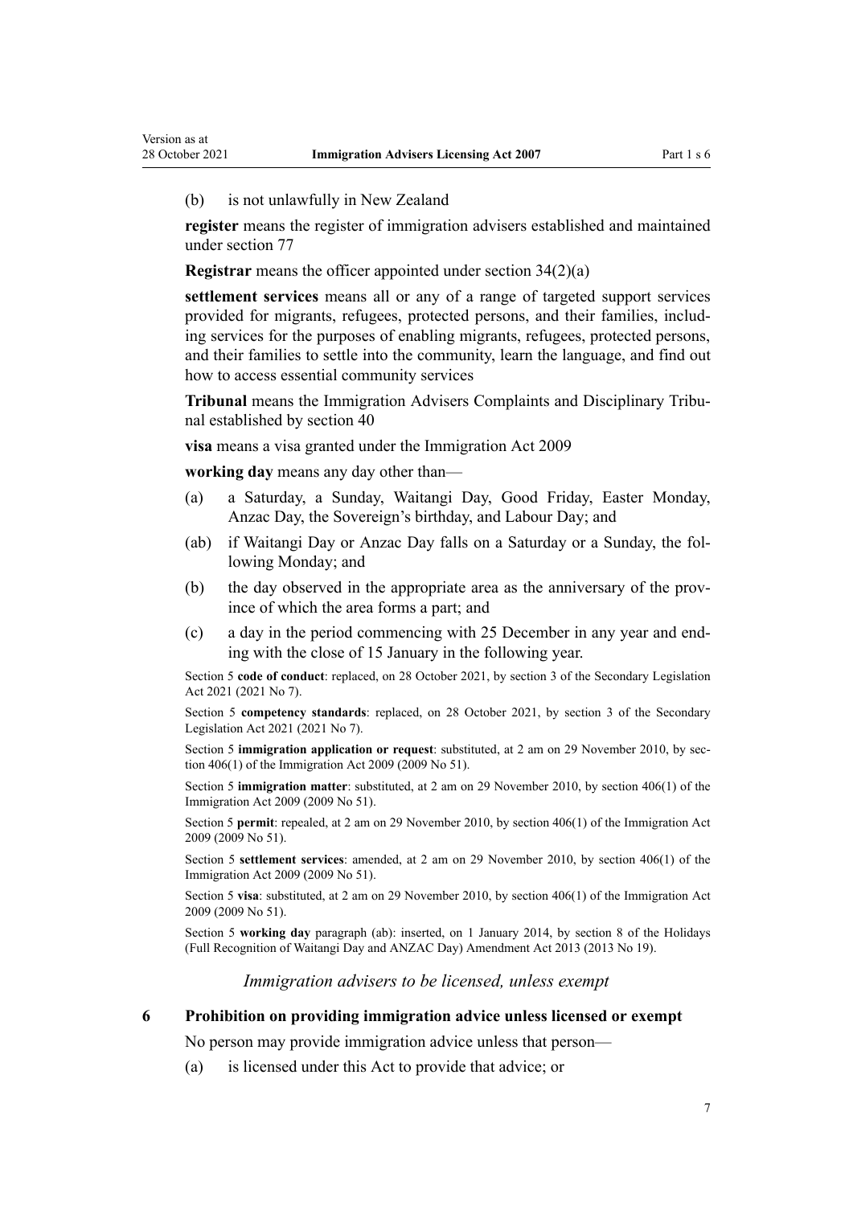(b) is not unlawfully in New Zealand

**register** means the register of immigration advisers established and maintained under section 77

**Registrar** means the officer appointed under section 34(2)(a)

**settlement services** means all or any of a range of targeted support services provided for migrants, refugees, protected persons, and their families, including services for the purposes of enabling migrants, refugees, protected persons, and their families to settle into the community, learn the language, and find out how to access essential community services

**Tribunal** means the Immigration Advisers Complaints and Disciplinary Tribunal established by section 40

**visa** means a visa granted under the Immigration Act 2009

**working day** means any day other than—

(a) a Saturday, a Sunday, Waitangi Day, Good Friday, Easter Monday, Anzac Day, the Sovereign's birthday, and Labour Day; and

(ab) if Waitangi Day or Anzac Day falls on a Saturday or a Sunday, the following Monday; and

(b) the day observed in the appropriate area as the anniversary of the province of which the area forms a part; and

(c) a day in the period commencing with 25 December in any year and ending with the close of 15 January in the following year.

Section 5 **code of conduct**: replaced, on 28 October 2021, by section 3 of the Secondary Legislation Act 2021 (2021 No 7).

Section 5 **competency standards**: replaced, on 28 October 2021, by section 3 of the Secondary Legislation Act 2021 (2021 No 7).

Section 5 **immigration application or request**: substituted, at 2 am on 29 November 2010, by section 406(1) of the Immigration Act 2009 (2009 No 51).

Section 5 **immigration matter**: substituted, at 2 am on 29 November 2010, by section 406(1) of the Immigration Act 2009 (2009 No 51).

Section 5 **permit**: repealed, at 2 am on 29 November 2010, by section 406(1) of the Immigration Act 2009 (2009 No 51).

Section 5 **settlement services**: amended, at 2 am on 29 November 2010, by section 406(1) of the Immigration Act 2009 (2009 No 51).

Section 5 **visa**: substituted, at 2 am on 29 November 2010, by section 406(1) of the Immigration Act 2009 (2009 No 51).

Section 5 **working day** paragraph (ab): inserted, on 1 January 2014, by section 8 of the Holidays (Full Recognition of Waitangi Day and ANZAC Day) Amendment Act 2013 (2013 No 19).

*Immigration advisers to be licensed, unless exempt*

### 6 Prohibition on providing immigration advice unless licensed or exempt

No person may provide immigration advice unless that person—

(a) is licensed under this Act to provide that advice; or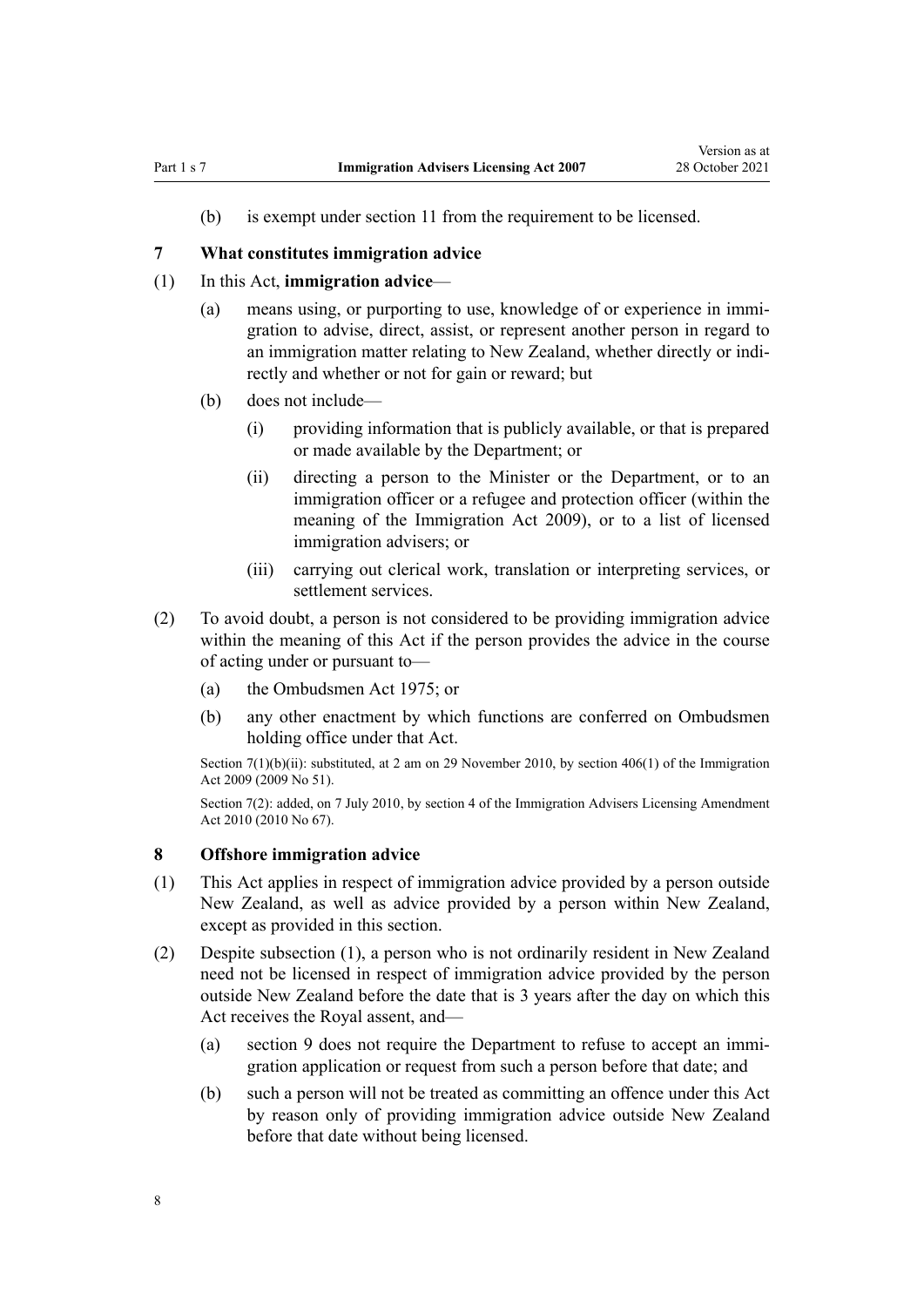(b) is exempt under section 11 from the requirement to be licensed.

### 7 What constitutes immigration advice

(1) In this Act, **immigration advice**—

(a) means using, or purporting to use, knowledge of or experience in immigration to advise, direct, assist, or represent another person in regard to an immigration matter relating to New Zealand, whether directly or indirectly and whether or not for gain or reward; but

(b) does not include—

(i) providing information that is publicly available, or that is prepared or made available by the Department; or

(ii) directing a person to the Minister or the Department, or to an immigration officer or a refugee and protection officer (within the meaning of the Immigration Act 2009), or to a list of licensed immigration advisers; or

(iii) carrying out clerical work, translation or interpreting services, or settlement services.

(2) To avoid doubt, a person is not considered to be providing immigration advice within the meaning of this Act if the person provides the advice in the course of acting under or pursuant to—

(a) the Ombudsmen Act 1975; or

(b) any other enactment by which functions are conferred on Ombudsmen holding office under that Act.

Section 7(1)(b)(ii): substituted, at 2 am on 29 November 2010, by section 406(1) of the Immigration Act 2009 (2009 No 51).

Section 7(2): added, on 7 July 2010, by section 4 of the Immigration Advisers Licensing Amendment Act 2010 (2010 No 67).

### 8 Offshore immigration advice

(1) This Act applies in respect of immigration advice provided by a person outside New Zealand, as well as advice provided by a person within New Zealand, except as provided in this section.

(2) Despite subsection (1), a person who is not ordinarily resident in New Zealand need not be licensed in respect of immigration advice provided by the person outside New Zealand before the date that is 3 years after the day on which this Act receives the Royal assent, and—

(a) section 9 does not require the Department to refuse to accept an immigration application or request from such a person before that date; and

(b) such a person will not be treated as committing an offence under this Act by reason only of providing immigration advice outside New Zealand before that date without being licensed.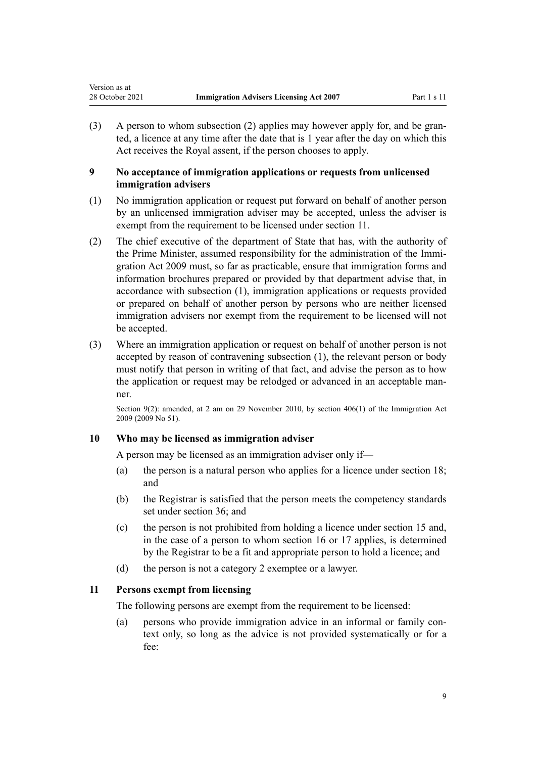(3) A person to whom subsection (2) applies may however apply for, and be granted, a licence at any time after the date that is 1 year after the day on which this Act receives the Royal assent, if the person chooses to apply.

### 9 No acceptance of immigration applications or requests from unlicensed immigration advisers

(1) No immigration application or request put forward on behalf of another person by an unlicensed immigration adviser may be accepted, unless the adviser is exempt from the requirement to be licensed under section 11.

(2) The chief executive of the department of State that has, with the authority of the Prime Minister, assumed responsibility for the administration of the Immigration Act 2009 must, so far as practicable, ensure that immigration forms and information brochures prepared or provided by that department advise that, in accordance with subsection (1), immigration applications or requests provided or prepared on behalf of another person by persons who are neither licensed immigration advisers nor exempt from the requirement to be licensed will not be accepted.

(3) Where an immigration application or request on behalf of another person is not accepted by reason of contravening subsection (1), the relevant person or body must notify that person in writing of that fact, and advise the person as to how the application or request may be relodged or advanced in an acceptable manner.

Section 9(2): amended, at 2 am on 29 November 2010, by section 406(1) of the Immigration Act 2009 (2009 No 51).

### 10 Who may be licensed as immigration adviser

A person may be licensed as an immigration adviser only if—

(a) the person is a natural person who applies for a licence under section 18; and

(b) the Registrar is satisfied that the person meets the competency standards set under section 36; and

(c) the person is not prohibited from holding a licence under section 15 and, in the case of a person to whom section 16 or 17 applies, is determined by the Registrar to be a fit and appropriate person to hold a licence; and

(d) the person is not a category 2 exemptee or a lawyer.

### 11 Persons exempt from licensing

The following persons are exempt from the requirement to be licensed:

(a) persons who provide immigration advice in an informal or family context only, so long as the advice is not provided systematically or for a fee: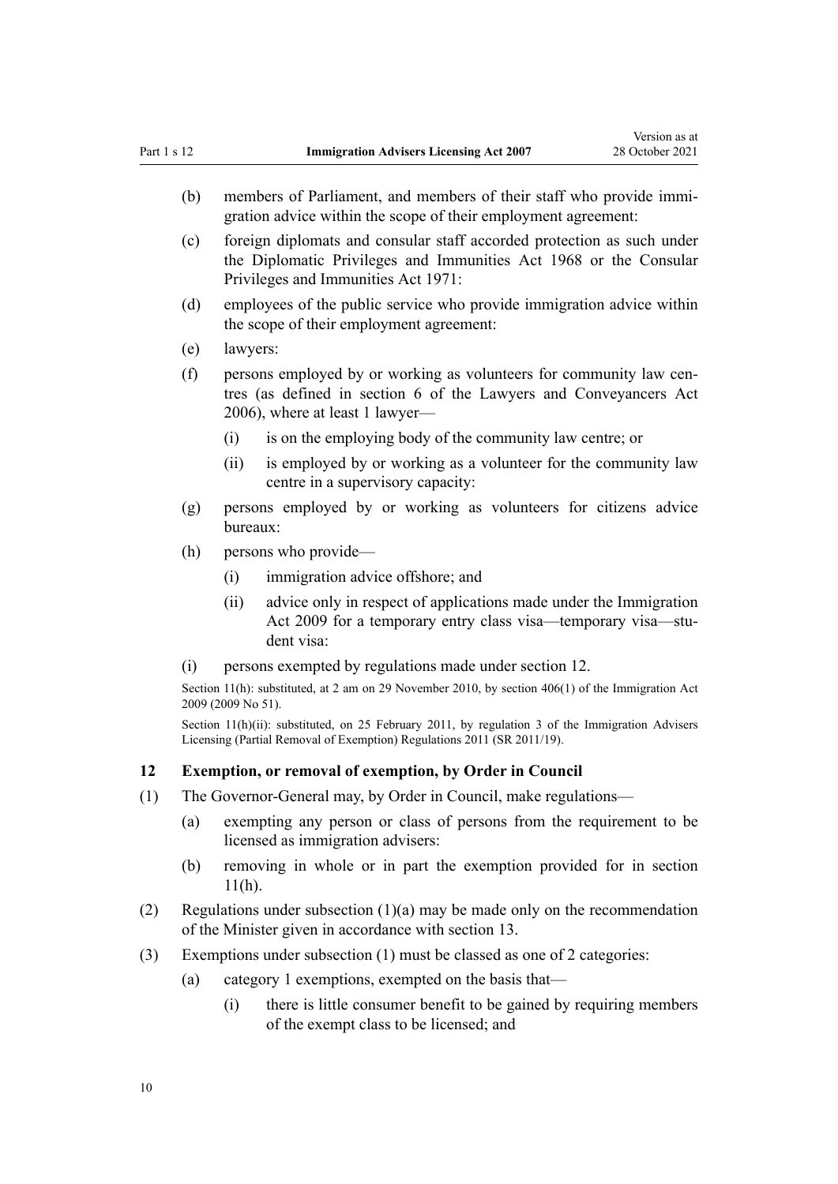(b) members of Parliament, and members of their staff who provide immigration advice within the scope of their employment agreement:

(c) foreign diplomats and consular staff accorded protection as such under the Diplomatic Privileges and Immunities Act 1968 or the Consular Privileges and Immunities Act 1971:

(d) employees of the public service who provide immigration advice within the scope of their employment agreement:

(e) lawyers:

(f) persons employed by or working as volunteers for community law centres (as defined in section 6 of the Lawyers and Conveyancers Act 2006), where at least 1 lawyer—

  (i) is on the employing body of the community law centre; or

  (ii) is employed by or working as a volunteer for the community law centre in a supervisory capacity:

(g) persons employed by or working as volunteers for citizens advice bureaux:

(h) persons who provide—

  (i) immigration advice offshore; and

  (ii) advice only in respect of applications made under the Immigration Act 2009 for a temporary entry class visa—temporary visa—student visa:

(i) persons exempted by regulations made under section 12.

Section 11(h): substituted, at 2 am on 29 November 2010, by section 406(1) of the Immigration Act 2009 (2009 No 51).

Section 11(h)(ii): substituted, on 25 February 2011, by regulation 3 of the Immigration Advisers Licensing (Partial Removal of Exemption) Regulations 2011 (SR 2011/19).

### 12 Exemption, or removal of exemption, by Order in Council

(1) The Governor-General may, by Order in Council, make regulations—

  (a) exempting any person or class of persons from the requirement to be licensed as immigration advisers:

  (b) removing in whole or in part the exemption provided for in section 11(h).

(2) Regulations under subsection (1)(a) may be made only on the recommendation of the Minister given in accordance with section 13.

(3) Exemptions under subsection (1) must be classed as one of 2 categories:

  (a) category 1 exemptions, exempted on the basis that—

    (i) there is little consumer benefit to be gained by requiring members of the exempt class to be licensed; and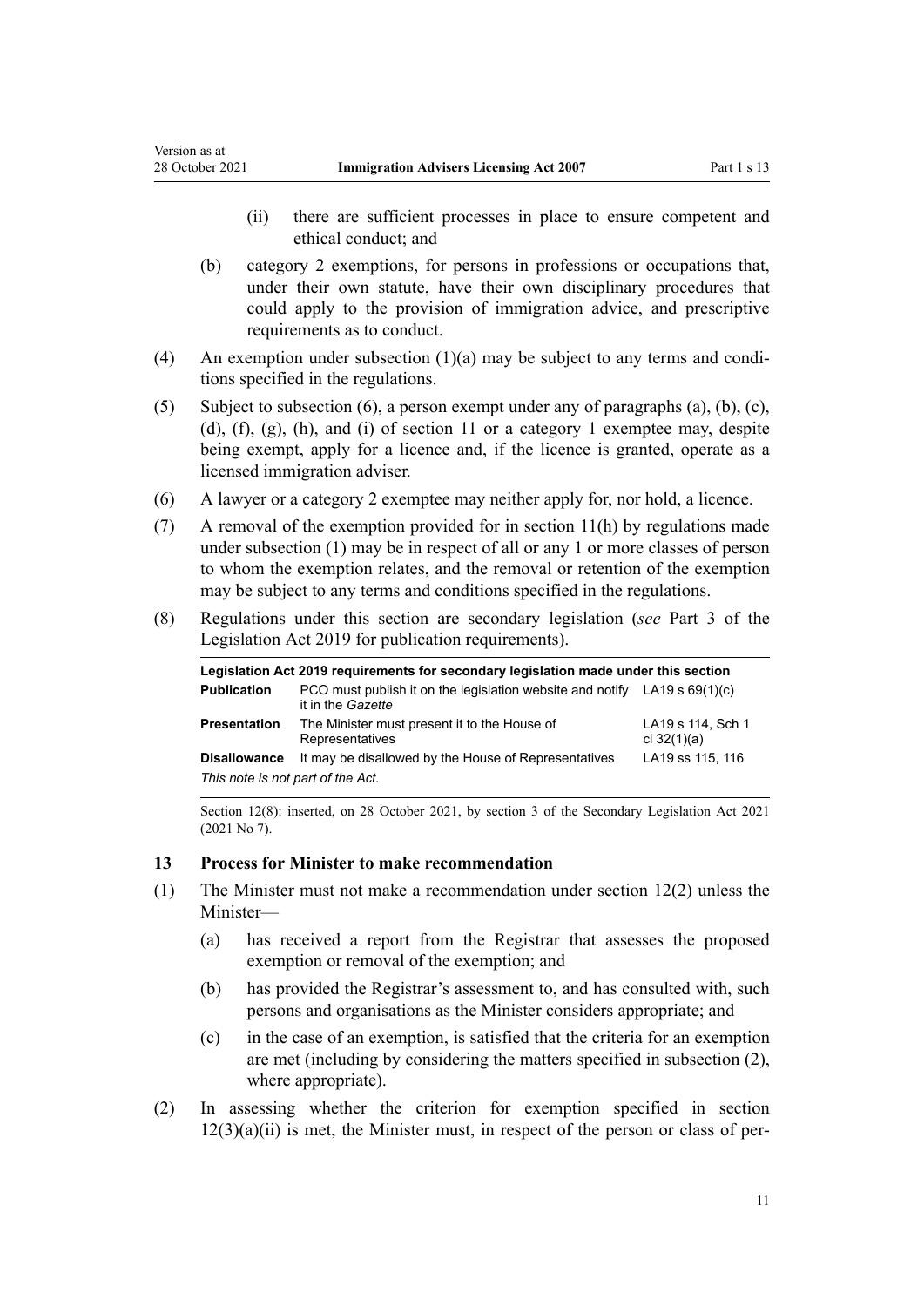(ii) there are sufficient processes in place to ensure competent and ethical conduct; and

(b) category 2 exemptions, for persons in professions or occupations that, under their own statute, have their own disciplinary procedures that could apply to the provision of immigration advice, and prescriptive requirements as to conduct.

(4) An exemption under subsection (1)(a) may be subject to any terms and conditions specified in the regulations.

(5) Subject to subsection (6), a person exempt under any of paragraphs (a), (b), (c), (d), (f), (g), (h), and (i) of section 11 or a category 1 exemptee may, despite being exempt, apply for a licence and, if the licence is granted, operate as a licensed immigration adviser.

(6) A lawyer or a category 2 exemptee may neither apply for, nor hold, a licence.

(7) A removal of the exemption provided for in section 11(h) by regulations made under subsection (1) may be in respect of all or any 1 or more classes of person to whom the exemption relates, and the removal or retention of the exemption may be subject to any terms and conditions specified in the regulations.

(8) Regulations under this section are secondary legislation (*see* Part 3 of the Legislation Act 2019 for publication requirements).

| **Legislation Act 2019 requirements for secondary legislation made under this section** | | |
|---|---|---|
| **Publication** | PCO must publish it on the legislation website and notify it in the *Gazette* | LA19 s 69(1)(c) |
| **Presentation** | The Minister must present it to the House of Representatives | LA19 s 114, Sch 1 cl 32(1)(a) |
| **Disallowance** | It may be disallowed by the House of Representatives | LA19 ss 115, 116 |
| *This note is not part of the Act.* | | |

Section 12(8): inserted, on 28 October 2021, by section 3 of the Secondary Legislation Act 2021 (2021 No 7).

### 13 Process for Minister to make recommendation

(1) The Minister must not make a recommendation under section 12(2) unless the Minister—

(a) has received a report from the Registrar that assesses the proposed exemption or removal of the exemption; and

(b) has provided the Registrar's assessment to, and has consulted with, such persons and organisations as the Minister considers appropriate; and

(c) in the case of an exemption, is satisfied that the criteria for an exemption are met (including by considering the matters specified in subsection (2), where appropriate).

(2) In assessing whether the criterion for exemption specified in section 12(3)(a)(ii) is met, the Minister must, in respect of the person or class of per-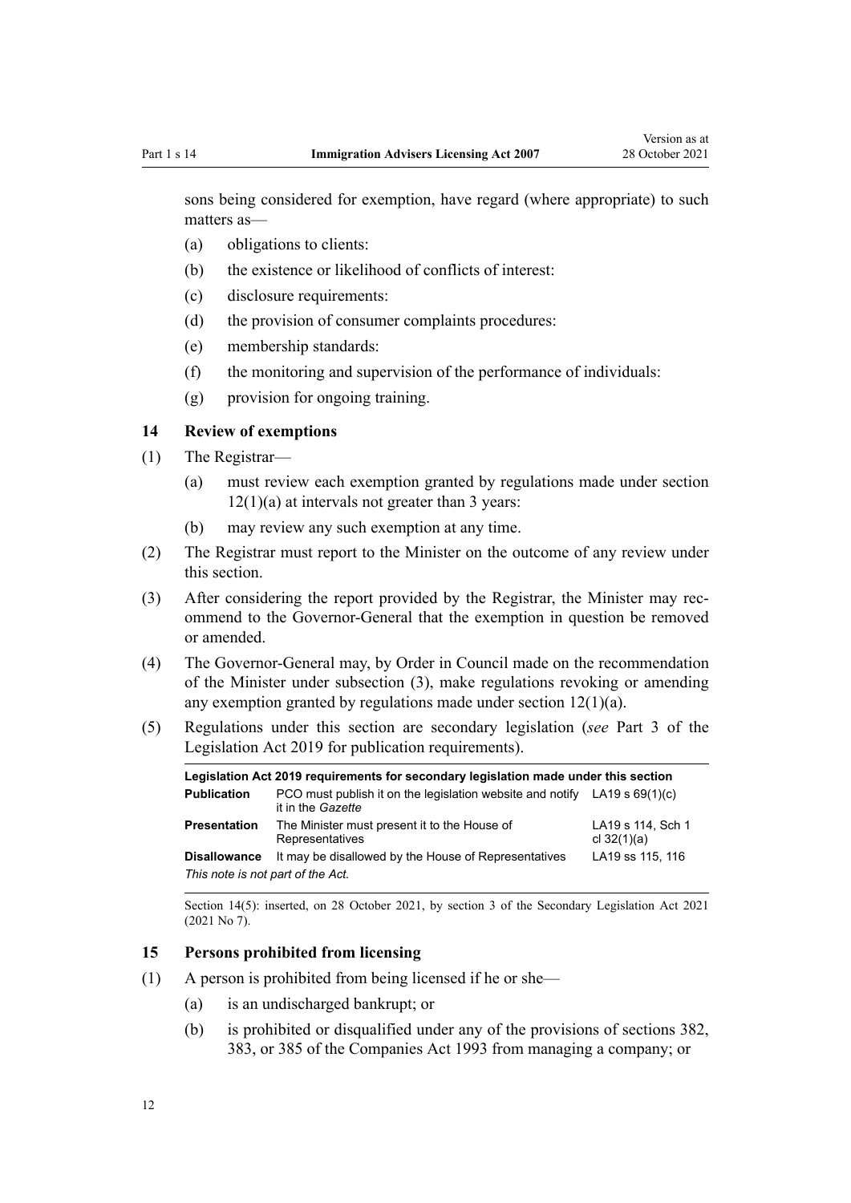sons being considered for exemption, have regard (where appropriate) to such matters as—

(a) obligations to clients:

(b) the existence or likelihood of conflicts of interest:

(c) disclosure requirements:

(d) the provision of consumer complaints procedures:

(e) membership standards:

(f) the monitoring and supervision of the performance of individuals:

(g) provision for ongoing training.

### 14 Review of exemptions

(1) The Registrar—

(a) must review each exemption granted by regulations made under section 12(1)(a) at intervals not greater than 3 years:

(b) may review any such exemption at any time.

(2) The Registrar must report to the Minister on the outcome of any review under this section.

(3) After considering the report provided by the Registrar, the Minister may recommend to the Governor-General that the exemption in question be removed or amended.

(4) The Governor-General may, by Order in Council made on the recommendation of the Minister under subsection (3), make regulations revoking or amending any exemption granted by regulations made under section 12(1)(a).

(5) Regulations under this section are secondary legislation (*see* Part 3 of the Legislation Act 2019 for publication requirements).

| Legislation Act 2019 requirements for secondary legislation made under this section | | |
|---|---|---|
| **Publication** | PCO must publish it on the legislation website and notify it in the *Gazette* | LA19 s 69(1)(c) |
| **Presentation** | The Minister must present it to the House of Representatives | LA19 s 114, Sch 1 cl 32(1)(a) |
| **Disallowance** | It may be disallowed by the House of Representatives | LA19 ss 115, 116 |
| *This note is not part of the Act.* | | |

Section 14(5): inserted, on 28 October 2021, by section 3 of the Secondary Legislation Act 2021 (2021 No 7).

### 15 Persons prohibited from licensing

(1) A person is prohibited from being licensed if he or she—

(a) is an undischarged bankrupt; or

(b) is prohibited or disqualified under any of the provisions of sections 382, 383, or 385 of the Companies Act 1993 from managing a company; or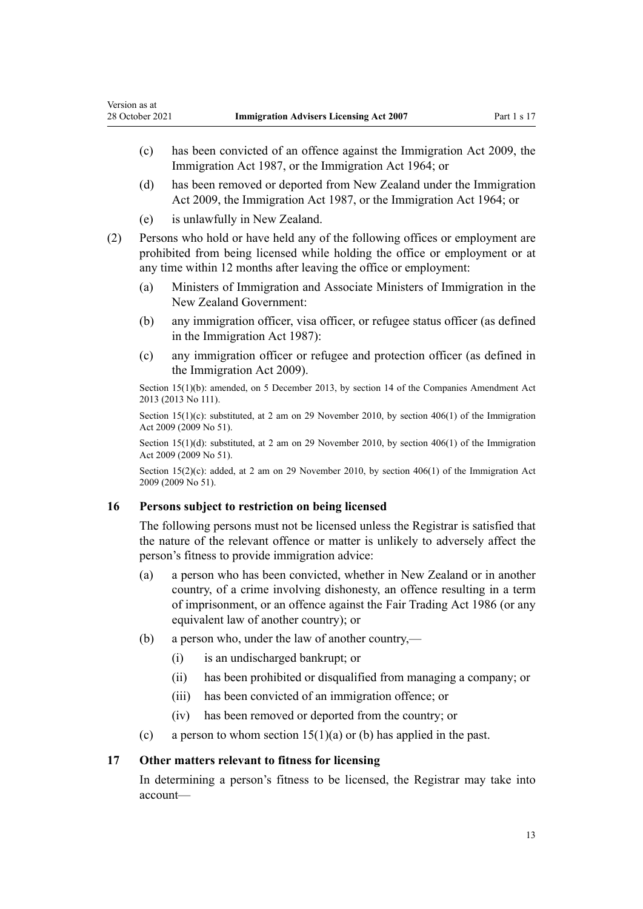(c) has been convicted of an offence against the Immigration Act 2009, the Immigration Act 1987, or the Immigration Act 1964; or

(d) has been removed or deported from New Zealand under the Immigration Act 2009, the Immigration Act 1987, or the Immigration Act 1964; or

(e) is unlawfully in New Zealand.

(2) Persons who hold or have held any of the following offices or employment are prohibited from being licensed while holding the office or employment or at any time within 12 months after leaving the office or employment:

(a) Ministers of Immigration and Associate Ministers of Immigration in the New Zealand Government:

(b) any immigration officer, visa officer, or refugee status officer (as defined in the Immigration Act 1987):

(c) any immigration officer or refugee and protection officer (as defined in the Immigration Act 2009).

Section 15(1)(b): amended, on 5 December 2013, by section 14 of the Companies Amendment Act 2013 (2013 No 111).

Section 15(1)(c): substituted, at 2 am on 29 November 2010, by section 406(1) of the Immigration Act 2009 (2009 No 51).

Section 15(1)(d): substituted, at 2 am on 29 November 2010, by section 406(1) of the Immigration Act 2009 (2009 No 51).

Section 15(2)(c): added, at 2 am on 29 November 2010, by section 406(1) of the Immigration Act 2009 (2009 No 51).

### 16 Persons subject to restriction on being licensed

The following persons must not be licensed unless the Registrar is satisfied that the nature of the relevant offence or matter is unlikely to adversely affect the person's fitness to provide immigration advice:

(a) a person who has been convicted, whether in New Zealand or in another country, of a crime involving dishonesty, an offence resulting in a term of imprisonment, or an offence against the Fair Trading Act 1986 (or any equivalent law of another country); or

(b) a person who, under the law of another country,—

(i) is an undischarged bankrupt; or

(ii) has been prohibited or disqualified from managing a company; or

(iii) has been convicted of an immigration offence; or

(iv) has been removed or deported from the country; or

(c) a person to whom section 15(1)(a) or (b) has applied in the past.

### 17 Other matters relevant to fitness for licensing

In determining a person's fitness to be licensed, the Registrar may take into account—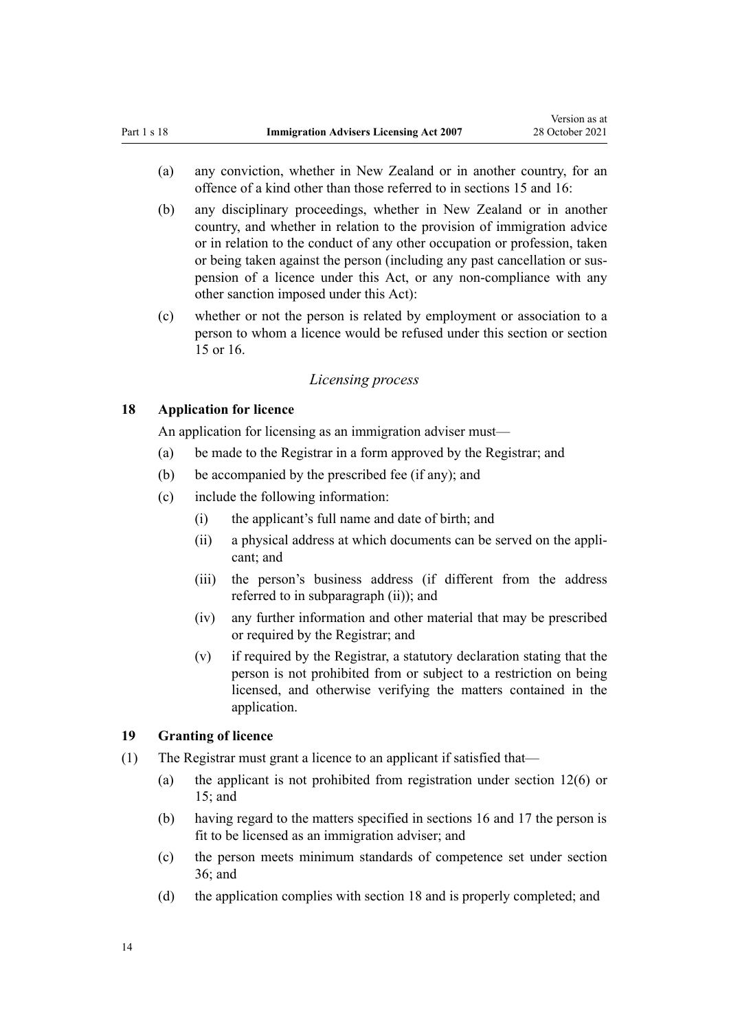(a) any conviction, whether in New Zealand or in another country, for an offence of a kind other than those referred to in sections 15 and 16:

(b) any disciplinary proceedings, whether in New Zealand or in another country, and whether in relation to the provision of immigration advice or in relation to the conduct of any other occupation or profession, taken or being taken against the person (including any past cancellation or suspension of a licence under this Act, or any non-compliance with any other sanction imposed under this Act):

(c) whether or not the person is related by employment or association to a person to whom a licence would be refused under this section or section 15 or 16.

*Licensing process*

## 18 Application for licence

An application for licensing as an immigration adviser must—

(a) be made to the Registrar in a form approved by the Registrar; and

(b) be accompanied by the prescribed fee (if any); and

(c) include the following information:

  (i) the applicant's full name and date of birth; and

  (ii) a physical address at which documents can be served on the applicant; and

  (iii) the person's business address (if different from the address referred to in subparagraph (ii)); and

  (iv) any further information and other material that may be prescribed or required by the Registrar; and

  (v) if required by the Registrar, a statutory declaration stating that the person is not prohibited from or subject to a restriction on being licensed, and otherwise verifying the matters contained in the application.

## 19 Granting of licence

(1) The Registrar must grant a licence to an applicant if satisfied that—

(a) the applicant is not prohibited from registration under section 12(6) or 15; and

(b) having regard to the matters specified in sections 16 and 17 the person is fit to be licensed as an immigration adviser; and

(c) the person meets minimum standards of competence set under section 36; and

(d) the application complies with section 18 and is properly completed; and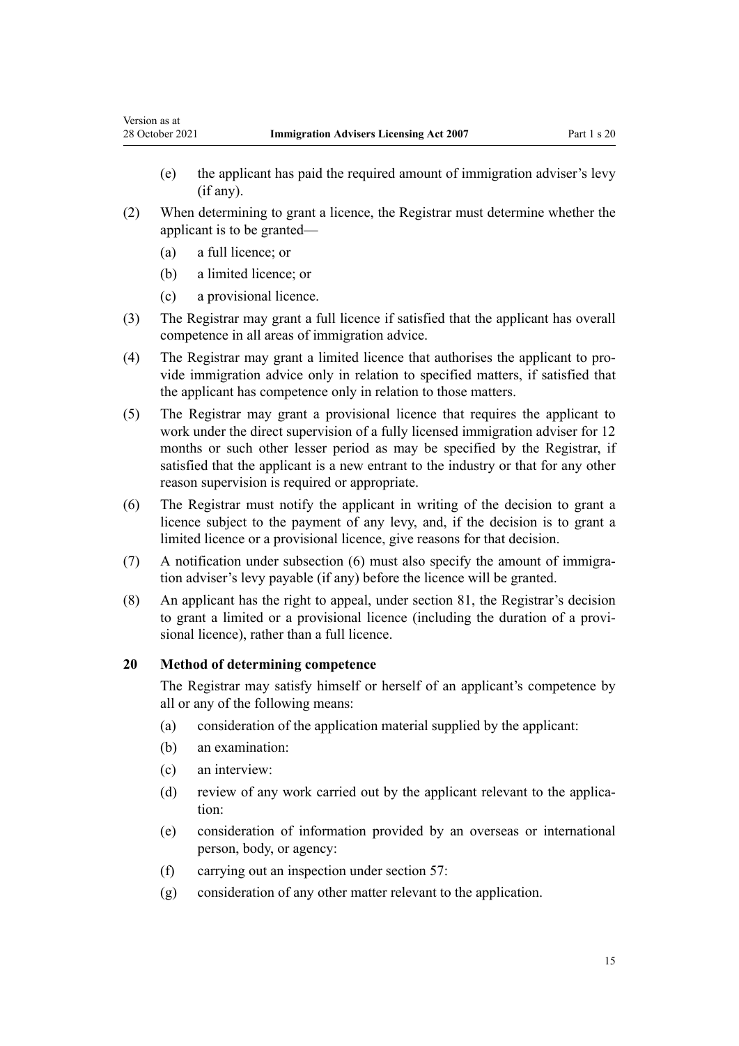(e) the applicant has paid the required amount of immigration adviser's levy (if any).

(2) When determining to grant a licence, the Registrar must determine whether the applicant is to be granted—

(a) a full licence; or

(b) a limited licence; or

(c) a provisional licence.

(3) The Registrar may grant a full licence if satisfied that the applicant has overall competence in all areas of immigration advice.

(4) The Registrar may grant a limited licence that authorises the applicant to provide immigration advice only in relation to specified matters, if satisfied that the applicant has competence only in relation to those matters.

(5) The Registrar may grant a provisional licence that requires the applicant to work under the direct supervision of a fully licensed immigration adviser for 12 months or such other lesser period as may be specified by the Registrar, if satisfied that the applicant is a new entrant to the industry or that for any other reason supervision is required or appropriate.

(6) The Registrar must notify the applicant in writing of the decision to grant a licence subject to the payment of any levy, and, if the decision is to grant a limited licence or a provisional licence, give reasons for that decision.

(7) A notification under subsection (6) must also specify the amount of immigration adviser's levy payable (if any) before the licence will be granted.

(8) An applicant has the right to appeal, under section 81, the Registrar's decision to grant a limited or a provisional licence (including the duration of a provisional licence), rather than a full licence.

### 20 Method of determining competence

The Registrar may satisfy himself or herself of an applicant's competence by all or any of the following means:

(a) consideration of the application material supplied by the applicant:

(b) an examination:

(c) an interview:

(d) review of any work carried out by the applicant relevant to the application:

(e) consideration of information provided by an overseas or international person, body, or agency:

(f) carrying out an inspection under section 57:

(g) consideration of any other matter relevant to the application.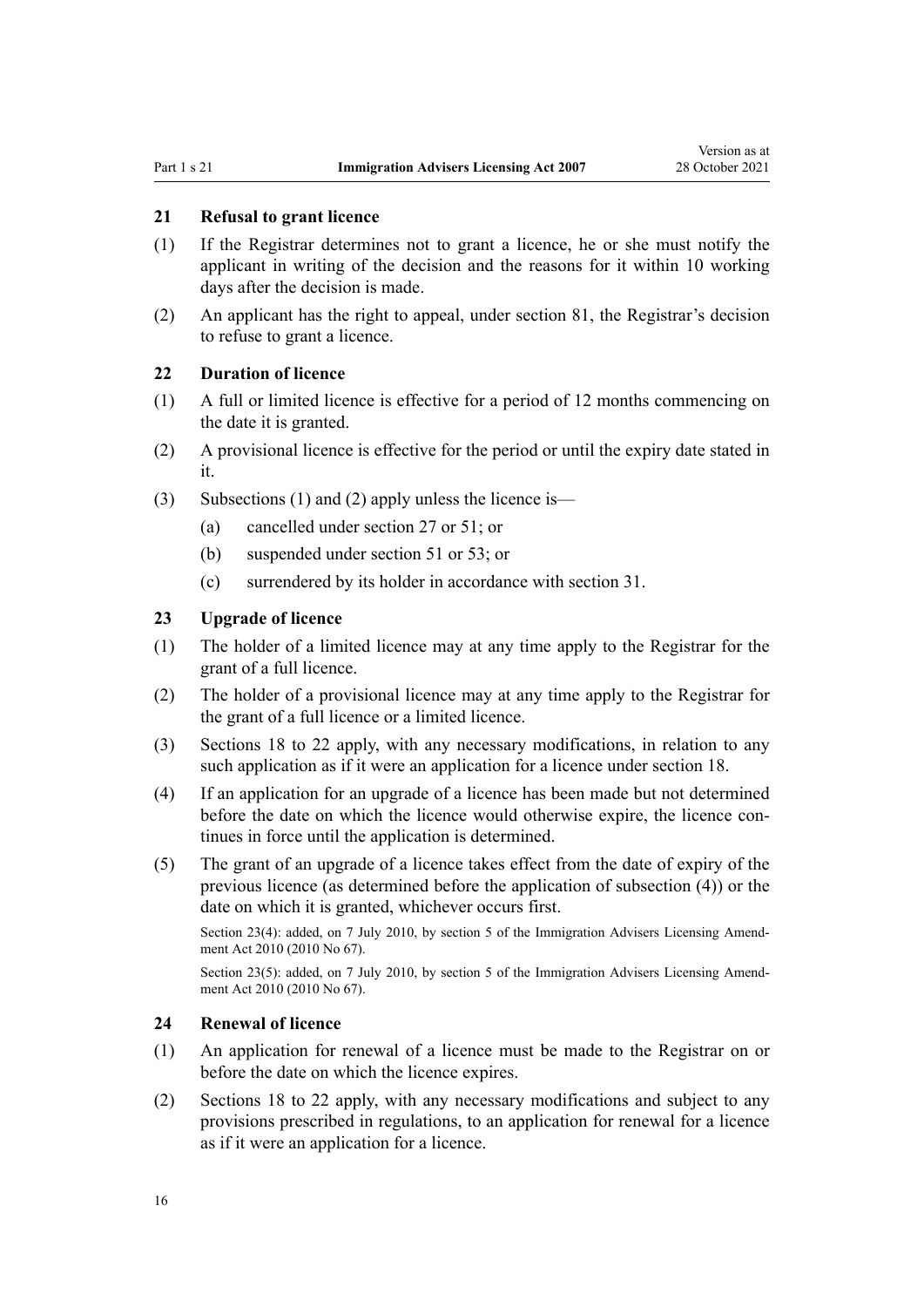### 21 Refusal to grant licence

(1) If the Registrar determines not to grant a licence, he or she must notify the applicant in writing of the decision and the reasons for it within 10 working days after the decision is made.

(2) An applicant has the right to appeal, under section 81, the Registrar's decision to refuse to grant a licence.

### 22 Duration of licence

(1) A full or limited licence is effective for a period of 12 months commencing on the date it is granted.

(2) A provisional licence is effective for the period or until the expiry date stated in it.

(3) Subsections (1) and (2) apply unless the licence is—

(a) cancelled under section 27 or 51; or

(b) suspended under section 51 or 53; or

(c) surrendered by its holder in accordance with section 31.

### 23 Upgrade of licence

(1) The holder of a limited licence may at any time apply to the Registrar for the grant of a full licence.

(2) The holder of a provisional licence may at any time apply to the Registrar for the grant of a full licence or a limited licence.

(3) Sections 18 to 22 apply, with any necessary modifications, in relation to any such application as if it were an application for a licence under section 18.

(4) If an application for an upgrade of a licence has been made but not determined before the date on which the licence would otherwise expire, the licence continues in force until the application is determined.

(5) The grant of an upgrade of a licence takes effect from the date of expiry of the previous licence (as determined before the application of subsection (4)) or the date on which it is granted, whichever occurs first.

Section 23(4): added, on 7 July 2010, by section 5 of the Immigration Advisers Licensing Amendment Act 2010 (2010 No 67).

Section 23(5): added, on 7 July 2010, by section 5 of the Immigration Advisers Licensing Amendment Act 2010 (2010 No 67).

### 24 Renewal of licence

(1) An application for renewal of a licence must be made to the Registrar on or before the date on which the licence expires.

(2) Sections 18 to 22 apply, with any necessary modifications and subject to any provisions prescribed in regulations, to an application for renewal for a licence as if it were an application for a licence.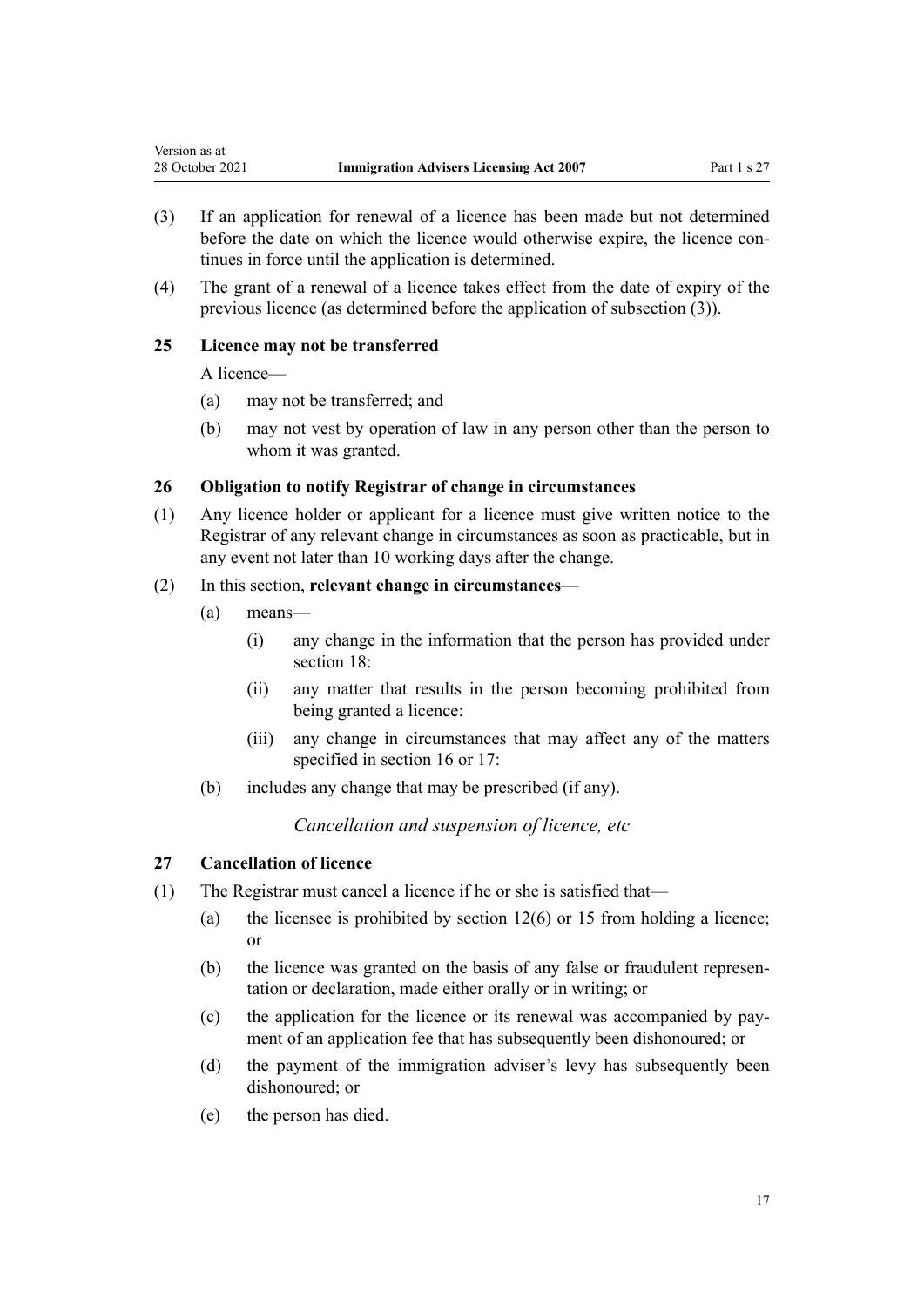(3) If an application for renewal of a licence has been made but not determined before the date on which the licence would otherwise expire, the licence continues in force until the application is determined.

(4) The grant of a renewal of a licence takes effect from the date of expiry of the previous licence (as determined before the application of subsection (3)).

### 25 Licence may not be transferred

A licence—

(a) may not be transferred; and

(b) may not vest by operation of law in any person other than the person to whom it was granted.

### 26 Obligation to notify Registrar of change in circumstances

(1) Any licence holder or applicant for a licence must give written notice to the Registrar of any relevant change in circumstances as soon as practicable, but in any event not later than 10 working days after the change.

(2) In this section, **relevant change in circumstances**—

(a) means—

(i) any change in the information that the person has provided under section 18:

(ii) any matter that results in the person becoming prohibited from being granted a licence:

(iii) any change in circumstances that may affect any of the matters specified in section 16 or 17:

(b) includes any change that may be prescribed (if any).

*Cancellation and suspension of licence, etc*

### 27 Cancellation of licence

(1) The Registrar must cancel a licence if he or she is satisfied that—

(a) the licensee is prohibited by section 12(6) or 15 from holding a licence; or

(b) the licence was granted on the basis of any false or fraudulent representation or declaration, made either orally or in writing; or

(c) the application for the licence or its renewal was accompanied by payment of an application fee that has subsequently been dishonoured; or

(d) the payment of the immigration adviser's levy has subsequently been dishonoured; or

(e) the person has died.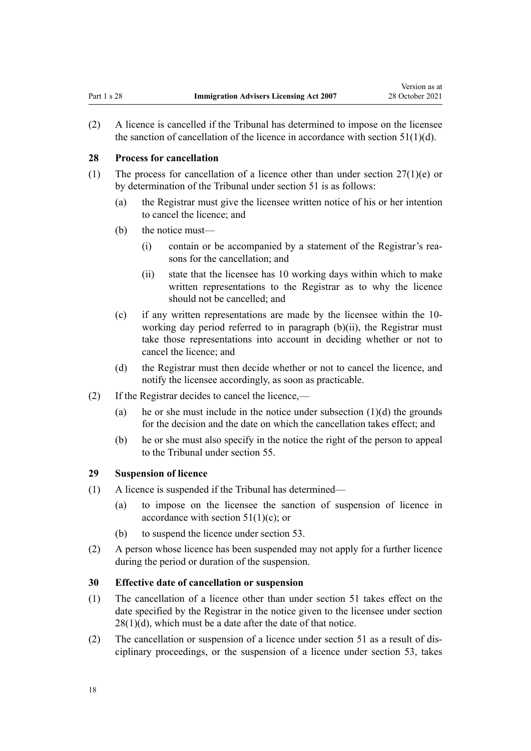(2) A licence is cancelled if the Tribunal has determined to impose on the licensee the sanction of cancellation of the licence in accordance with section 51(1)(d).

### 28 Process for cancellation

(1) The process for cancellation of a licence other than under section 27(1)(e) or by determination of the Tribunal under section 51 is as follows:

- (a) the Registrar must give the licensee written notice of his or her intention to cancel the licence; and
- (b) the notice must—
  - (i) contain or be accompanied by a statement of the Registrar's reasons for the cancellation; and
  - (ii) state that the licensee has 10 working days within which to make written representations to the Registrar as to why the licence should not be cancelled; and
- (c) if any written representations are made by the licensee within the 10-working day period referred to in paragraph (b)(ii), the Registrar must take those representations into account in deciding whether or not to cancel the licence; and
- (d) the Registrar must then decide whether or not to cancel the licence, and notify the licensee accordingly, as soon as practicable.

(2) If the Registrar decides to cancel the licence,—

- (a) he or she must include in the notice under subsection (1)(d) the grounds for the decision and the date on which the cancellation takes effect; and
- (b) he or she must also specify in the notice the right of the person to appeal to the Tribunal under section 55.

### 29 Suspension of licence

(1) A licence is suspended if the Tribunal has determined—

- (a) to impose on the licensee the sanction of suspension of licence in accordance with section 51(1)(c); or
- (b) to suspend the licence under section 53.

(2) A person whose licence has been suspended may not apply for a further licence during the period or duration of the suspension.

### 30 Effective date of cancellation or suspension

(1) The cancellation of a licence other than under section 51 takes effect on the date specified by the Registrar in the notice given to the licensee under section 28(1)(d), which must be a date after the date of that notice.

(2) The cancellation or suspension of a licence under section 51 as a result of disciplinary proceedings, or the suspension of a licence under section 53, takes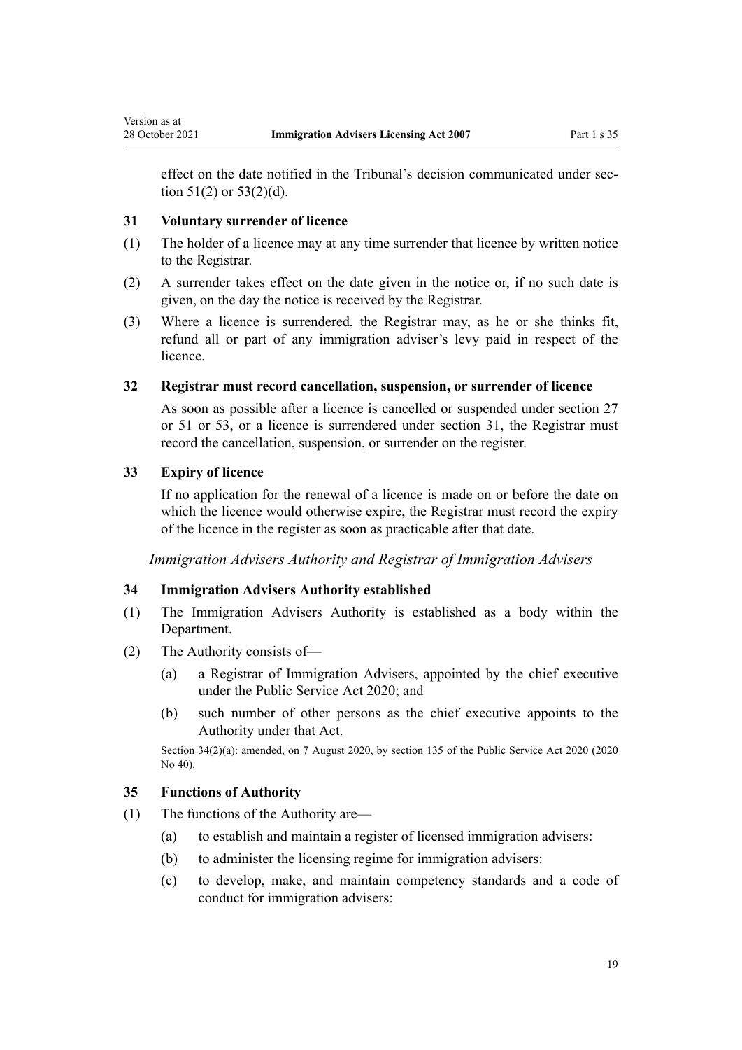effect on the date notified in the Tribunal's decision communicated under section 51(2) or 53(2)(d).

### 31 Voluntary surrender of licence

(1) The holder of a licence may at any time surrender that licence by written notice to the Registrar.

(2) A surrender takes effect on the date given in the notice or, if no such date is given, on the day the notice is received by the Registrar.

(3) Where a licence is surrendered, the Registrar may, as he or she thinks fit, refund all or part of any immigration adviser's levy paid in respect of the licence.

### 32 Registrar must record cancellation, suspension, or surrender of licence

As soon as possible after a licence is cancelled or suspended under section 27 or 51 or 53, or a licence is surrendered under section 31, the Registrar must record the cancellation, suspension, or surrender on the register.

### 33 Expiry of licence

If no application for the renewal of a licence is made on or before the date on which the licence would otherwise expire, the Registrar must record the expiry of the licence in the register as soon as practicable after that date.

*Immigration Advisers Authority and Registrar of Immigration Advisers*

### 34 Immigration Advisers Authority established

(1) The Immigration Advisers Authority is established as a body within the Department.

(2) The Authority consists of—

 (a) a Registrar of Immigration Advisers, appointed by the chief executive under the Public Service Act 2020; and

 (b) such number of other persons as the chief executive appoints to the Authority under that Act.

Section 34(2)(a): amended, on 7 August 2020, by section 135 of the Public Service Act 2020 (2020 No 40).

### 35 Functions of Authority

(1) The functions of the Authority are—

 (a) to establish and maintain a register of licensed immigration advisers:

 (b) to administer the licensing regime for immigration advisers:

 (c) to develop, make, and maintain competency standards and a code of conduct for immigration advisers: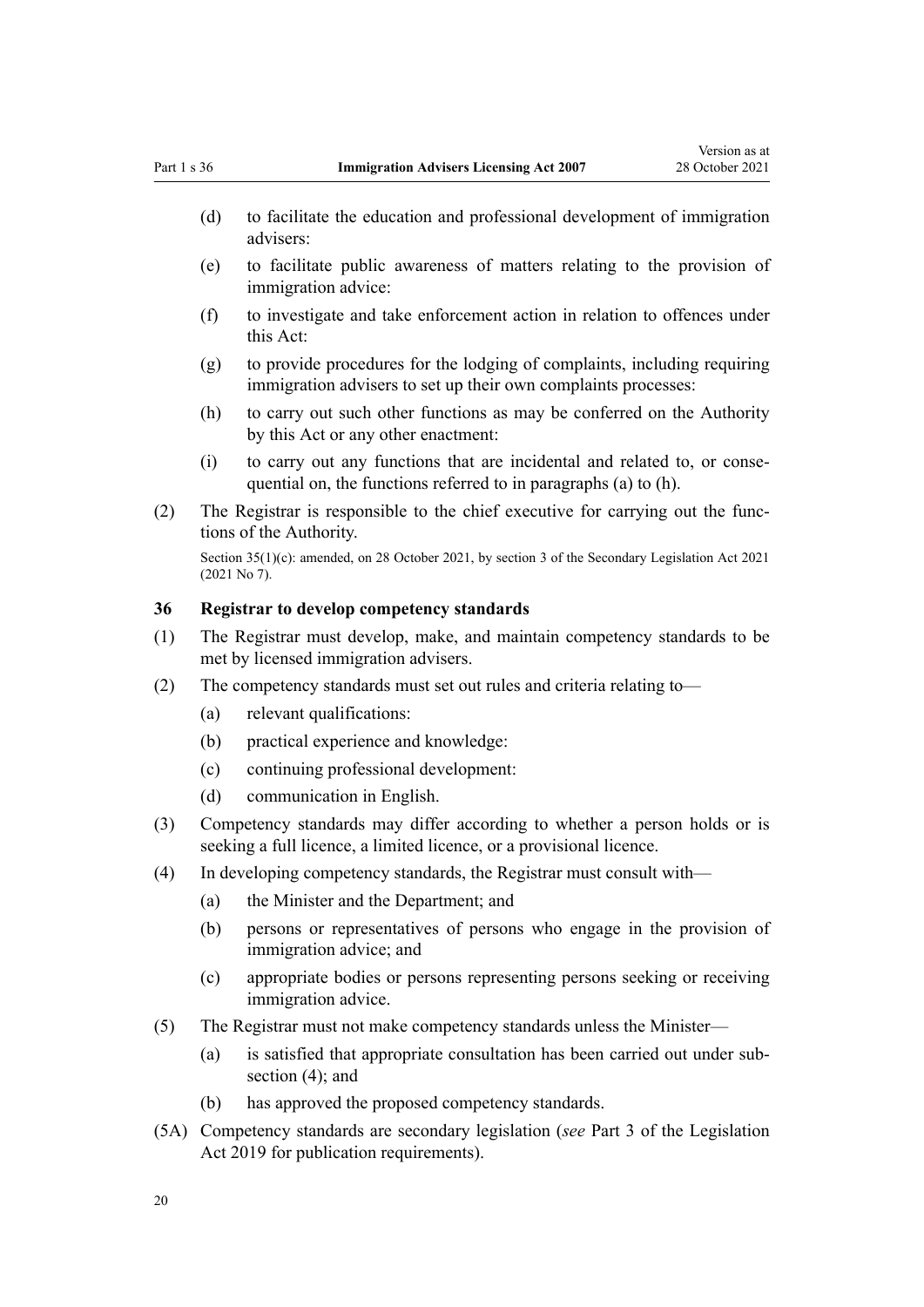(d) to facilitate the education and professional development of immigration advisers:

(e) to facilitate public awareness of matters relating to the provision of immigration advice:

(f) to investigate and take enforcement action in relation to offences under this Act:

(g) to provide procedures for the lodging of complaints, including requiring immigration advisers to set up their own complaints processes:

(h) to carry out such other functions as may be conferred on the Authority by this Act or any other enactment:

(i) to carry out any functions that are incidental and related to, or consequential on, the functions referred to in paragraphs (a) to (h).

(2) The Registrar is responsible to the chief executive for carrying out the functions of the Authority.

Section 35(1)(c): amended, on 28 October 2021, by section 3 of the Secondary Legislation Act 2021 (2021 No 7).

### 36 Registrar to develop competency standards

(1) The Registrar must develop, make, and maintain competency standards to be met by licensed immigration advisers.

(2) The competency standards must set out rules and criteria relating to—

(a) relevant qualifications:

(b) practical experience and knowledge:

(c) continuing professional development:

(d) communication in English.

(3) Competency standards may differ according to whether a person holds or is seeking a full licence, a limited licence, or a provisional licence.

(4) In developing competency standards, the Registrar must consult with—

(a) the Minister and the Department; and

(b) persons or representatives of persons who engage in the provision of immigration advice; and

(c) appropriate bodies or persons representing persons seeking or receiving immigration advice.

(5) The Registrar must not make competency standards unless the Minister—

(a) is satisfied that appropriate consultation has been carried out under subsection (4); and

(b) has approved the proposed competency standards.

(5A) Competency standards are secondary legislation (*see* Part 3 of the Legislation Act 2019 for publication requirements).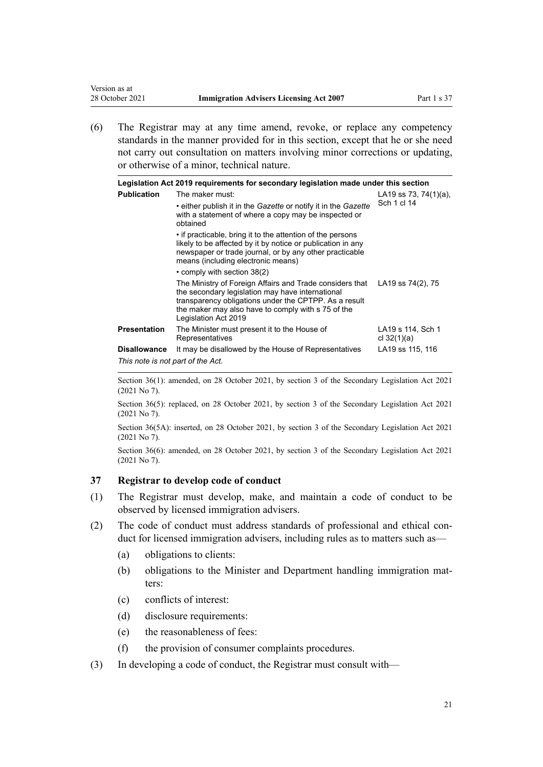(6) The Registrar may at any time amend, revoke, or replace any competency standards in the manner provided for in this section, except that he or she need not carry out consultation on matters involving minor corrections or updating, or otherwise of a minor, technical nature.

| Legislation Act 2019 requirements for secondary legislation made under this section | | |
|---|---|---|
| **Publication** | The maker must: | LA19 ss 73, 74(1)(a), Sch 1 cl 14 |
| | • either publish it in the *Gazette* or notify it in the *Gazette* with a statement of where a copy may be inspected or obtained | |
| | • if practicable, bring it to the attention of the persons likely to be affected by it by notice or publication in any newspaper or trade journal, or by any other practicable means (including electronic means) | |
| | • comply with section 38(2) | |
| | The Ministry of Foreign Affairs and Trade considers that the secondary legislation may have international transparency obligations under the CPTPP. As a result the maker may also have to comply with s 75 of the Legislation Act 2019 | LA19 ss 74(2), 75 |
| **Presentation** | The Minister must present it to the House of Representatives | LA19 s 114, Sch 1 cl 32(1)(a) |
| **Disallowance** | It may be disallowed by the House of Representatives | LA19 ss 115, 116 |

*This note is not part of the Act.*

Section 36(1): amended, on 28 October 2021, by section 3 of the Secondary Legislation Act 2021 (2021 No 7).

Section 36(5): replaced, on 28 October 2021, by section 3 of the Secondary Legislation Act 2021 (2021 No 7).

Section 36(5A): inserted, on 28 October 2021, by section 3 of the Secondary Legislation Act 2021 (2021 No 7).

Section 36(6): amended, on 28 October 2021, by section 3 of the Secondary Legislation Act 2021 (2021 No 7).

### 37 Registrar to develop code of conduct

(1) The Registrar must develop, make, and maintain a code of conduct to be observed by licensed immigration advisers.

(2) The code of conduct must address standards of professional and ethical conduct for licensed immigration advisers, including rules as to matters such as—

- (a) obligations to clients:
- (b) obligations to the Minister and Department handling immigration matters:
- (c) conflicts of interest:
- (d) disclosure requirements:
- (e) the reasonableness of fees:
- (f) the provision of consumer complaints procedures.

(3) In developing a code of conduct, the Registrar must consult with—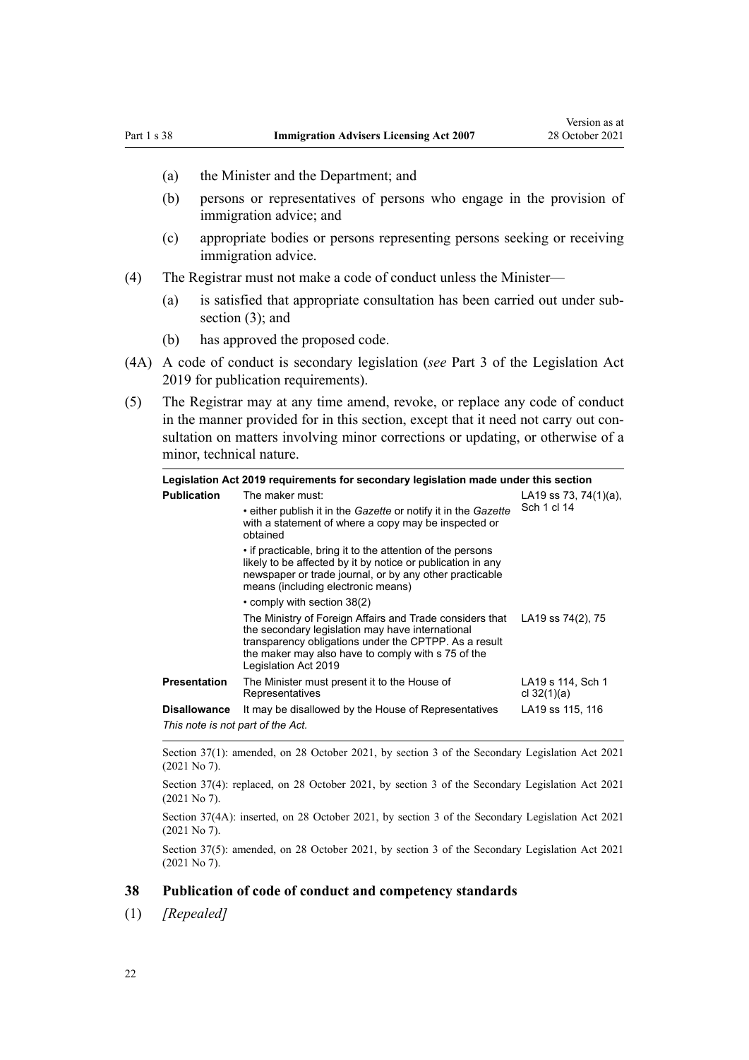(a) the Minister and the Department; and

(b) persons or representatives of persons who engage in the provision of immigration advice; and

(c) appropriate bodies or persons representing persons seeking or receiving immigration advice.

(4) The Registrar must not make a code of conduct unless the Minister—

(a) is satisfied that appropriate consultation has been carried out under subsection (3); and

(b) has approved the proposed code.

(4A) A code of conduct is secondary legislation (*see* Part 3 of the Legislation Act 2019 for publication requirements).

(5) The Registrar may at any time amend, revoke, or replace any code of conduct in the manner provided for in this section, except that it need not carry out consultation on matters involving minor corrections or updating, or otherwise of a minor, technical nature.

| **Legislation Act 2019 requirements for secondary legislation made under this section** | | |
|---|---|---|
| **Publication** | The maker must:<br>• either publish it in the *Gazette* or notify it in the *Gazette* with a statement of where a copy may be inspected or obtained<br>• if practicable, bring it to the attention of the persons likely to be affected by it by notice or publication in any newspaper or trade journal, or by any other practicable means (including electronic means)<br>• comply with section 38(2) | LA19 ss 73, 74(1)(a), Sch 1 cl 14 |
| | The Ministry of Foreign Affairs and Trade considers that the secondary legislation may have international transparency obligations under the CPTPP. As a result the maker may also have to comply with s 75 of the Legislation Act 2019 | LA19 ss 74(2), 75 |
| **Presentation** | The Minister must present it to the House of Representatives | LA19 s 114, Sch 1 cl 32(1)(a) |
| **Disallowance** | It may be disallowed by the House of Representatives | LA19 ss 115, 116 |

*This note is not part of the Act.*

Section 37(1): amended, on 28 October 2021, by section 3 of the Secondary Legislation Act 2021 (2021 No 7).

Section 37(4): replaced, on 28 October 2021, by section 3 of the Secondary Legislation Act 2021 (2021 No 7).

Section 37(4A): inserted, on 28 October 2021, by section 3 of the Secondary Legislation Act 2021 (2021 No 7).

Section 37(5): amended, on 28 October 2021, by section 3 of the Secondary Legislation Act 2021 (2021 No 7).

### 38 Publication of code of conduct and competency standards

(1) *[Repealed]*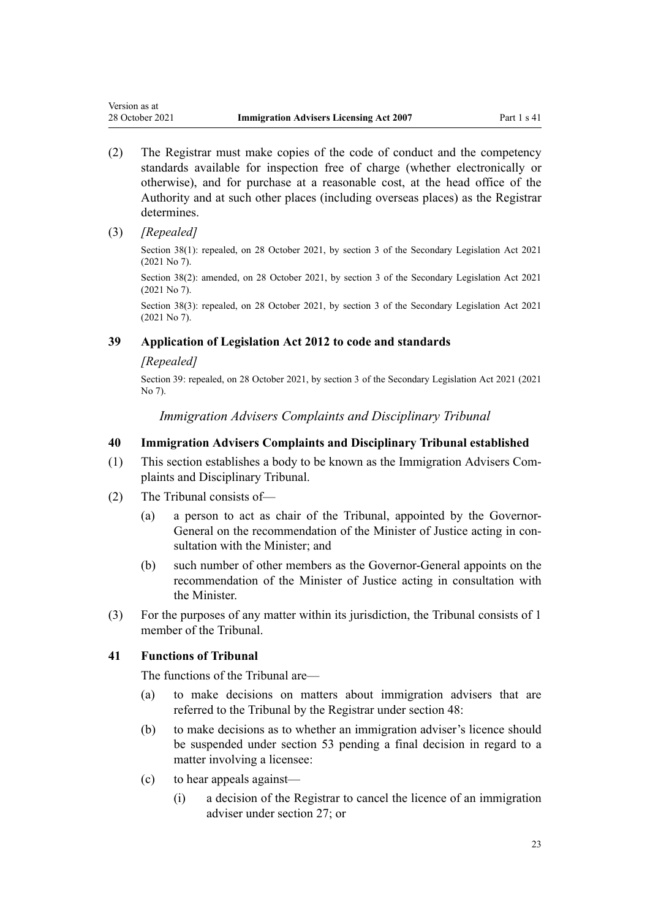(2) The Registrar must make copies of the code of conduct and the competency standards available for inspection free of charge (whether electronically or otherwise), and for purchase at a reasonable cost, at the head office of the Authority and at such other places (including overseas places) as the Registrar determines.

(3) *[Repealed]*

Section 38(1): repealed, on 28 October 2021, by section 3 of the Secondary Legislation Act 2021 (2021 No 7).

Section 38(2): amended, on 28 October 2021, by section 3 of the Secondary Legislation Act 2021 (2021 No 7).

Section 38(3): repealed, on 28 October 2021, by section 3 of the Secondary Legislation Act 2021 (2021 No 7).

### 39 Application of Legislation Act 2012 to code and standards

*[Repealed]*

Section 39: repealed, on 28 October 2021, by section 3 of the Secondary Legislation Act 2021 (2021 No 7).

*Immigration Advisers Complaints and Disciplinary Tribunal*

### 40 Immigration Advisers Complaints and Disciplinary Tribunal established

(1) This section establishes a body to be known as the Immigration Advisers Complaints and Disciplinary Tribunal.

(2) The Tribunal consists of—

- (a) a person to act as chair of the Tribunal, appointed by the Governor-General on the recommendation of the Minister of Justice acting in consultation with the Minister; and
- (b) such number of other members as the Governor-General appoints on the recommendation of the Minister of Justice acting in consultation with the Minister.

(3) For the purposes of any matter within its jurisdiction, the Tribunal consists of 1 member of the Tribunal.

### 41 Functions of Tribunal

The functions of the Tribunal are—

- (a) to make decisions on matters about immigration advisers that are referred to the Tribunal by the Registrar under section 48:
- (b) to make decisions as to whether an immigration adviser's licence should be suspended under section 53 pending a final decision in regard to a matter involving a licensee:
- (c) to hear appeals against—
  - (i) a decision of the Registrar to cancel the licence of an immigration adviser under section 27; or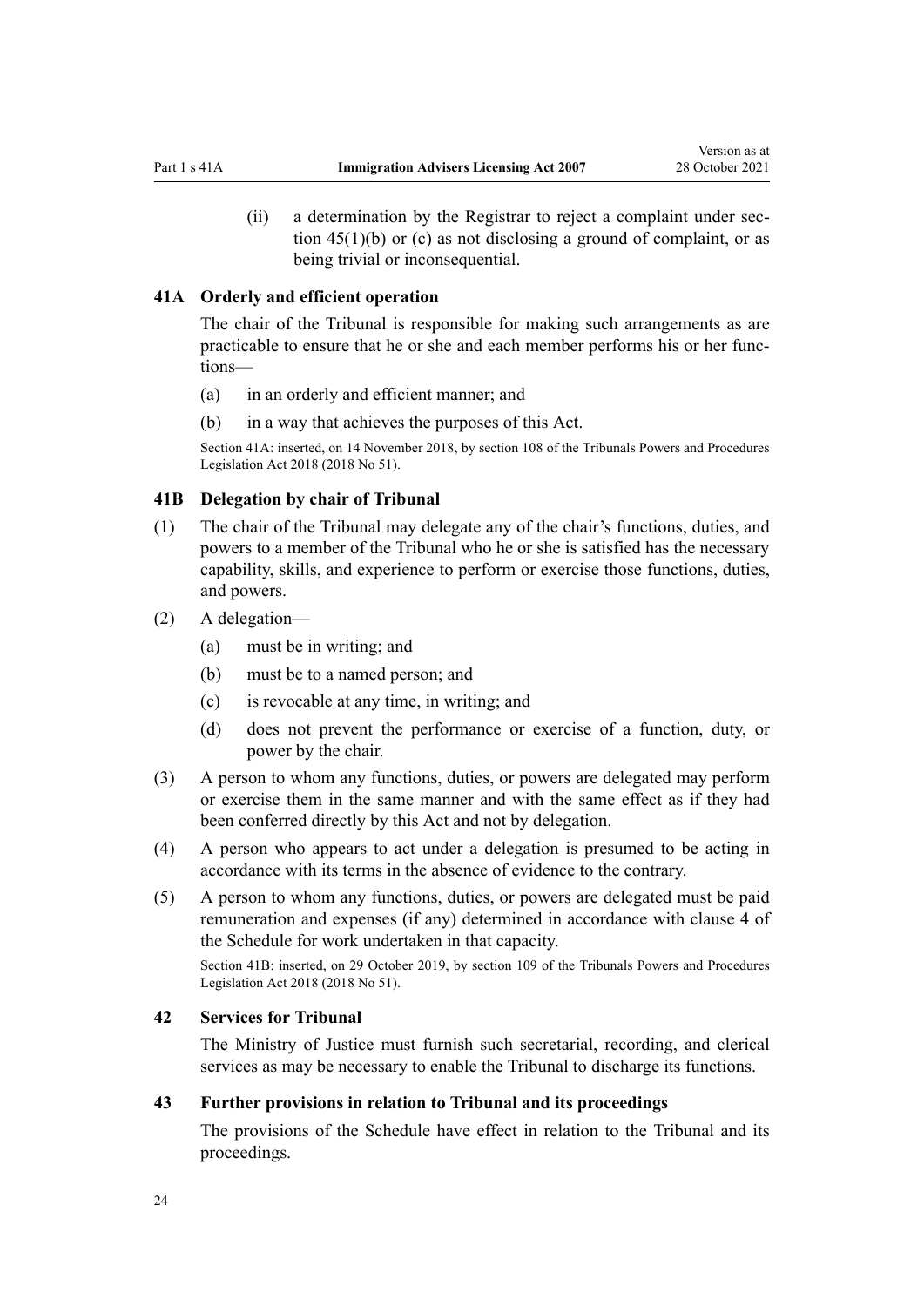(ii) a determination by the Registrar to reject a complaint under section 45(1)(b) or (c) as not disclosing a ground of complaint, or as being trivial or inconsequential.

### 41A Orderly and efficient operation

The chair of the Tribunal is responsible for making such arrangements as are practicable to ensure that he or she and each member performs his or her functions—

(a) in an orderly and efficient manner; and

(b) in a way that achieves the purposes of this Act.

Section 41A: inserted, on 14 November 2018, by section 108 of the Tribunals Powers and Procedures Legislation Act 2018 (2018 No 51).

### 41B Delegation by chair of Tribunal

(1) The chair of the Tribunal may delegate any of the chair's functions, duties, and powers to a member of the Tribunal who he or she is satisfied has the necessary capability, skills, and experience to perform or exercise those functions, duties, and powers.

(2) A delegation—

(a) must be in writing; and

(b) must be to a named person; and

(c) is revocable at any time, in writing; and

(d) does not prevent the performance or exercise of a function, duty, or power by the chair.

(3) A person to whom any functions, duties, or powers are delegated may perform or exercise them in the same manner and with the same effect as if they had been conferred directly by this Act and not by delegation.

(4) A person who appears to act under a delegation is presumed to be acting in accordance with its terms in the absence of evidence to the contrary.

(5) A person to whom any functions, duties, or powers are delegated must be paid remuneration and expenses (if any) determined in accordance with clause 4 of the Schedule for work undertaken in that capacity.

Section 41B: inserted, on 29 October 2019, by section 109 of the Tribunals Powers and Procedures Legislation Act 2018 (2018 No 51).

### 42 Services for Tribunal

The Ministry of Justice must furnish such secretarial, recording, and clerical services as may be necessary to enable the Tribunal to discharge its functions.

### 43 Further provisions in relation to Tribunal and its proceedings

The provisions of the Schedule have effect in relation to the Tribunal and its proceedings.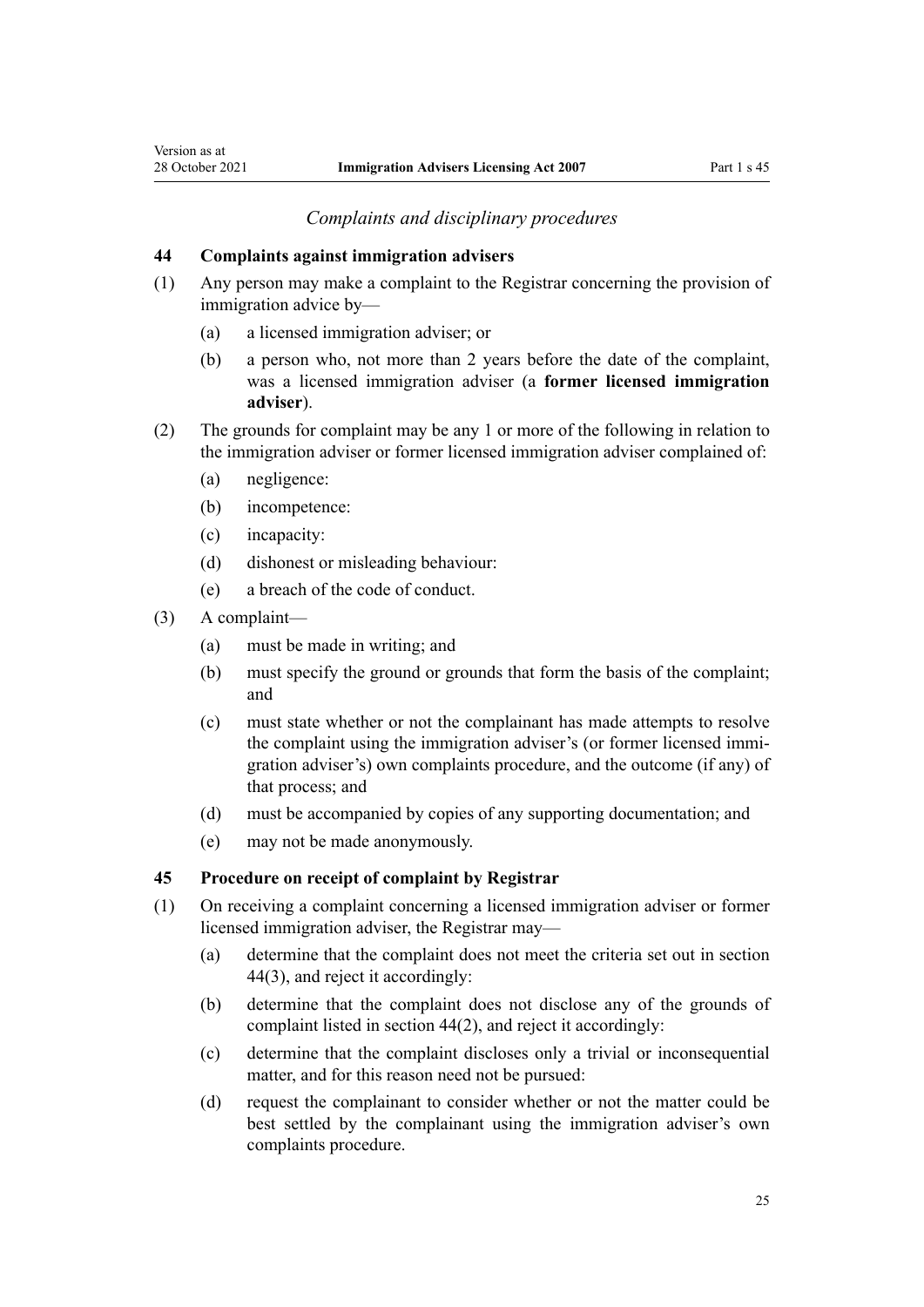*Complaints and disciplinary procedures*

### 44 Complaints against immigration advisers

(1) Any person may make a complaint to the Registrar concerning the provision of immigration advice by—

(a) a licensed immigration adviser; or

(b) a person who, not more than 2 years before the date of the complaint, was a licensed immigration adviser (a **former licensed immigration adviser**).

(2) The grounds for complaint may be any 1 or more of the following in relation to the immigration adviser or former licensed immigration adviser complained of:

(a) negligence:

(b) incompetence:

(c) incapacity:

(d) dishonest or misleading behaviour:

(e) a breach of the code of conduct.

(3) A complaint—

(a) must be made in writing; and

(b) must specify the ground or grounds that form the basis of the complaint; and

(c) must state whether or not the complainant has made attempts to resolve the complaint using the immigration adviser's (or former licensed immigration adviser's) own complaints procedure, and the outcome (if any) of that process; and

(d) must be accompanied by copies of any supporting documentation; and

(e) may not be made anonymously.

### 45 Procedure on receipt of complaint by Registrar

(1) On receiving a complaint concerning a licensed immigration adviser or former licensed immigration adviser, the Registrar may—

(a) determine that the complaint does not meet the criteria set out in section 44(3), and reject it accordingly:

(b) determine that the complaint does not disclose any of the grounds of complaint listed in section 44(2), and reject it accordingly:

(c) determine that the complaint discloses only a trivial or inconsequential matter, and for this reason need not be pursued:

(d) request the complainant to consider whether or not the matter could be best settled by the complainant using the immigration adviser's own complaints procedure.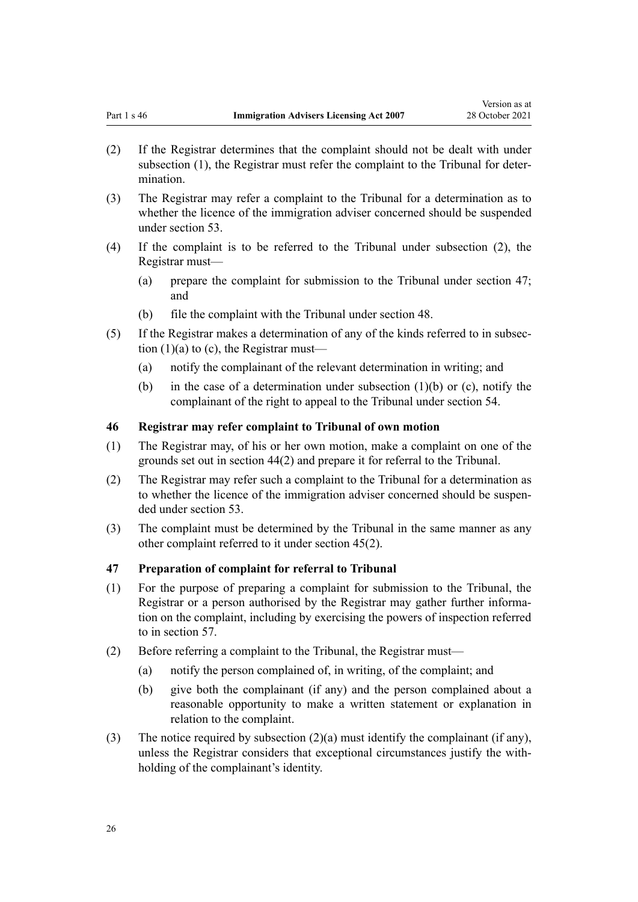(2) If the Registrar determines that the complaint should not be dealt with under subsection (1), the Registrar must refer the complaint to the Tribunal for determination.

(3) The Registrar may refer a complaint to the Tribunal for a determination as to whether the licence of the immigration adviser concerned should be suspended under section 53.

(4) If the complaint is to be referred to the Tribunal under subsection (2), the Registrar must—

- (a) prepare the complaint for submission to the Tribunal under section 47; and
- (b) file the complaint with the Tribunal under section 48.

(5) If the Registrar makes a determination of any of the kinds referred to in subsection (1)(a) to (c), the Registrar must—

- (a) notify the complainant of the relevant determination in writing; and
- (b) in the case of a determination under subsection (1)(b) or (c), notify the complainant of the right to appeal to the Tribunal under section 54.

### 46 Registrar may refer complaint to Tribunal of own motion

(1) The Registrar may, of his or her own motion, make a complaint on one of the grounds set out in section 44(2) and prepare it for referral to the Tribunal.

(2) The Registrar may refer such a complaint to the Tribunal for a determination as to whether the licence of the immigration adviser concerned should be suspended under section 53.

(3) The complaint must be determined by the Tribunal in the same manner as any other complaint referred to it under section 45(2).

### 47 Preparation of complaint for referral to Tribunal

(1) For the purpose of preparing a complaint for submission to the Tribunal, the Registrar or a person authorised by the Registrar may gather further information on the complaint, including by exercising the powers of inspection referred to in section 57.

(2) Before referring a complaint to the Tribunal, the Registrar must—

- (a) notify the person complained of, in writing, of the complaint; and
- (b) give both the complainant (if any) and the person complained about a reasonable opportunity to make a written statement or explanation in relation to the complaint.

(3) The notice required by subsection (2)(a) must identify the complainant (if any), unless the Registrar considers that exceptional circumstances justify the withholding of the complainant's identity.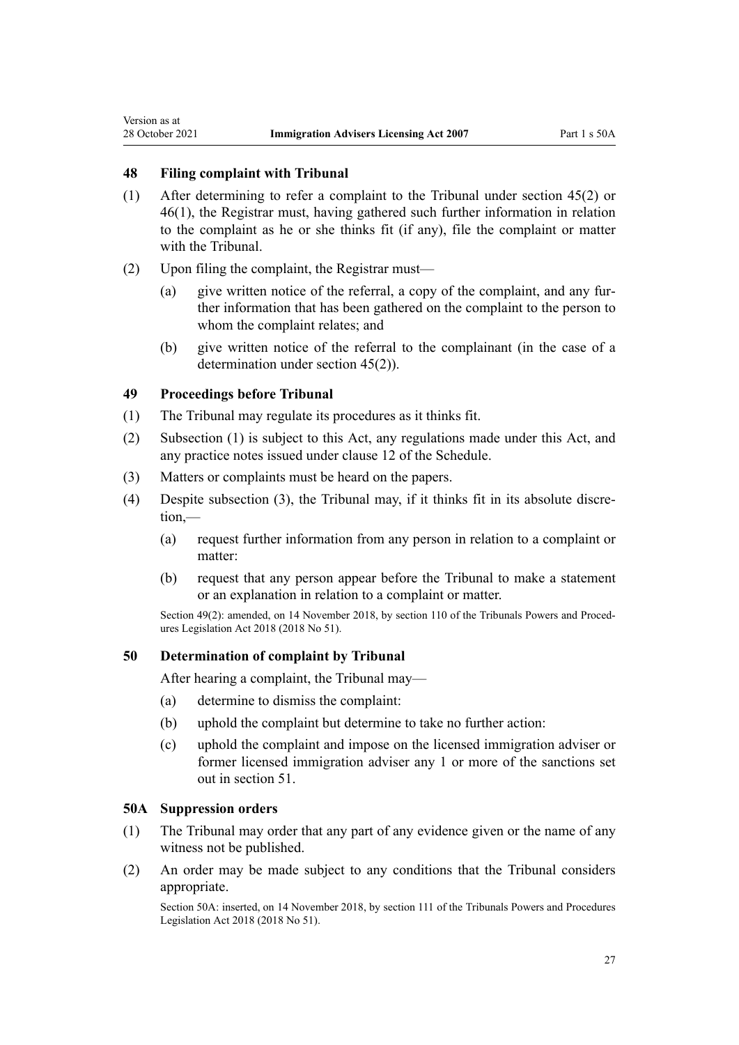### 48 Filing complaint with Tribunal

(1) After determining to refer a complaint to the Tribunal under section 45(2) or 46(1), the Registrar must, having gathered such further information in relation to the complaint as he or she thinks fit (if any), file the complaint or matter with the Tribunal.

(2) Upon filing the complaint, the Registrar must—

- (a) give written notice of the referral, a copy of the complaint, and any further information that has been gathered on the complaint to the person to whom the complaint relates; and
- (b) give written notice of the referral to the complainant (in the case of a determination under section 45(2)).

### 49 Proceedings before Tribunal

(1) The Tribunal may regulate its procedures as it thinks fit.

(2) Subsection (1) is subject to this Act, any regulations made under this Act, and any practice notes issued under clause 12 of the Schedule.

(3) Matters or complaints must be heard on the papers.

(4) Despite subsection (3), the Tribunal may, if it thinks fit in its absolute discretion,—

- (a) request further information from any person in relation to a complaint or matter:
- (b) request that any person appear before the Tribunal to make a statement or an explanation in relation to a complaint or matter.

Section 49(2): amended, on 14 November 2018, by section 110 of the Tribunals Powers and Procedures Legislation Act 2018 (2018 No 51).

### 50 Determination of complaint by Tribunal

After hearing a complaint, the Tribunal may—

- (a) determine to dismiss the complaint:
- (b) uphold the complaint but determine to take no further action:
- (c) uphold the complaint and impose on the licensed immigration adviser or former licensed immigration adviser any 1 or more of the sanctions set out in section 51.

### 50A Suppression orders

(1) The Tribunal may order that any part of any evidence given or the name of any witness not be published.

(2) An order may be made subject to any conditions that the Tribunal considers appropriate.

Section 50A: inserted, on 14 November 2018, by section 111 of the Tribunals Powers and Procedures Legislation Act 2018 (2018 No 51).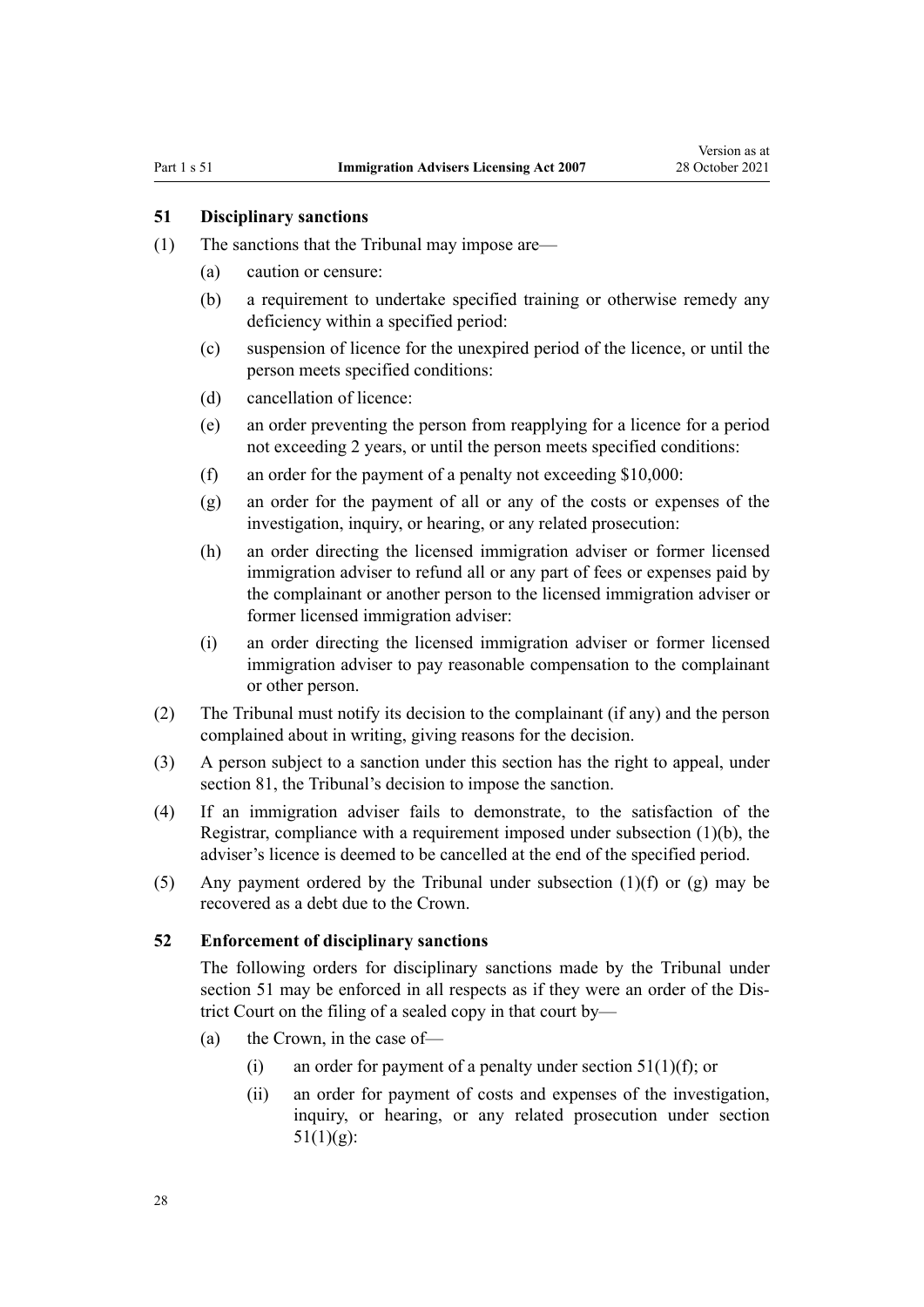### 51 Disciplinary sanctions

(1) The sanctions that the Tribunal may impose are—

  (a) caution or censure:

  (b) a requirement to undertake specified training or otherwise remedy any deficiency within a specified period:

  (c) suspension of licence for the unexpired period of the licence, or until the person meets specified conditions:

  (d) cancellation of licence:

  (e) an order preventing the person from reapplying for a licence for a period not exceeding 2 years, or until the person meets specified conditions:

  (f) an order for the payment of a penalty not exceeding $10,000:

  (g) an order for the payment of all or any of the costs or expenses of the investigation, inquiry, or hearing, or any related prosecution:

  (h) an order directing the licensed immigration adviser or former licensed immigration adviser to refund all or any part of fees or expenses paid by the complainant or another person to the licensed immigration adviser or former licensed immigration adviser:

  (i) an order directing the licensed immigration adviser or former licensed immigration adviser to pay reasonable compensation to the complainant or other person.

(2) The Tribunal must notify its decision to the complainant (if any) and the person complained about in writing, giving reasons for the decision.

(3) A person subject to a sanction under this section has the right to appeal, under section 81, the Tribunal's decision to impose the sanction.

(4) If an immigration adviser fails to demonstrate, to the satisfaction of the Registrar, compliance with a requirement imposed under subsection (1)(b), the adviser's licence is deemed to be cancelled at the end of the specified period.

(5) Any payment ordered by the Tribunal under subsection (1)(f) or (g) may be recovered as a debt due to the Crown.

### 52 Enforcement of disciplinary sanctions

The following orders for disciplinary sanctions made by the Tribunal under section 51 may be enforced in all respects as if they were an order of the District Court on the filing of a sealed copy in that court by—

  (a) the Crown, in the case of—

    (i) an order for payment of a penalty under section 51(1)(f); or

    (ii) an order for payment of costs and expenses of the investigation, inquiry, or hearing, or any related prosecution under section 51(1)(g):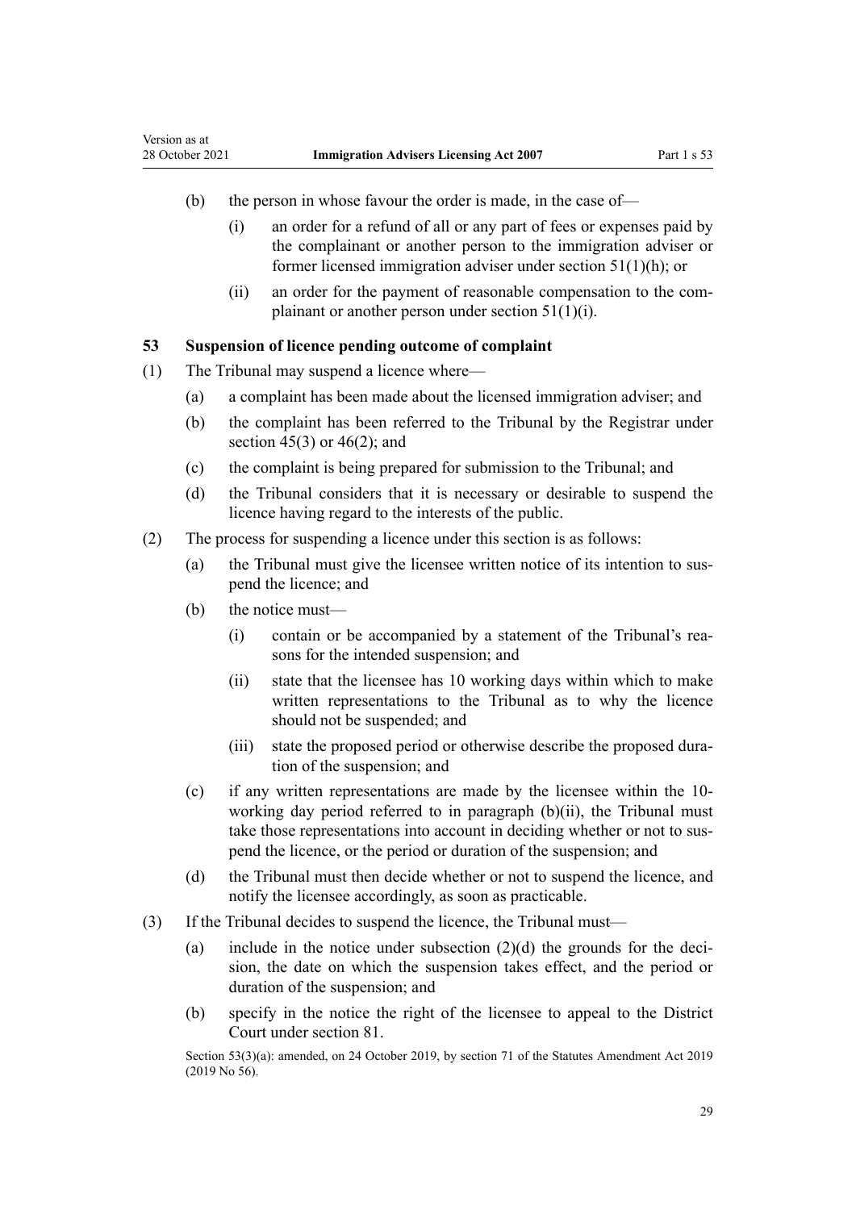(b) the person in whose favour the order is made, in the case of—

(i) an order for a refund of all or any part of fees or expenses paid by the complainant or another person to the immigration adviser or former licensed immigration adviser under section 51(1)(h); or

(ii) an order for the payment of reasonable compensation to the complainant or another person under section 51(1)(i).

### 53 Suspension of licence pending outcome of complaint

(1) The Tribunal may suspend a licence where—

(a) a complaint has been made about the licensed immigration adviser; and

(b) the complaint has been referred to the Tribunal by the Registrar under section 45(3) or 46(2); and

(c) the complaint is being prepared for submission to the Tribunal; and

(d) the Tribunal considers that it is necessary or desirable to suspend the licence having regard to the interests of the public.

(2) The process for suspending a licence under this section is as follows:

(a) the Tribunal must give the licensee written notice of its intention to suspend the licence; and

(b) the notice must—

(i) contain or be accompanied by a statement of the Tribunal's reasons for the intended suspension; and

(ii) state that the licensee has 10 working days within which to make written representations to the Tribunal as to why the licence should not be suspended; and

(iii) state the proposed period or otherwise describe the proposed duration of the suspension; and

(c) if any written representations are made by the licensee within the 10-working day period referred to in paragraph (b)(ii), the Tribunal must take those representations into account in deciding whether or not to suspend the licence, or the period or duration of the suspension; and

(d) the Tribunal must then decide whether or not to suspend the licence, and notify the licensee accordingly, as soon as practicable.

(3) If the Tribunal decides to suspend the licence, the Tribunal must—

(a) include in the notice under subsection (2)(d) the grounds for the decision, the date on which the suspension takes effect, and the period or duration of the suspension; and

(b) specify in the notice the right of the licensee to appeal to the District Court under section 81.

Section 53(3)(a): amended, on 24 October 2019, by section 71 of the Statutes Amendment Act 2019 (2019 No 56).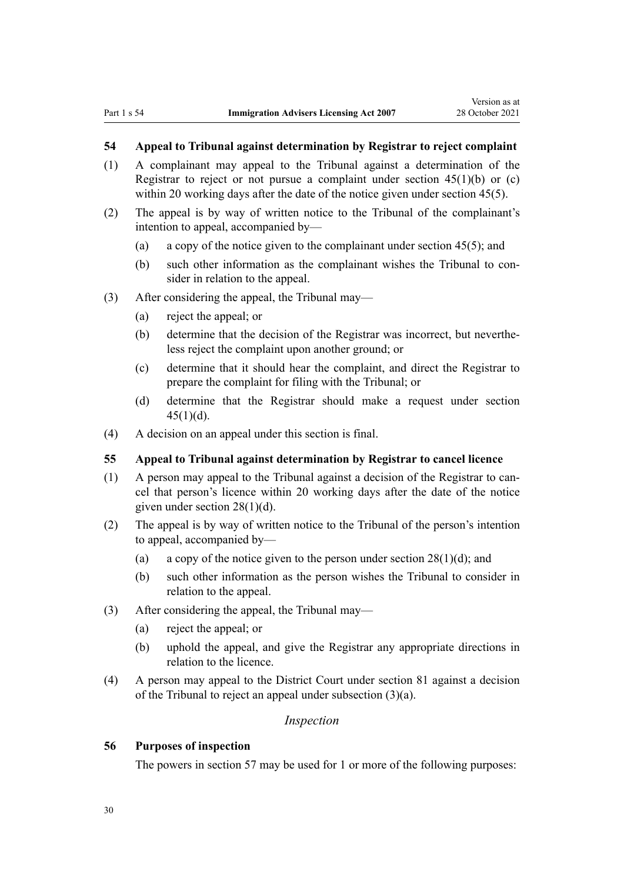### 54 Appeal to Tribunal against determination by Registrar to reject complaint

(1) A complainant may appeal to the Tribunal against a determination of the Registrar to reject or not pursue a complaint under section 45(1)(b) or (c) within 20 working days after the date of the notice given under section 45(5).

(2) The appeal is by way of written notice to the Tribunal of the complainant's intention to appeal, accompanied by—

- (a) a copy of the notice given to the complainant under section 45(5); and
- (b) such other information as the complainant wishes the Tribunal to consider in relation to the appeal.

(3) After considering the appeal, the Tribunal may—

- (a) reject the appeal; or
- (b) determine that the decision of the Registrar was incorrect, but nevertheless reject the complaint upon another ground; or
- (c) determine that it should hear the complaint, and direct the Registrar to prepare the complaint for filing with the Tribunal; or
- (d) determine that the Registrar should make a request under section 45(1)(d).

(4) A decision on an appeal under this section is final.

### 55 Appeal to Tribunal against determination by Registrar to cancel licence

(1) A person may appeal to the Tribunal against a decision of the Registrar to cancel that person's licence within 20 working days after the date of the notice given under section 28(1)(d).

(2) The appeal is by way of written notice to the Tribunal of the person's intention to appeal, accompanied by—

- (a) a copy of the notice given to the person under section 28(1)(d); and
- (b) such other information as the person wishes the Tribunal to consider in relation to the appeal.

(3) After considering the appeal, the Tribunal may—

- (a) reject the appeal; or
- (b) uphold the appeal, and give the Registrar any appropriate directions in relation to the licence.

(4) A person may appeal to the District Court under section 81 against a decision of the Tribunal to reject an appeal under subsection (3)(a).

## *Inspection*

### 56 Purposes of inspection

The powers in section 57 may be used for 1 or more of the following purposes: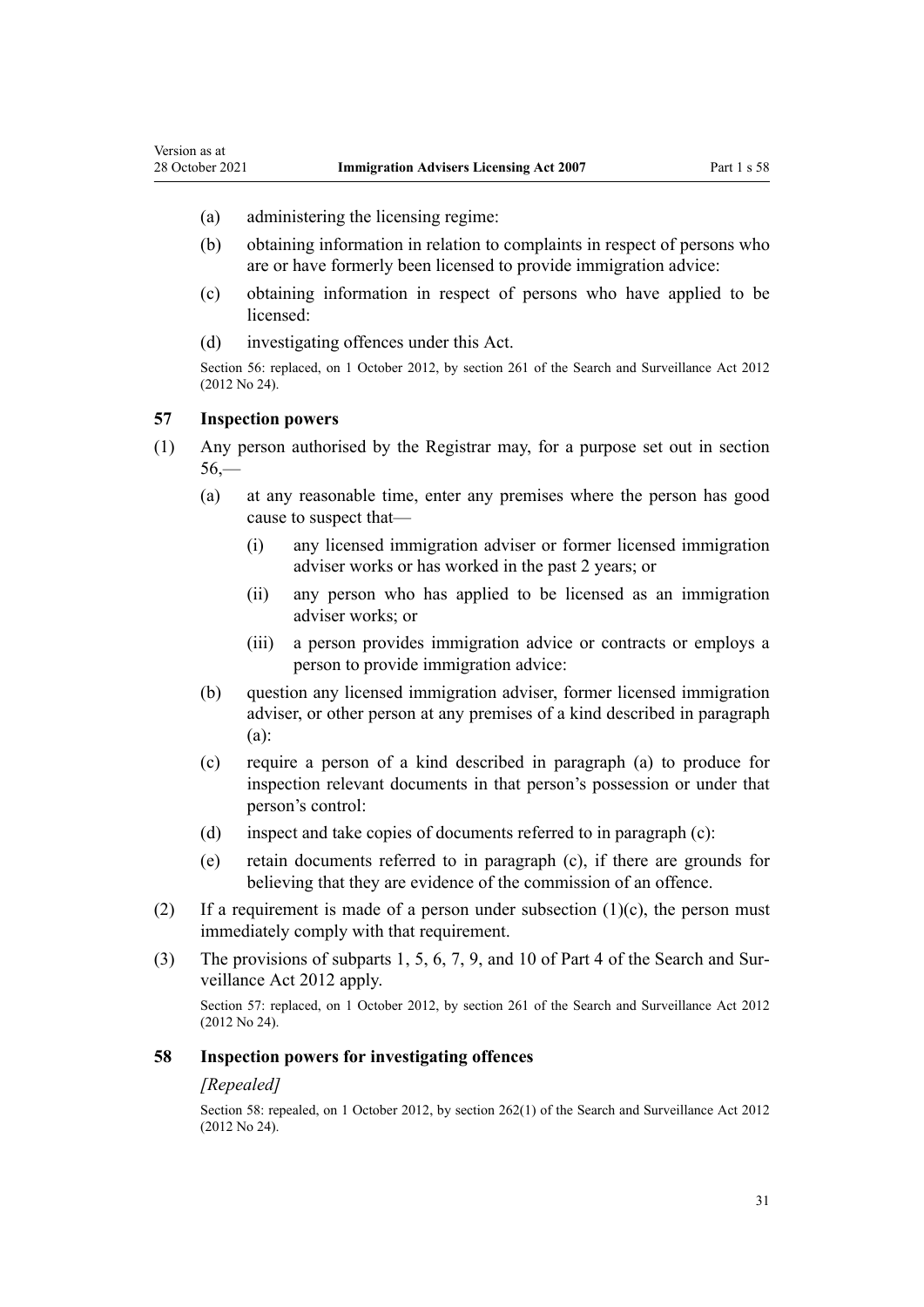(a) administering the licensing regime:

(b) obtaining information in relation to complaints in respect of persons who are or have formerly been licensed to provide immigration advice:

(c) obtaining information in respect of persons who have applied to be licensed:

(d) investigating offences under this Act.

Section 56: replaced, on 1 October 2012, by section 261 of the Search and Surveillance Act 2012 (2012 No 24).

## 57 Inspection powers

(1) Any person authorised by the Registrar may, for a purpose set out in section 56,—

(a) at any reasonable time, enter any premises where the person has good cause to suspect that—

(i) any licensed immigration adviser or former licensed immigration adviser works or has worked in the past 2 years; or

(ii) any person who has applied to be licensed as an immigration adviser works; or

(iii) a person provides immigration advice or contracts or employs a person to provide immigration advice:

(b) question any licensed immigration adviser, former licensed immigration adviser, or other person at any premises of a kind described in paragraph (a):

(c) require a person of a kind described in paragraph (a) to produce for inspection relevant documents in that person's possession or under that person's control:

(d) inspect and take copies of documents referred to in paragraph (c):

(e) retain documents referred to in paragraph (c), if there are grounds for believing that they are evidence of the commission of an offence.

(2) If a requirement is made of a person under subsection (1)(c), the person must immediately comply with that requirement.

(3) The provisions of subparts 1, 5, 6, 7, 9, and 10 of Part 4 of the Search and Surveillance Act 2012 apply.

Section 57: replaced, on 1 October 2012, by section 261 of the Search and Surveillance Act 2012 (2012 No 24).

## 58 Inspection powers for investigating offences

*[Repealed]*

Section 58: repealed, on 1 October 2012, by section 262(1) of the Search and Surveillance Act 2012 (2012 No 24).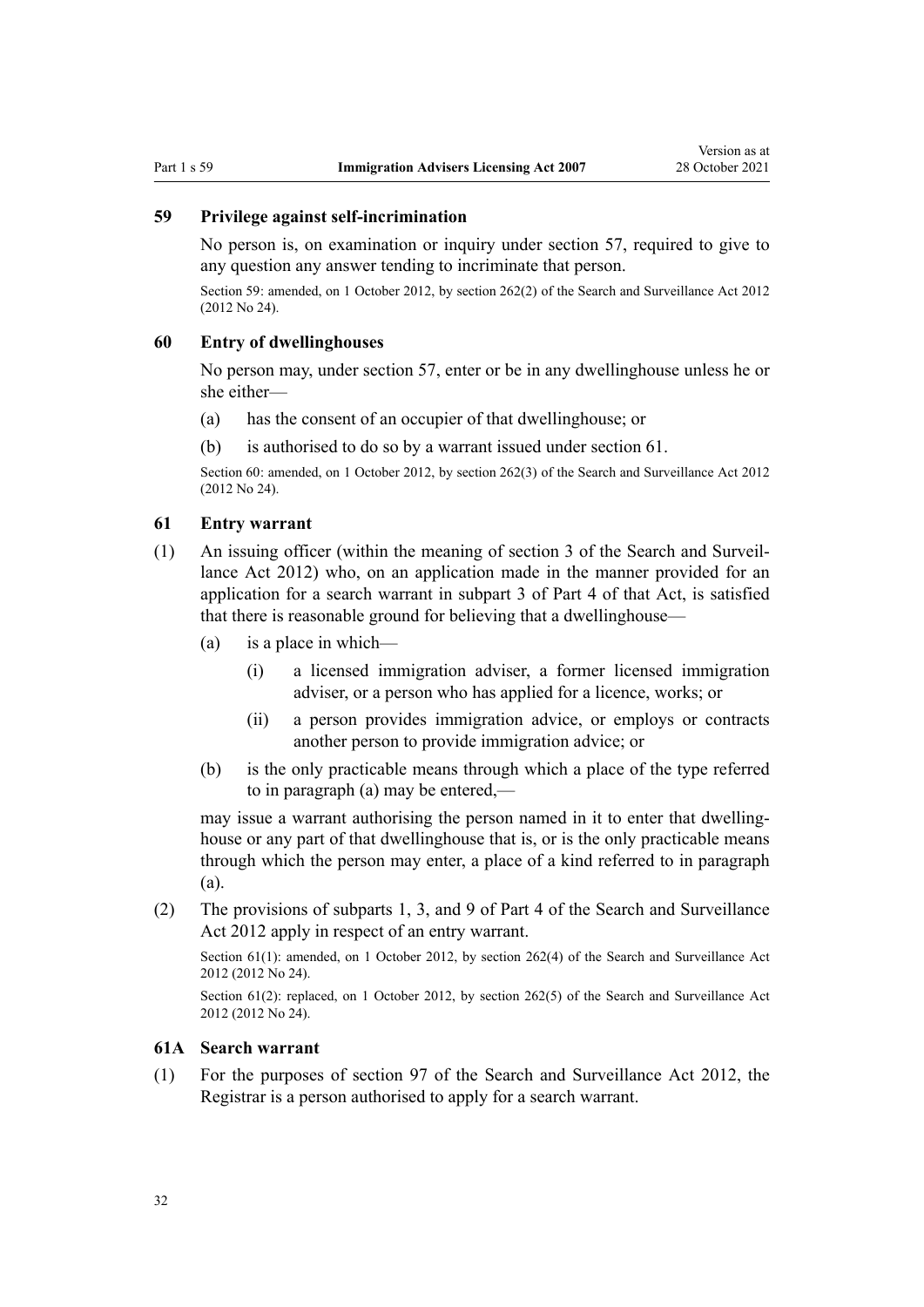### 59 Privilege against self-incrimination

No person is, on examination or inquiry under section 57, required to give to any question any answer tending to incriminate that person.

Section 59: amended, on 1 October 2012, by section 262(2) of the Search and Surveillance Act 2012 (2012 No 24).

### 60 Entry of dwellinghouses

No person may, under section 57, enter or be in any dwellinghouse unless he or she either—

(a) has the consent of an occupier of that dwellinghouse; or

(b) is authorised to do so by a warrant issued under section 61.

Section 60: amended, on 1 October 2012, by section 262(3) of the Search and Surveillance Act 2012 (2012 No 24).

### 61 Entry warrant

(1) An issuing officer (within the meaning of section 3 of the Search and Surveillance Act 2012) who, on an application made in the manner provided for an application for a search warrant in subpart 3 of Part 4 of that Act, is satisfied that there is reasonable ground for believing that a dwellinghouse—

(a) is a place in which—

(i) a licensed immigration adviser, a former licensed immigration adviser, or a person who has applied for a licence, works; or

(ii) a person provides immigration advice, or employs or contracts another person to provide immigration advice; or

(b) is the only practicable means through which a place of the type referred to in paragraph (a) may be entered,—

may issue a warrant authorising the person named in it to enter that dwellinghouse or any part of that dwellinghouse that is, or is the only practicable means through which the person may enter, a place of a kind referred to in paragraph (a).

(2) The provisions of subparts 1, 3, and 9 of Part 4 of the Search and Surveillance Act 2012 apply in respect of an entry warrant.

Section 61(1): amended, on 1 October 2012, by section 262(4) of the Search and Surveillance Act 2012 (2012 No 24).

Section 61(2): replaced, on 1 October 2012, by section 262(5) of the Search and Surveillance Act 2012 (2012 No 24).

### 61A Search warrant

(1) For the purposes of section 97 of the Search and Surveillance Act 2012, the Registrar is a person authorised to apply for a search warrant.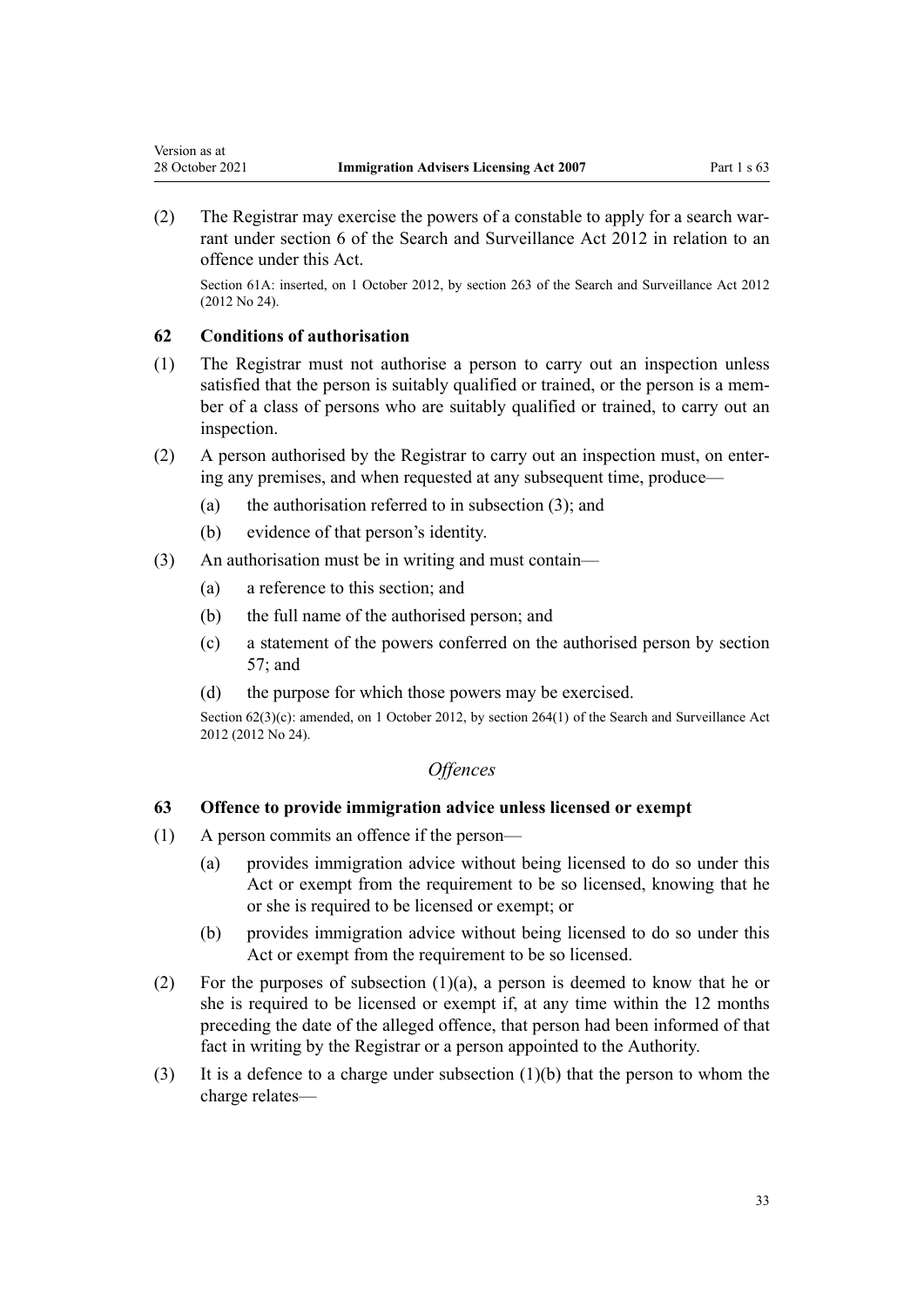(2) The Registrar may exercise the powers of a constable to apply for a search warrant under section 6 of the Search and Surveillance Act 2012 in relation to an offence under this Act.

Section 61A: inserted, on 1 October 2012, by section 263 of the Search and Surveillance Act 2012 (2012 No 24).

### 62 Conditions of authorisation

(1) The Registrar must not authorise a person to carry out an inspection unless satisfied that the person is suitably qualified or trained, or the person is a member of a class of persons who are suitably qualified or trained, to carry out an inspection.

(2) A person authorised by the Registrar to carry out an inspection must, on entering any premises, and when requested at any subsequent time, produce—

- (a) the authorisation referred to in subsection (3); and
- (b) evidence of that person's identity.

(3) An authorisation must be in writing and must contain—

- (a) a reference to this section; and
- (b) the full name of the authorised person; and
- (c) a statement of the powers conferred on the authorised person by section 57; and
- (d) the purpose for which those powers may be exercised.

Section 62(3)(c): amended, on 1 October 2012, by section 264(1) of the Search and Surveillance Act 2012 (2012 No 24).

## *Offences*

### 63 Offence to provide immigration advice unless licensed or exempt

(1) A person commits an offence if the person—

- (a) provides immigration advice without being licensed to do so under this Act or exempt from the requirement to be so licensed, knowing that he or she is required to be licensed or exempt; or
- (b) provides immigration advice without being licensed to do so under this Act or exempt from the requirement to be so licensed.

(2) For the purposes of subsection (1)(a), a person is deemed to know that he or she is required to be licensed or exempt if, at any time within the 12 months preceding the date of the alleged offence, that person had been informed of that fact in writing by the Registrar or a person appointed to the Authority.

(3) It is a defence to a charge under subsection (1)(b) that the person to whom the charge relates—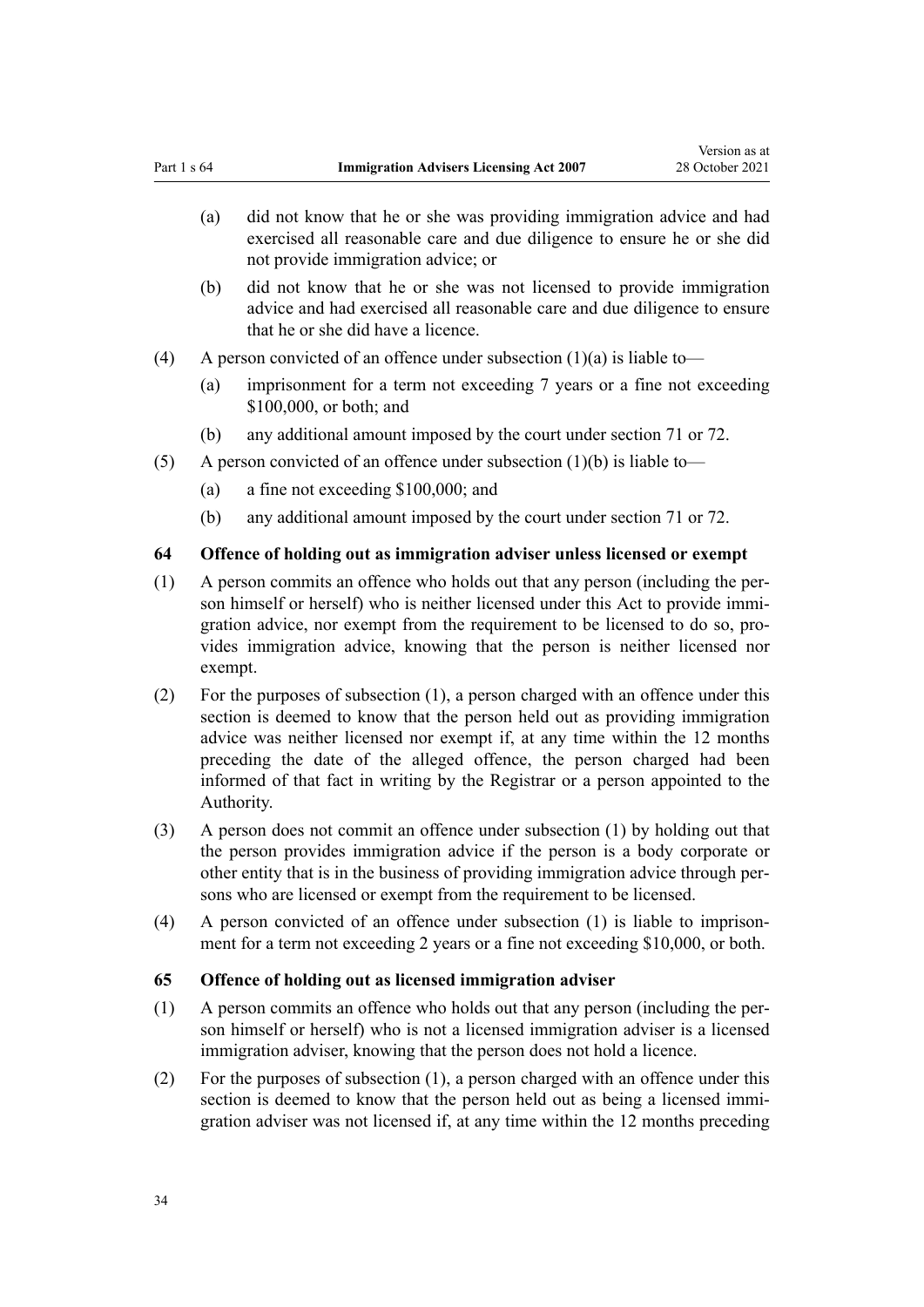(a) did not know that he or she was providing immigration advice and had exercised all reasonable care and due diligence to ensure he or she did not provide immigration advice; or

(b) did not know that he or she was not licensed to provide immigration advice and had exercised all reasonable care and due diligence to ensure that he or she did have a licence.

(4) A person convicted of an offence under subsection (1)(a) is liable to—

(a) imprisonment for a term not exceeding 7 years or a fine not exceeding $100,000, or both; and

(b) any additional amount imposed by the court under section 71 or 72.

(5) A person convicted of an offence under subsection (1)(b) is liable to—

(a) a fine not exceeding $100,000; and

(b) any additional amount imposed by the court under section 71 or 72.

### 64 Offence of holding out as immigration adviser unless licensed or exempt

(1) A person commits an offence who holds out that any person (including the person himself or herself) who is neither licensed under this Act to provide immigration advice, nor exempt from the requirement to be licensed to do so, provides immigration advice, knowing that the person is neither licensed nor exempt.

(2) For the purposes of subsection (1), a person charged with an offence under this section is deemed to know that the person held out as providing immigration advice was neither licensed nor exempt if, at any time within the 12 months preceding the date of the alleged offence, the person charged had been informed of that fact in writing by the Registrar or a person appointed to the Authority.

(3) A person does not commit an offence under subsection (1) by holding out that the person provides immigration advice if the person is a body corporate or other entity that is in the business of providing immigration advice through persons who are licensed or exempt from the requirement to be licensed.

(4) A person convicted of an offence under subsection (1) is liable to imprisonment for a term not exceeding 2 years or a fine not exceeding $10,000, or both.

### 65 Offence of holding out as licensed immigration adviser

(1) A person commits an offence who holds out that any person (including the person himself or herself) who is not a licensed immigration adviser is a licensed immigration adviser, knowing that the person does not hold a licence.

(2) For the purposes of subsection (1), a person charged with an offence under this section is deemed to know that the person held out as being a licensed immigration adviser was not licensed if, at any time within the 12 months preceding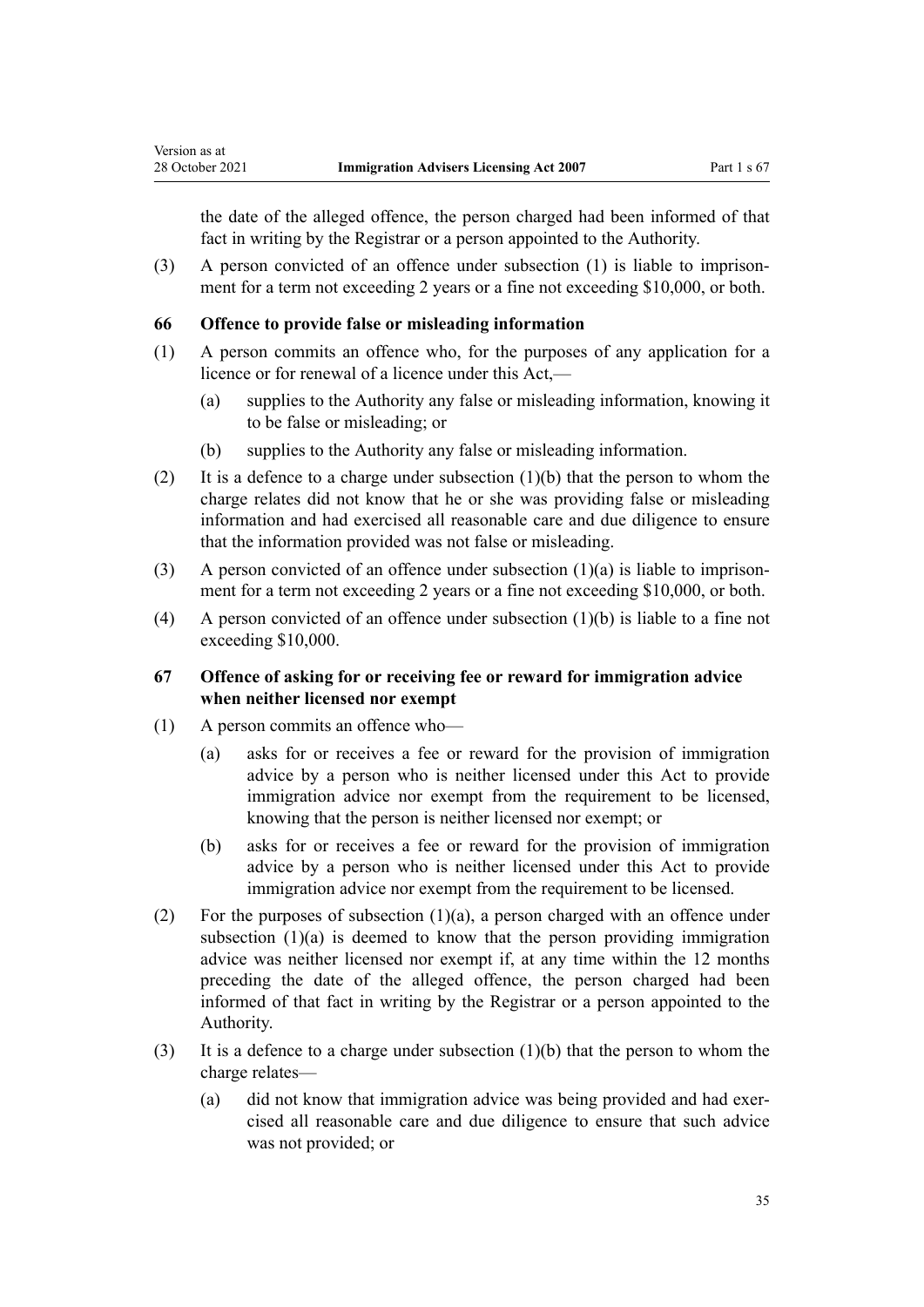the date of the alleged offence, the person charged had been informed of that fact in writing by the Registrar or a person appointed to the Authority.

(3) A person convicted of an offence under subsection (1) is liable to imprisonment for a term not exceeding 2 years or a fine not exceeding $10,000, or both.

### 66 Offence to provide false or misleading information

(1) A person commits an offence who, for the purposes of any application for a licence or for renewal of a licence under this Act,—

- (a) supplies to the Authority any false or misleading information, knowing it to be false or misleading; or
- (b) supplies to the Authority any false or misleading information.

(2) It is a defence to a charge under subsection (1)(b) that the person to whom the charge relates did not know that he or she was providing false or misleading information and had exercised all reasonable care and due diligence to ensure that the information provided was not false or misleading.

(3) A person convicted of an offence under subsection (1)(a) is liable to imprisonment for a term not exceeding 2 years or a fine not exceeding $10,000, or both.

(4) A person convicted of an offence under subsection (1)(b) is liable to a fine not exceeding $10,000.

### 67 Offence of asking for or receiving fee or reward for immigration advice when neither licensed nor exempt

(1) A person commits an offence who—

- (a) asks for or receives a fee or reward for the provision of immigration advice by a person who is neither licensed under this Act to provide immigration advice nor exempt from the requirement to be licensed, knowing that the person is neither licensed nor exempt; or
- (b) asks for or receives a fee or reward for the provision of immigration advice by a person who is neither licensed under this Act to provide immigration advice nor exempt from the requirement to be licensed.

(2) For the purposes of subsection (1)(a), a person charged with an offence under subsection (1)(a) is deemed to know that the person providing immigration advice was neither licensed nor exempt if, at any time within the 12 months preceding the date of the alleged offence, the person charged had been informed of that fact in writing by the Registrar or a person appointed to the Authority.

(3) It is a defence to a charge under subsection (1)(b) that the person to whom the charge relates—

- (a) did not know that immigration advice was being provided and had exercised all reasonable care and due diligence to ensure that such advice was not provided; or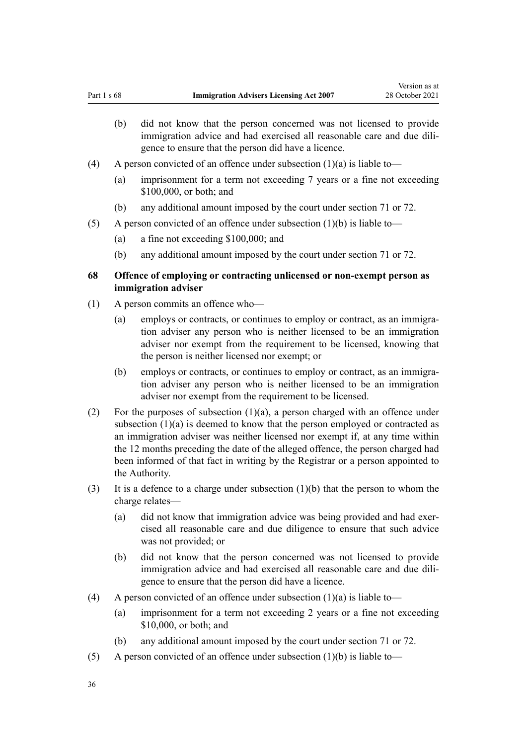(b) did not know that the person concerned was not licensed to provide immigration advice and had exercised all reasonable care and due diligence to ensure that the person did have a licence.

(4) A person convicted of an offence under subsection (1)(a) is liable to—

(a) imprisonment for a term not exceeding 7 years or a fine not exceeding $100,000, or both; and

(b) any additional amount imposed by the court under section 71 or 72.

(5) A person convicted of an offence under subsection (1)(b) is liable to—

(a) a fine not exceeding $100,000; and

(b) any additional amount imposed by the court under section 71 or 72.

### 68 Offence of employing or contracting unlicensed or non-exempt person as immigration adviser

(1) A person commits an offence who—

(a) employs or contracts, or continues to employ or contract, as an immigration adviser any person who is neither licensed to be an immigration adviser nor exempt from the requirement to be licensed, knowing that the person is neither licensed nor exempt; or

(b) employs or contracts, or continues to employ or contract, as an immigration adviser any person who is neither licensed to be an immigration adviser nor exempt from the requirement to be licensed.

(2) For the purposes of subsection (1)(a), a person charged with an offence under subsection (1)(a) is deemed to know that the person employed or contracted as an immigration adviser was neither licensed nor exempt if, at any time within the 12 months preceding the date of the alleged offence, the person charged had been informed of that fact in writing by the Registrar or a person appointed to the Authority.

(3) It is a defence to a charge under subsection (1)(b) that the person to whom the charge relates—

(a) did not know that immigration advice was being provided and had exercised all reasonable care and due diligence to ensure that such advice was not provided; or

(b) did not know that the person concerned was not licensed to provide immigration advice and had exercised all reasonable care and due diligence to ensure that the person did have a licence.

(4) A person convicted of an offence under subsection (1)(a) is liable to—

(a) imprisonment for a term not exceeding 2 years or a fine not exceeding $10,000, or both; and

(b) any additional amount imposed by the court under section 71 or 72.

(5) A person convicted of an offence under subsection (1)(b) is liable to—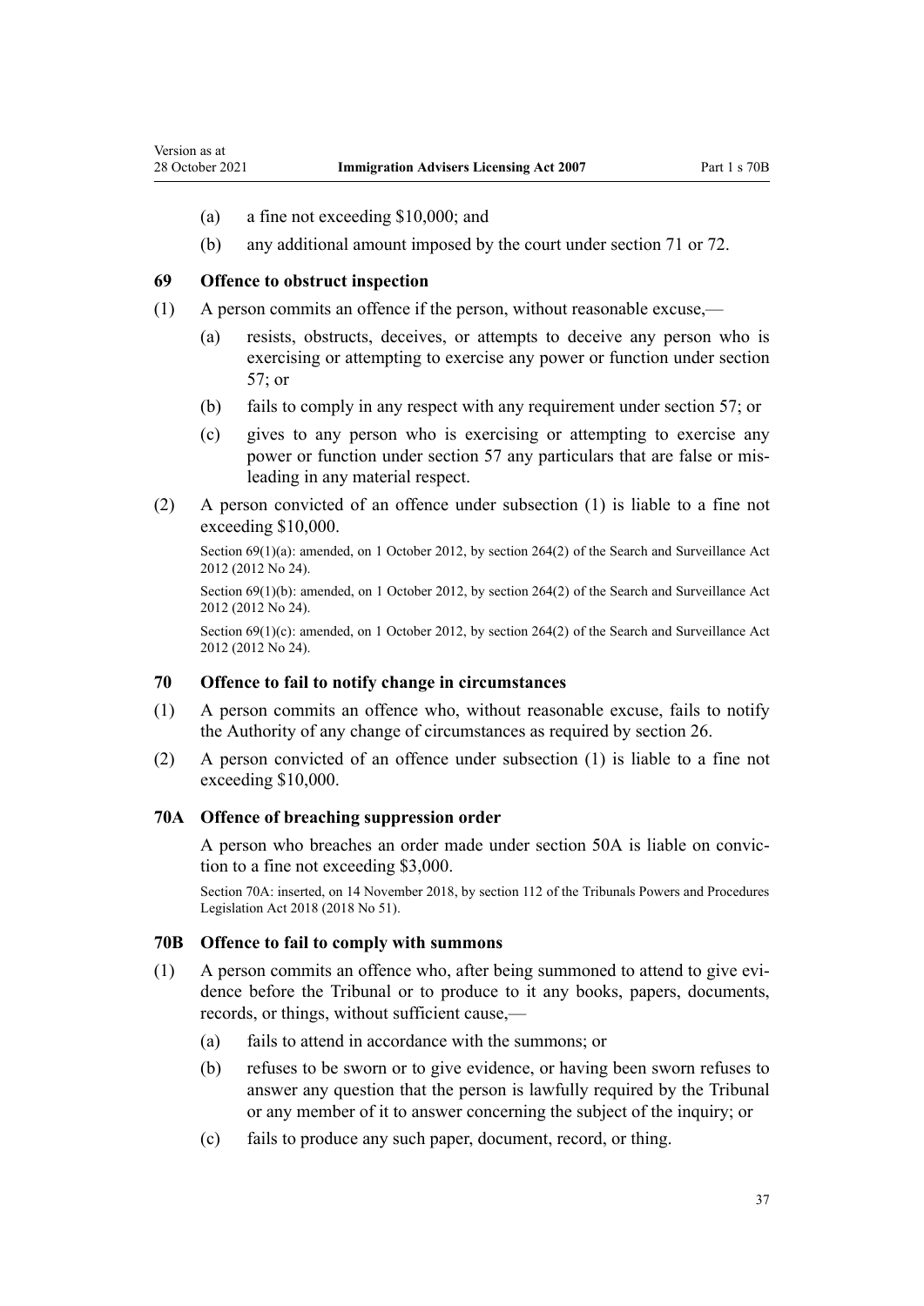(a) a fine not exceeding $10,000; and

(b) any additional amount imposed by the court under section 71 or 72.

### 69 Offence to obstruct inspection

(1) A person commits an offence if the person, without reasonable excuse,—

(a) resists, obstructs, deceives, or attempts to deceive any person who is exercising or attempting to exercise any power or function under section 57; or

(b) fails to comply in any respect with any requirement under section 57; or

(c) gives to any person who is exercising or attempting to exercise any power or function under section 57 any particulars that are false or misleading in any material respect.

(2) A person convicted of an offence under subsection (1) is liable to a fine not exceeding $10,000.

Section 69(1)(a): amended, on 1 October 2012, by section 264(2) of the Search and Surveillance Act 2012 (2012 No 24).

Section 69(1)(b): amended, on 1 October 2012, by section 264(2) of the Search and Surveillance Act 2012 (2012 No 24).

Section 69(1)(c): amended, on 1 October 2012, by section 264(2) of the Search and Surveillance Act 2012 (2012 No 24).

### 70 Offence to fail to notify change in circumstances

(1) A person commits an offence who, without reasonable excuse, fails to notify the Authority of any change of circumstances as required by section 26.

(2) A person convicted of an offence under subsection (1) is liable to a fine not exceeding $10,000.

### 70A Offence of breaching suppression order

A person who breaches an order made under section 50A is liable on conviction to a fine not exceeding $3,000.

Section 70A: inserted, on 14 November 2018, by section 112 of the Tribunals Powers and Procedures Legislation Act 2018 (2018 No 51).

### 70B Offence to fail to comply with summons

(1) A person commits an offence who, after being summoned to attend to give evidence before the Tribunal or to produce to it any books, papers, documents, records, or things, without sufficient cause,—

(a) fails to attend in accordance with the summons; or

(b) refuses to be sworn or to give evidence, or having been sworn refuses to answer any question that the person is lawfully required by the Tribunal or any member of it to answer concerning the subject of the inquiry; or

(c) fails to produce any such paper, document, record, or thing.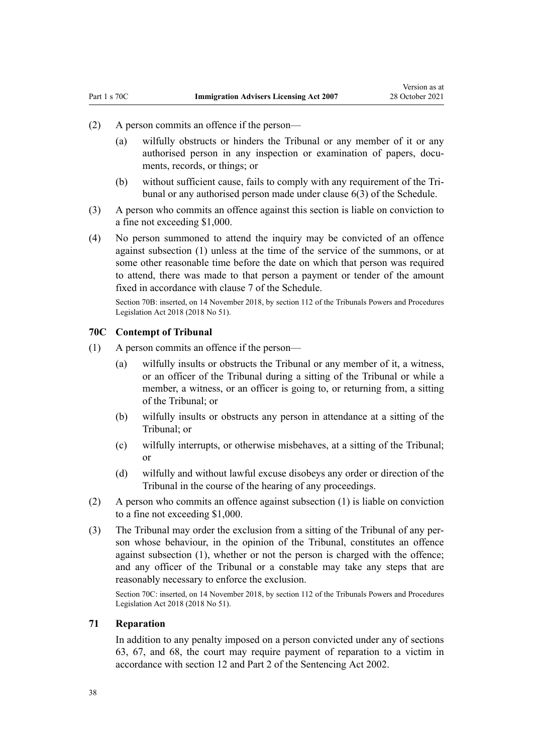(2) A person commits an offence if the person—

   (a) wilfully obstructs or hinders the Tribunal or any member of it or any authorised person in any inspection or examination of papers, documents, records, or things; or

   (b) without sufficient cause, fails to comply with any requirement of the Tribunal or any authorised person made under clause 6(3) of the Schedule.

(3) A person who commits an offence against this section is liable on conviction to a fine not exceeding $1,000.

(4) No person summoned to attend the inquiry may be convicted of an offence against subsection (1) unless at the time of the service of the summons, or at some other reasonable time before the date on which that person was required to attend, there was made to that person a payment or tender of the amount fixed in accordance with clause 7 of the Schedule.

Section 70B: inserted, on 14 November 2018, by section 112 of the Tribunals Powers and Procedures Legislation Act 2018 (2018 No 51).

### 70C Contempt of Tribunal

(1) A person commits an offence if the person—

   (a) wilfully insults or obstructs the Tribunal or any member of it, a witness, or an officer of the Tribunal during a sitting of the Tribunal or while a member, a witness, or an officer is going to, or returning from, a sitting of the Tribunal; or

   (b) wilfully insults or obstructs any person in attendance at a sitting of the Tribunal; or

   (c) wilfully interrupts, or otherwise misbehaves, at a sitting of the Tribunal; or

   (d) wilfully and without lawful excuse disobeys any order or direction of the Tribunal in the course of the hearing of any proceedings.

(2) A person who commits an offence against subsection (1) is liable on conviction to a fine not exceeding $1,000.

(3) The Tribunal may order the exclusion from a sitting of the Tribunal of any person whose behaviour, in the opinion of the Tribunal, constitutes an offence against subsection (1), whether or not the person is charged with the offence; and any officer of the Tribunal or a constable may take any steps that are reasonably necessary to enforce the exclusion.

Section 70C: inserted, on 14 November 2018, by section 112 of the Tribunals Powers and Procedures Legislation Act 2018 (2018 No 51).

### 71 Reparation

In addition to any penalty imposed on a person convicted under any of sections 63, 67, and 68, the court may require payment of reparation to a victim in accordance with section 12 and Part 2 of the Sentencing Act 2002.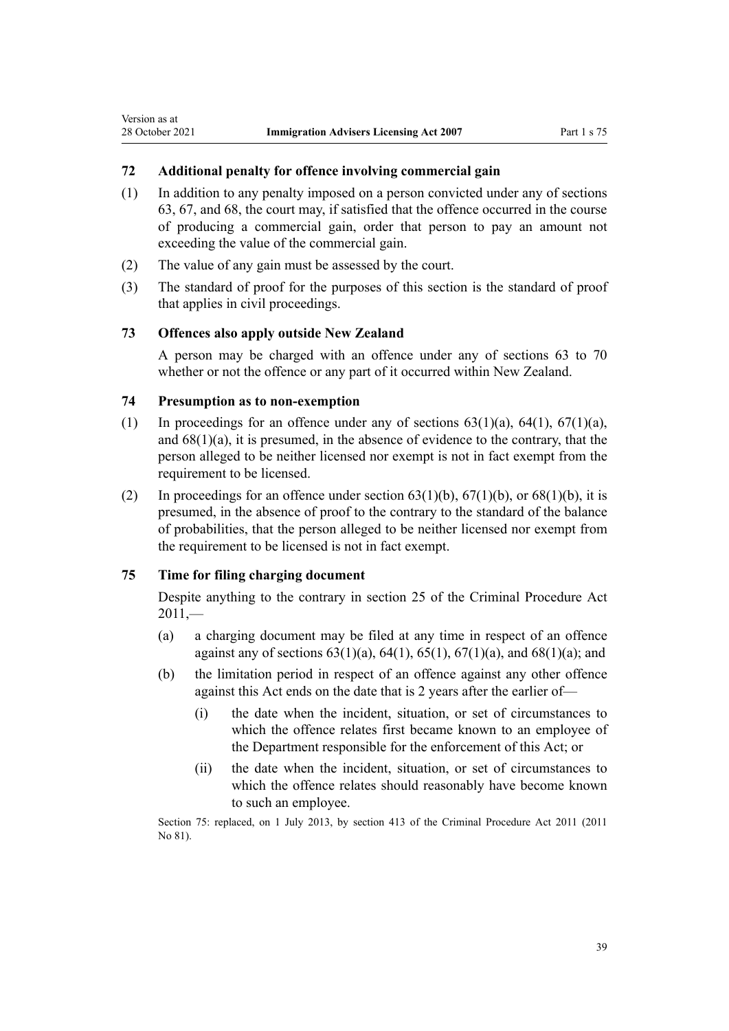### 72 Additional penalty for offence involving commercial gain

(1) In addition to any penalty imposed on a person convicted under any of sections 63, 67, and 68, the court may, if satisfied that the offence occurred in the course of producing a commercial gain, order that person to pay an amount not exceeding the value of the commercial gain.

(2) The value of any gain must be assessed by the court.

(3) The standard of proof for the purposes of this section is the standard of proof that applies in civil proceedings.

### 73 Offences also apply outside New Zealand

A person may be charged with an offence under any of sections 63 to 70 whether or not the offence or any part of it occurred within New Zealand.

### 74 Presumption as to non-exemption

(1) In proceedings for an offence under any of sections 63(1)(a), 64(1), 67(1)(a), and 68(1)(a), it is presumed, in the absence of evidence to the contrary, that the person alleged to be neither licensed nor exempt is not in fact exempt from the requirement to be licensed.

(2) In proceedings for an offence under section 63(1)(b), 67(1)(b), or 68(1)(b), it is presumed, in the absence of proof to the contrary to the standard of the balance of probabilities, that the person alleged to be neither licensed nor exempt from the requirement to be licensed is not in fact exempt.

### 75 Time for filing charging document

Despite anything to the contrary in section 25 of the Criminal Procedure Act 2011,—

(a) a charging document may be filed at any time in respect of an offence against any of sections 63(1)(a), 64(1), 65(1), 67(1)(a), and 68(1)(a); and

(b) the limitation period in respect of an offence against any other offence against this Act ends on the date that is 2 years after the earlier of—

 (i) the date when the incident, situation, or set of circumstances to which the offence relates first became known to an employee of the Department responsible for the enforcement of this Act; or

 (ii) the date when the incident, situation, or set of circumstances to which the offence relates should reasonably have become known to such an employee.

Section 75: replaced, on 1 July 2013, by section 413 of the Criminal Procedure Act 2011 (2011 No 81).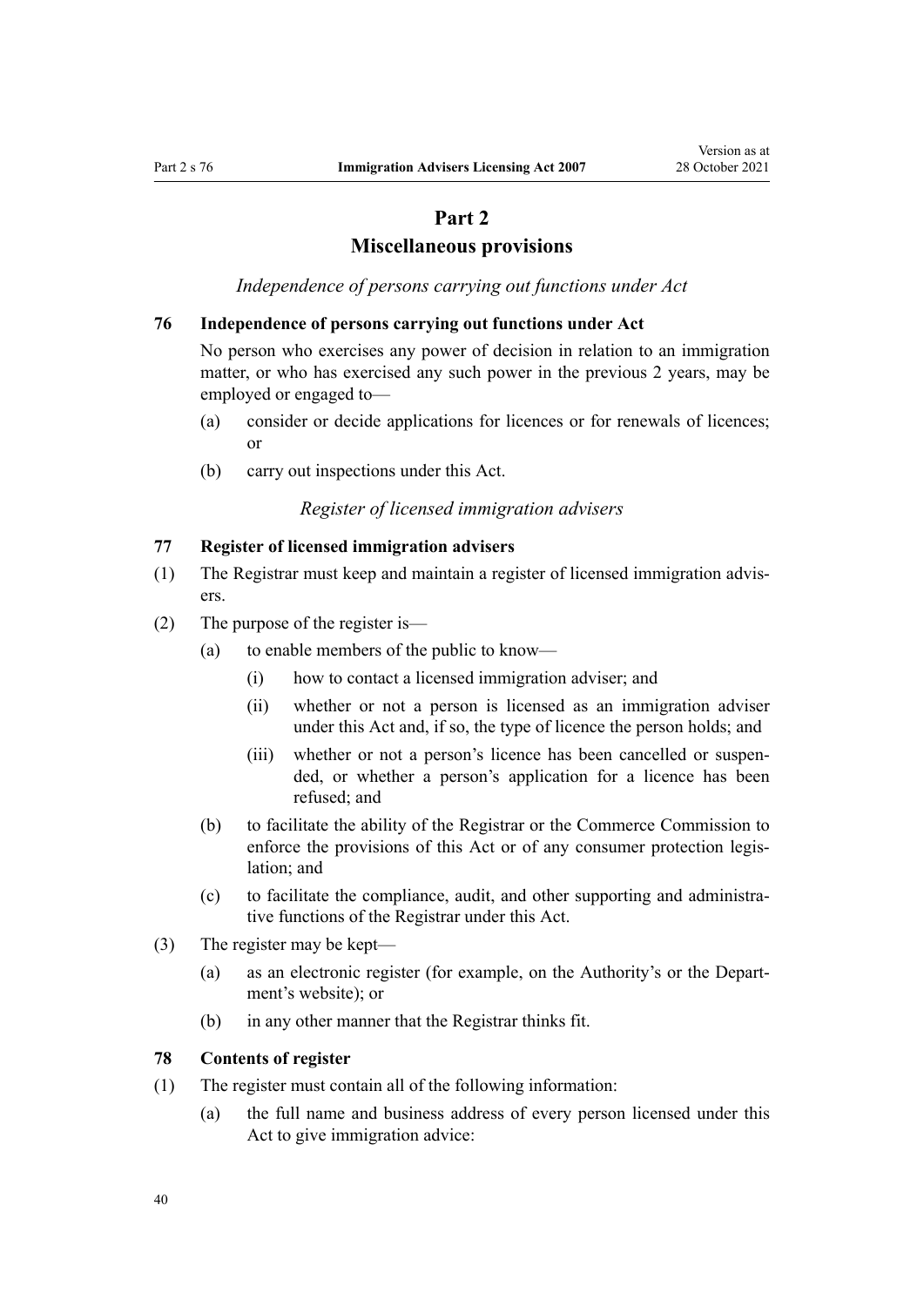# Part 2
# Miscellaneous provisions

*Independence of persons carrying out functions under Act*

### 76 Independence of persons carrying out functions under Act

No person who exercises any power of decision in relation to an immigration matter, or who has exercised any such power in the previous 2 years, may be employed or engaged to—

- (a) consider or decide applications for licences or for renewals of licences; or
- (b) carry out inspections under this Act.

*Register of licensed immigration advisers*

### 77 Register of licensed immigration advisers

(1) The Registrar must keep and maintain a register of licensed immigration advisers.

(2) The purpose of the register is—

- (a) to enable members of the public to know—
  - (i) how to contact a licensed immigration adviser; and
  - (ii) whether or not a person is licensed as an immigration adviser under this Act and, if so, the type of licence the person holds; and
  - (iii) whether or not a person's licence has been cancelled or suspended, or whether a person's application for a licence has been refused; and
- (b) to facilitate the ability of the Registrar or the Commerce Commission to enforce the provisions of this Act or of any consumer protection legislation; and
- (c) to facilitate the compliance, audit, and other supporting and administrative functions of the Registrar under this Act.

(3) The register may be kept—

- (a) as an electronic register (for example, on the Authority's or the Department's website); or
- (b) in any other manner that the Registrar thinks fit.

### 78 Contents of register

(1) The register must contain all of the following information:

- (a) the full name and business address of every person licensed under this Act to give immigration advice: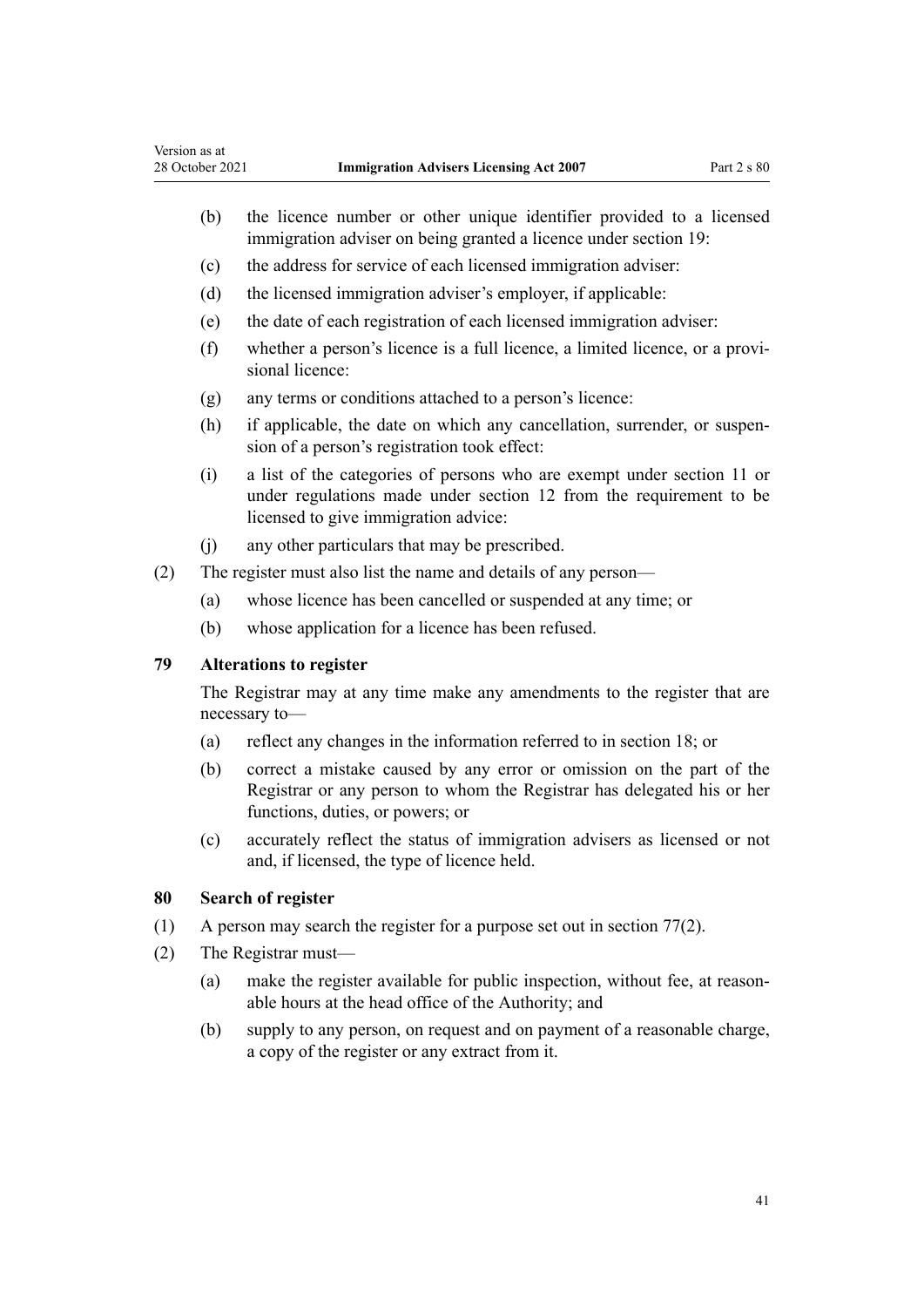(b) the licence number or other unique identifier provided to a licensed immigration adviser on being granted a licence under section 19:

(c) the address for service of each licensed immigration adviser:

(d) the licensed immigration adviser's employer, if applicable:

(e) the date of each registration of each licensed immigration adviser:

(f) whether a person's licence is a full licence, a limited licence, or a provisional licence:

(g) any terms or conditions attached to a person's licence:

(h) if applicable, the date on which any cancellation, surrender, or suspension of a person's registration took effect:

(i) a list of the categories of persons who are exempt under section 11 or under regulations made under section 12 from the requirement to be licensed to give immigration advice:

(j) any other particulars that may be prescribed.

(2) The register must also list the name and details of any person—

(a) whose licence has been cancelled or suspended at any time; or

(b) whose application for a licence has been refused.

### 79 Alterations to register

The Registrar may at any time make any amendments to the register that are necessary to—

(a) reflect any changes in the information referred to in section 18; or

(b) correct a mistake caused by any error or omission on the part of the Registrar or any person to whom the Registrar has delegated his or her functions, duties, or powers; or

(c) accurately reflect the status of immigration advisers as licensed or not and, if licensed, the type of licence held.

### 80 Search of register

(1) A person may search the register for a purpose set out in section 77(2).

(2) The Registrar must—

(a) make the register available for public inspection, without fee, at reasonable hours at the head office of the Authority; and

(b) supply to any person, on request and on payment of a reasonable charge, a copy of the register or any extract from it.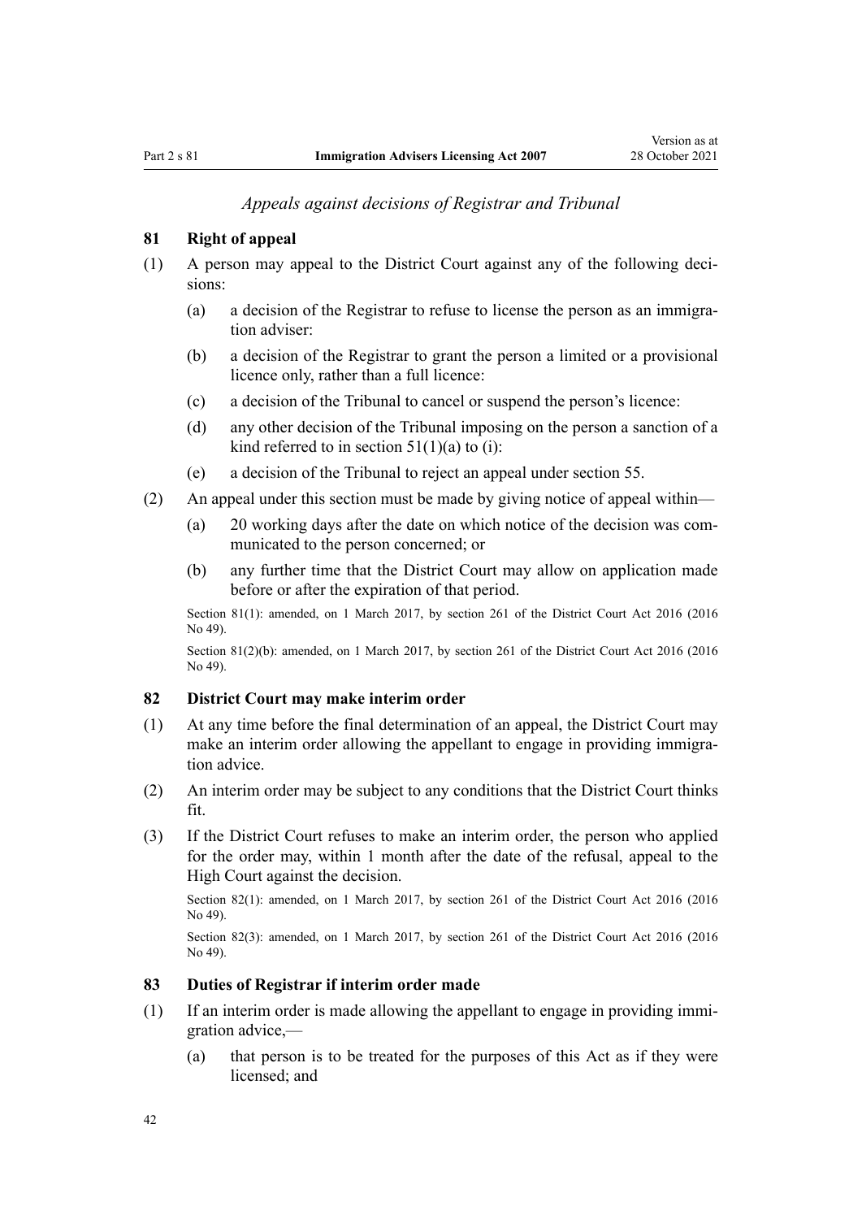*Appeals against decisions of Registrar and Tribunal*

### 81 Right of appeal

(1) A person may appeal to the District Court against any of the following decisions:

(a) a decision of the Registrar to refuse to license the person as an immigration adviser:

(b) a decision of the Registrar to grant the person a limited or a provisional licence only, rather than a full licence:

(c) a decision of the Tribunal to cancel or suspend the person's licence:

(d) any other decision of the Tribunal imposing on the person a sanction of a kind referred to in section 51(1)(a) to (i):

(e) a decision of the Tribunal to reject an appeal under section 55.

(2) An appeal under this section must be made by giving notice of appeal within—

(a) 20 working days after the date on which notice of the decision was communicated to the person concerned; or

(b) any further time that the District Court may allow on application made before or after the expiration of that period.

Section 81(1): amended, on 1 March 2017, by section 261 of the District Court Act 2016 (2016 No 49).

Section 81(2)(b): amended, on 1 March 2017, by section 261 of the District Court Act 2016 (2016 No 49).

### 82 District Court may make interim order

(1) At any time before the final determination of an appeal, the District Court may make an interim order allowing the appellant to engage in providing immigration advice.

(2) An interim order may be subject to any conditions that the District Court thinks fit.

(3) If the District Court refuses to make an interim order, the person who applied for the order may, within 1 month after the date of the refusal, appeal to the High Court against the decision.

Section 82(1): amended, on 1 March 2017, by section 261 of the District Court Act 2016 (2016 No 49).

Section 82(3): amended, on 1 March 2017, by section 261 of the District Court Act 2016 (2016 No 49).

### 83 Duties of Registrar if interim order made

(1) If an interim order is made allowing the appellant to engage in providing immigration advice,—

(a) that person is to be treated for the purposes of this Act as if they were licensed; and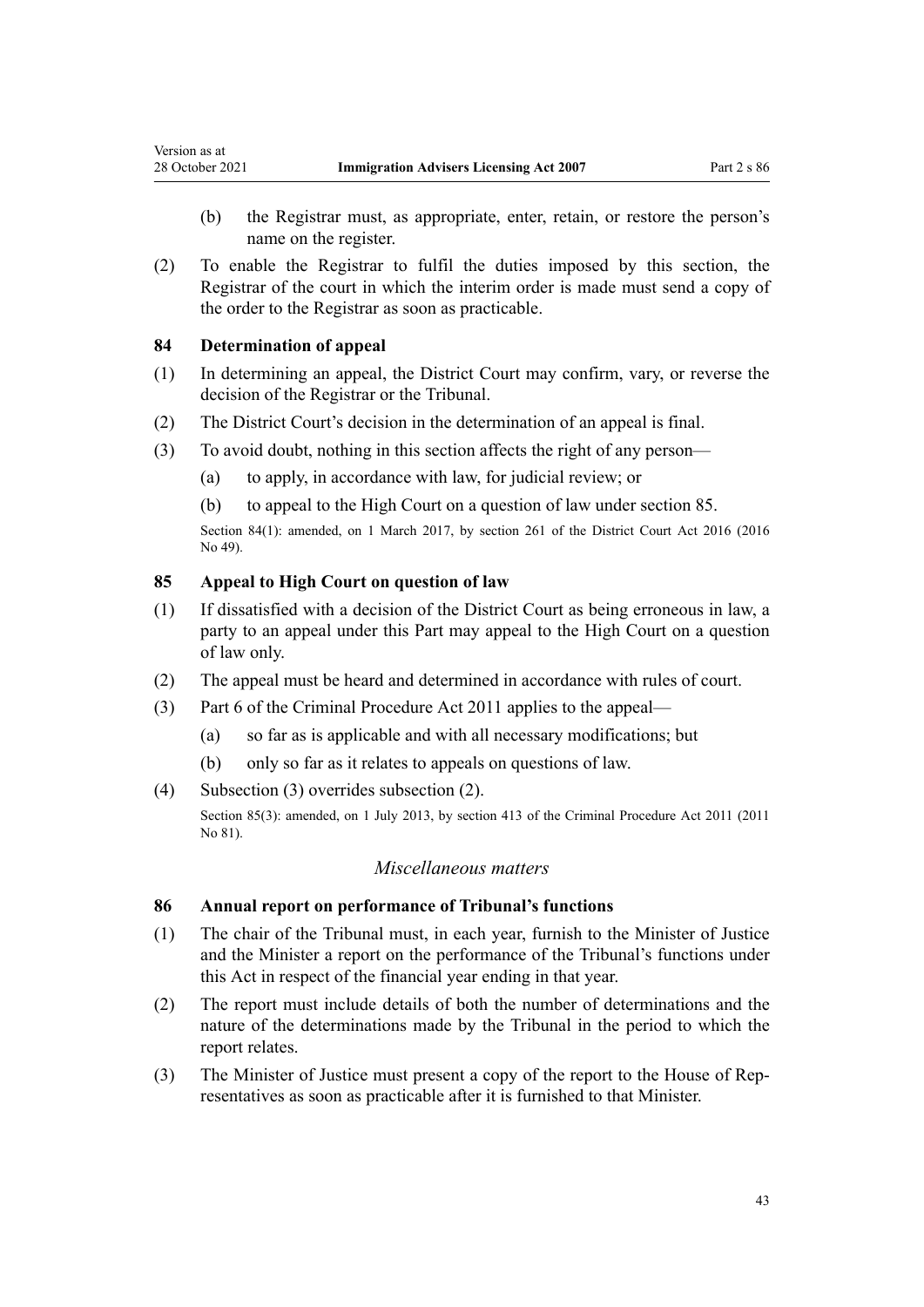(b) the Registrar must, as appropriate, enter, retain, or restore the person's name on the register.

(2) To enable the Registrar to fulfil the duties imposed by this section, the Registrar of the court in which the interim order is made must send a copy of the order to the Registrar as soon as practicable.

### 84 Determination of appeal

(1) In determining an appeal, the District Court may confirm, vary, or reverse the decision of the Registrar or the Tribunal.

(2) The District Court's decision in the determination of an appeal is final.

(3) To avoid doubt, nothing in this section affects the right of any person—

(a) to apply, in accordance with law, for judicial review; or

(b) to appeal to the High Court on a question of law under section 85.

Section 84(1): amended, on 1 March 2017, by section 261 of the District Court Act 2016 (2016 No 49).

### 85 Appeal to High Court on question of law

(1) If dissatisfied with a decision of the District Court as being erroneous in law, a party to an appeal under this Part may appeal to the High Court on a question of law only.

(2) The appeal must be heard and determined in accordance with rules of court.

(3) Part 6 of the Criminal Procedure Act 2011 applies to the appeal—

(a) so far as is applicable and with all necessary modifications; but

(b) only so far as it relates to appeals on questions of law.

(4) Subsection (3) overrides subsection (2).

Section 85(3): amended, on 1 July 2013, by section 413 of the Criminal Procedure Act 2011 (2011 No 81).

*Miscellaneous matters*

### 86 Annual report on performance of Tribunal's functions

(1) The chair of the Tribunal must, in each year, furnish to the Minister of Justice and the Minister a report on the performance of the Tribunal's functions under this Act in respect of the financial year ending in that year.

(2) The report must include details of both the number of determinations and the nature of the determinations made by the Tribunal in the period to which the report relates.

(3) The Minister of Justice must present a copy of the report to the House of Representatives as soon as practicable after it is furnished to that Minister.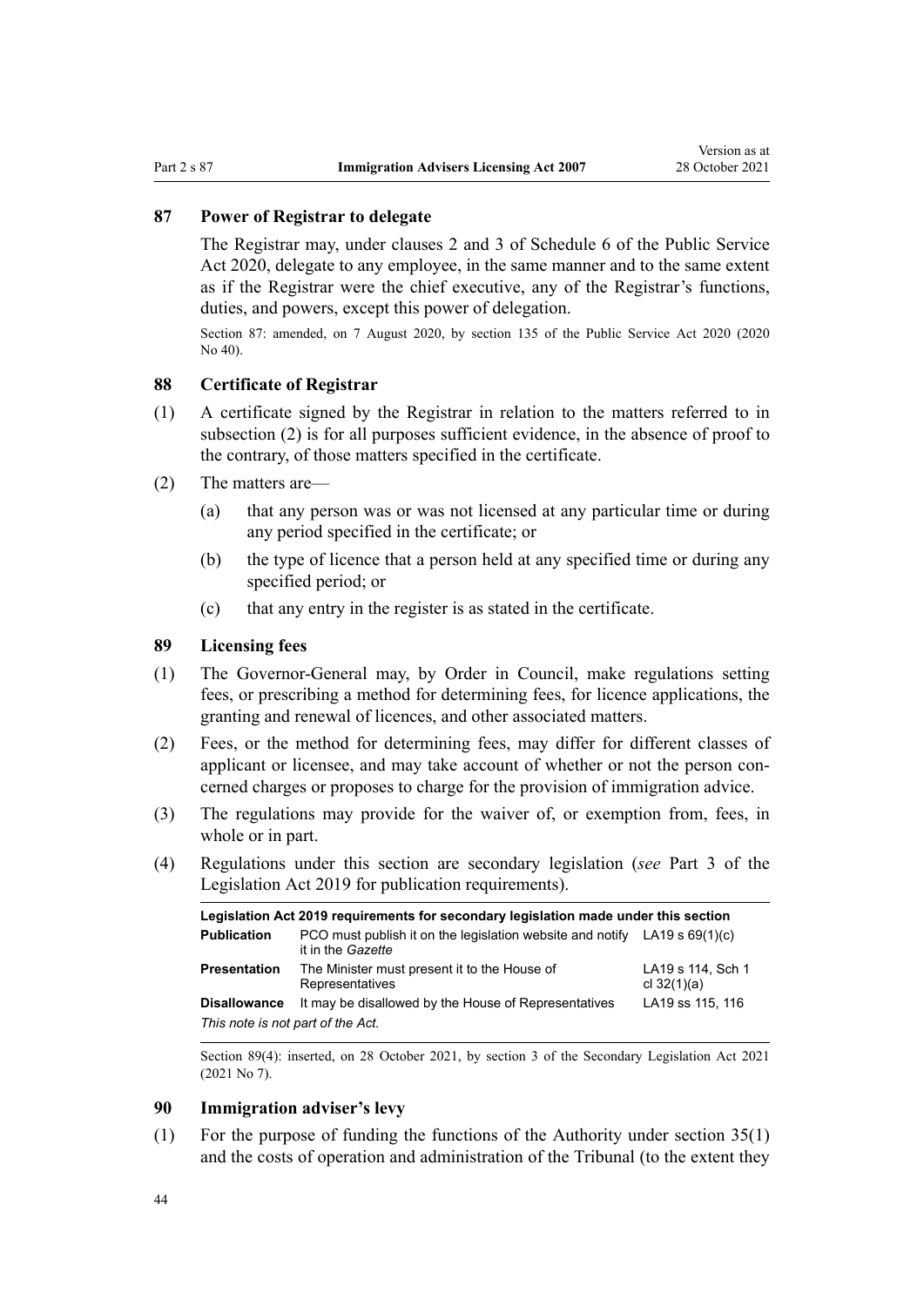### 87 Power of Registrar to delegate

The Registrar may, under clauses 2 and 3 of Schedule 6 of the Public Service Act 2020, delegate to any employee, in the same manner and to the same extent as if the Registrar were the chief executive, any of the Registrar's functions, duties, and powers, except this power of delegation.

Section 87: amended, on 7 August 2020, by section 135 of the Public Service Act 2020 (2020 No 40).

### 88 Certificate of Registrar

(1) A certificate signed by the Registrar in relation to the matters referred to in subsection (2) is for all purposes sufficient evidence, in the absence of proof to the contrary, of those matters specified in the certificate.

(2) The matters are—

(a) that any person was or was not licensed at any particular time or during any period specified in the certificate; or

(b) the type of licence that a person held at any specified time or during any specified period; or

(c) that any entry in the register is as stated in the certificate.

### 89 Licensing fees

(1) The Governor-General may, by Order in Council, make regulations setting fees, or prescribing a method for determining fees, for licence applications, the granting and renewal of licences, and other associated matters.

(2) Fees, or the method for determining fees, may differ for different classes of applicant or licensee, and may take account of whether or not the person concerned charges or proposes to charge for the provision of immigration advice.

(3) The regulations may provide for the waiver of, or exemption from, fees, in whole or in part.

(4) Regulations under this section are secondary legislation (*see* Part 3 of the Legislation Act 2019 for publication requirements).

| Legislation Act 2019 requirements for secondary legislation made under this section | | |
|---|---|---|
| **Publication** | PCO must publish it on the legislation website and notify it in the *Gazette* | LA19 s 69(1)(c) |
| **Presentation** | The Minister must present it to the House of Representatives | LA19 s 114, Sch 1 cl 32(1)(a) |
| **Disallowance** | It may be disallowed by the House of Representatives | LA19 ss 115, 116 |
| *This note is not part of the Act.* | | |

Section 89(4): inserted, on 28 October 2021, by section 3 of the Secondary Legislation Act 2021 (2021 No 7).

### 90 Immigration adviser's levy

(1) For the purpose of funding the functions of the Authority under section 35(1) and the costs of operation and administration of the Tribunal (to the extent they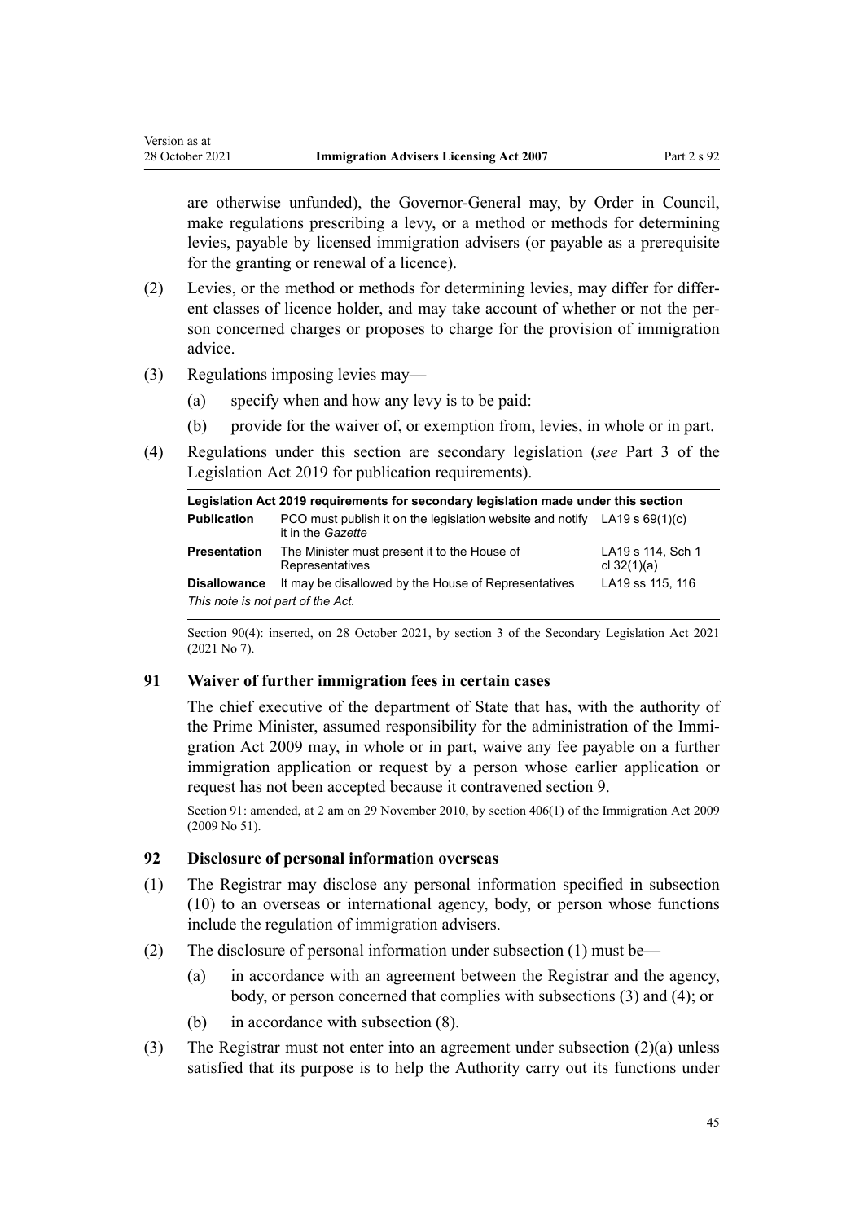are otherwise unfunded), the Governor-General may, by Order in Council, make regulations prescribing a levy, or a method or methods for determining levies, payable by licensed immigration advisers (or payable as a prerequisite for the granting or renewal of a licence).

(2) Levies, or the method or methods for determining levies, may differ for different classes of licence holder, and may take account of whether or not the person concerned charges or proposes to charge for the provision of immigration advice.

(3) Regulations imposing levies may—

(a) specify when and how any levy is to be paid:

(b) provide for the waiver of, or exemption from, levies, in whole or in part.

(4) Regulations under this section are secondary legislation (*see* Part 3 of the Legislation Act 2019 for publication requirements).

| Legislation Act 2019 requirements for secondary legislation made under this section | | |
|---|---|---|
| **Publication** | PCO must publish it on the legislation website and notify it in the *Gazette* | LA19 s 69(1)(c) |
| **Presentation** | The Minister must present it to the House of Representatives | LA19 s 114, Sch 1 cl 32(1)(a) |
| **Disallowance** | It may be disallowed by the House of Representatives | LA19 ss 115, 116 |
| *This note is not part of the Act.* | | |

Section 90(4): inserted, on 28 October 2021, by section 3 of the Secondary Legislation Act 2021 (2021 No 7).

### 91 Waiver of further immigration fees in certain cases

The chief executive of the department of State that has, with the authority of the Prime Minister, assumed responsibility for the administration of the Immigration Act 2009 may, in whole or in part, waive any fee payable on a further immigration application or request by a person whose earlier application or request has not been accepted because it contravened section 9.

Section 91: amended, at 2 am on 29 November 2010, by section 406(1) of the Immigration Act 2009 (2009 No 51).

### 92 Disclosure of personal information overseas

(1) The Registrar may disclose any personal information specified in subsection (10) to an overseas or international agency, body, or person whose functions include the regulation of immigration advisers.

(2) The disclosure of personal information under subsection (1) must be—

(a) in accordance with an agreement between the Registrar and the agency, body, or person concerned that complies with subsections (3) and (4); or

(b) in accordance with subsection (8).

(3) The Registrar must not enter into an agreement under subsection (2)(a) unless satisfied that its purpose is to help the Authority carry out its functions under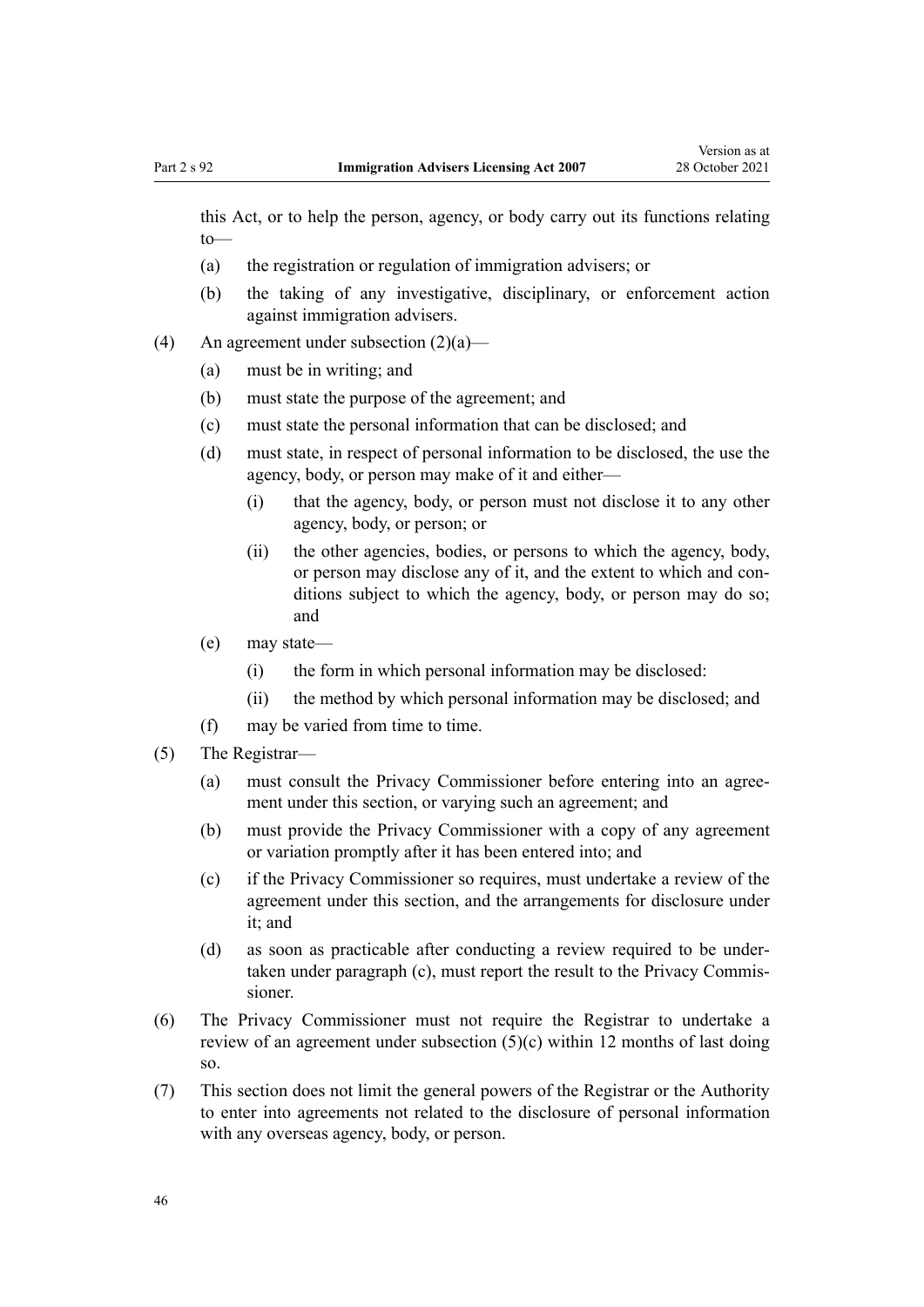this Act, or to help the person, agency, or body carry out its functions relating to—

(a) the registration or regulation of immigration advisers; or

(b) the taking of any investigative, disciplinary, or enforcement action against immigration advisers.

(4) An agreement under subsection (2)(a)—

(a) must be in writing; and

(b) must state the purpose of the agreement; and

(c) must state the personal information that can be disclosed; and

(d) must state, in respect of personal information to be disclosed, the use the agency, body, or person may make of it and either—

(i) that the agency, body, or person must not disclose it to any other agency, body, or person; or

(ii) the other agencies, bodies, or persons to which the agency, body, or person may disclose any of it, and the extent to which and conditions subject to which the agency, body, or person may do so; and

(e) may state—

(i) the form in which personal information may be disclosed:

(ii) the method by which personal information may be disclosed; and

(f) may be varied from time to time.

(5) The Registrar—

(a) must consult the Privacy Commissioner before entering into an agreement under this section, or varying such an agreement; and

(b) must provide the Privacy Commissioner with a copy of any agreement or variation promptly after it has been entered into; and

(c) if the Privacy Commissioner so requires, must undertake a review of the agreement under this section, and the arrangements for disclosure under it; and

(d) as soon as practicable after conducting a review required to be undertaken under paragraph (c), must report the result to the Privacy Commissioner.

(6) The Privacy Commissioner must not require the Registrar to undertake a review of an agreement under subsection (5)(c) within 12 months of last doing so.

(7) This section does not limit the general powers of the Registrar or the Authority to enter into agreements not related to the disclosure of personal information with any overseas agency, body, or person.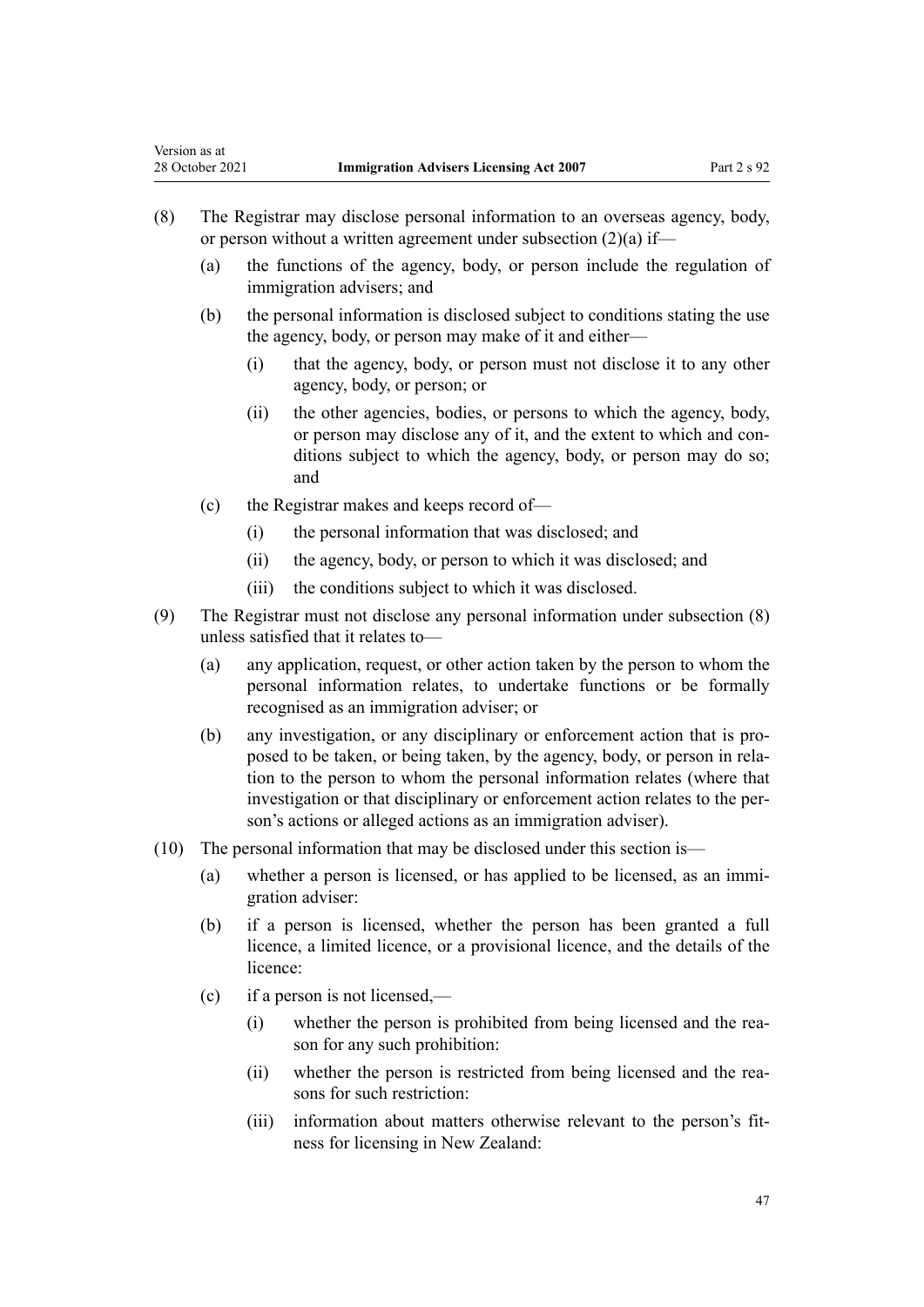(8) The Registrar may disclose personal information to an overseas agency, body, or person without a written agreement under subsection (2)(a) if—

  (a) the functions of the agency, body, or person include the regulation of immigration advisers; and

  (b) the personal information is disclosed subject to conditions stating the use the agency, body, or person may make of it and either—

    (i) that the agency, body, or person must not disclose it to any other agency, body, or person; or

    (ii) the other agencies, bodies, or persons to which the agency, body, or person may disclose any of it, and the extent to which and conditions subject to which the agency, body, or person may do so; and

  (c) the Registrar makes and keeps record of—

    (i) the personal information that was disclosed; and

    (ii) the agency, body, or person to which it was disclosed; and

    (iii) the conditions subject to which it was disclosed.

(9) The Registrar must not disclose any personal information under subsection (8) unless satisfied that it relates to—

  (a) any application, request, or other action taken by the person to whom the personal information relates, to undertake functions or be formally recognised as an immigration adviser; or

  (b) any investigation, or any disciplinary or enforcement action that is proposed to be taken, or being taken, by the agency, body, or person in relation to the person to whom the personal information relates (where that investigation or that disciplinary or enforcement action relates to the person's actions or alleged actions as an immigration adviser).

(10) The personal information that may be disclosed under this section is—

  (a) whether a person is licensed, or has applied to be licensed, as an immigration adviser:

  (b) if a person is licensed, whether the person has been granted a full licence, a limited licence, or a provisional licence, and the details of the licence:

  (c) if a person is not licensed,—

    (i) whether the person is prohibited from being licensed and the reason for any such prohibition:

    (ii) whether the person is restricted from being licensed and the reasons for such restriction:

    (iii) information about matters otherwise relevant to the person's fitness for licensing in New Zealand: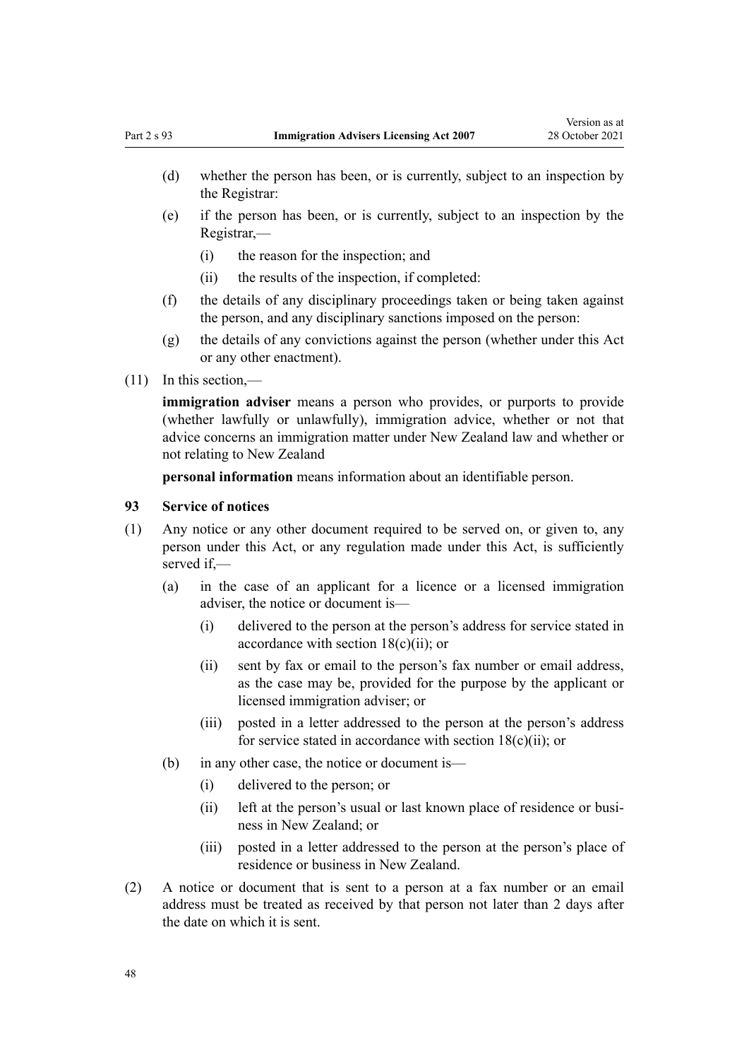(d) whether the person has been, or is currently, subject to an inspection by the Registrar:

(e) if the person has been, or is currently, subject to an inspection by the Registrar,—

  (i) the reason for the inspection; and

  (ii) the results of the inspection, if completed:

(f) the details of any disciplinary proceedings taken or being taken against the person, and any disciplinary sanctions imposed on the person:

(g) the details of any convictions against the person (whether under this Act or any other enactment).

(11) In this section,—

**immigration adviser** means a person who provides, or purports to provide (whether lawfully or unlawfully), immigration advice, whether or not that advice concerns an immigration matter under New Zealand law and whether or not relating to New Zealand

**personal information** means information about an identifiable person.

### 93 Service of notices

(1) Any notice or any other document required to be served on, or given to, any person under this Act, or any regulation made under this Act, is sufficiently served if,—

(a) in the case of an applicant for a licence or a licensed immigration adviser, the notice or document is—

  (i) delivered to the person at the person's address for service stated in accordance with section 18(c)(ii); or

  (ii) sent by fax or email to the person's fax number or email address, as the case may be, provided for the purpose by the applicant or licensed immigration adviser; or

  (iii) posted in a letter addressed to the person at the person's address for service stated in accordance with section 18(c)(ii); or

(b) in any other case, the notice or document is—

  (i) delivered to the person; or

  (ii) left at the person's usual or last known place of residence or business in New Zealand; or

  (iii) posted in a letter addressed to the person at the person's place of residence or business in New Zealand.

(2) A notice or document that is sent to a person at a fax number or an email address must be treated as received by that person not later than 2 days after the date on which it is sent.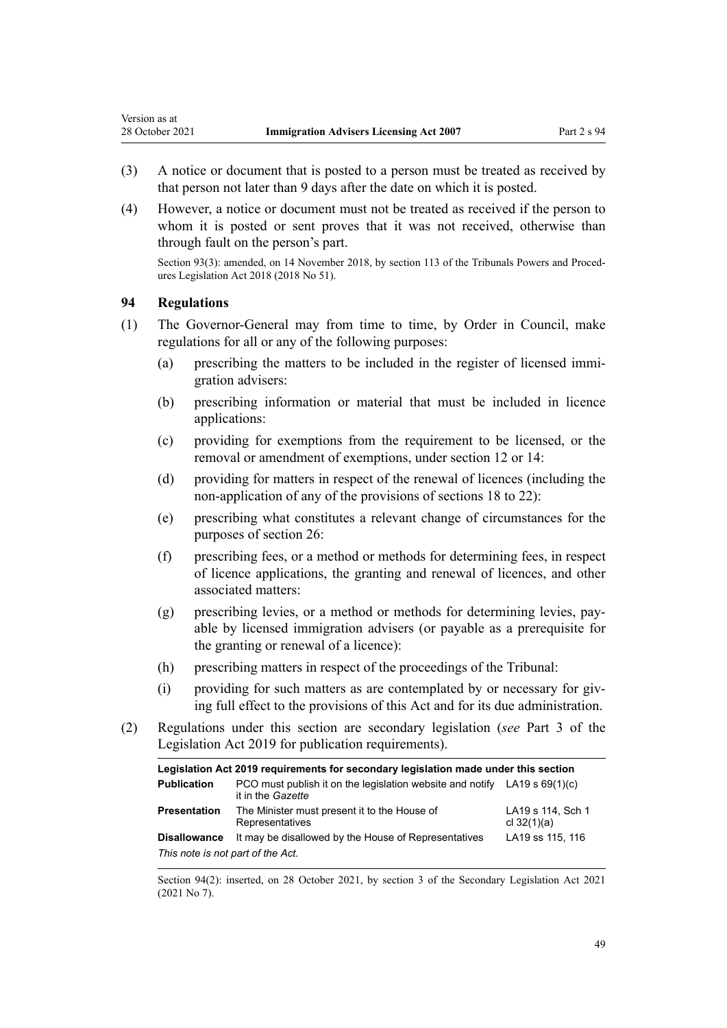(3) A notice or document that is posted to a person must be treated as received by that person not later than 9 days after the date on which it is posted.

(4) However, a notice or document must not be treated as received if the person to whom it is posted or sent proves that it was not received, otherwise than through fault on the person's part.

Section 93(3): amended, on 14 November 2018, by section 113 of the Tribunals Powers and Procedures Legislation Act 2018 (2018 No 51).

### 94 Regulations

(1) The Governor-General may from time to time, by Order in Council, make regulations for all or any of the following purposes:

(a) prescribing the matters to be included in the register of licensed immigration advisers:

(b) prescribing information or material that must be included in licence applications:

(c) providing for exemptions from the requirement to be licensed, or the removal or amendment of exemptions, under section 12 or 14:

(d) providing for matters in respect of the renewal of licences (including the non-application of any of the provisions of sections 18 to 22):

(e) prescribing what constitutes a relevant change of circumstances for the purposes of section 26:

(f) prescribing fees, or a method or methods for determining fees, in respect of licence applications, the granting and renewal of licences, and other associated matters:

(g) prescribing levies, or a method or methods for determining levies, payable by licensed immigration advisers (or payable as a prerequisite for the granting or renewal of a licence):

(h) prescribing matters in respect of the proceedings of the Tribunal:

(i) providing for such matters as are contemplated by or necessary for giving full effect to the provisions of this Act and for its due administration.

(2) Regulations under this section are secondary legislation (*see* Part 3 of the Legislation Act 2019 for publication requirements).

| **Legislation Act 2019 requirements for secondary legislation made under this section** | | |
|---|---|---|
| **Publication** | PCO must publish it on the legislation website and notify it in the *Gazette* | LA19 s 69(1)(c) |
| **Presentation** | The Minister must present it to the House of Representatives | LA19 s 114, Sch 1 cl 32(1)(a) |
| **Disallowance** | It may be disallowed by the House of Representatives | LA19 ss 115, 116 |
| *This note is not part of the Act.* | | |

Section 94(2): inserted, on 28 October 2021, by section 3 of the Secondary Legislation Act 2021 (2021 No 7).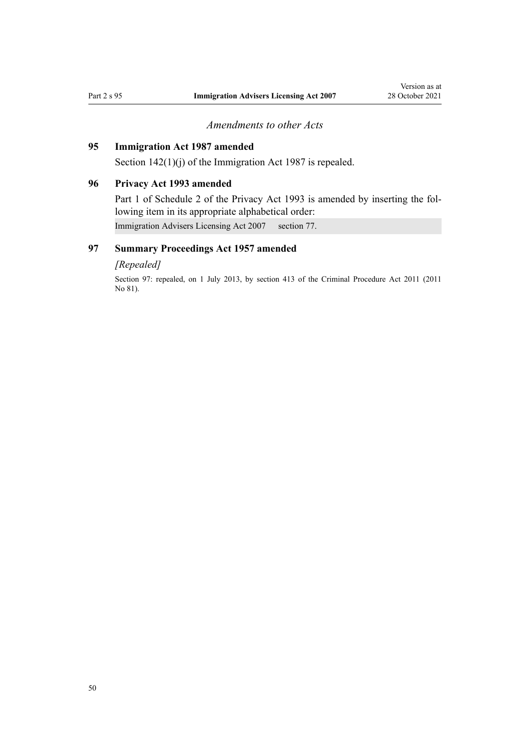*Amendments to other Acts*

### 95 Immigration Act 1987 amended

Section 142(1)(j) of the Immigration Act 1987 is repealed.

### 96 Privacy Act 1993 amended

Part 1 of Schedule 2 of the Privacy Act 1993 is amended by inserting the following item in its appropriate alphabetical order:

| Immigration Advisers Licensing Act 2007 | section 77. |
| --- | --- |

### 97 Summary Proceedings Act 1957 amended

*[Repealed]*

Section 97: repealed, on 1 July 2013, by section 413 of the Criminal Procedure Act 2011 (2011 No 81).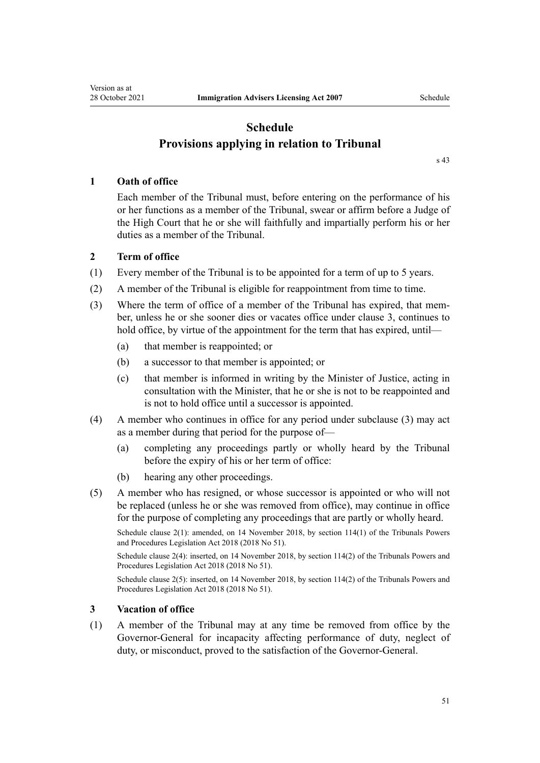# Schedule
## Provisions applying in relation to Tribunal

s 43

### 1 Oath of office

Each member of the Tribunal must, before entering on the performance of his or her functions as a member of the Tribunal, swear or affirm before a Judge of the High Court that he or she will faithfully and impartially perform his or her duties as a member of the Tribunal.

### 2 Term of office

(1) Every member of the Tribunal is to be appointed for a term of up to 5 years.

(2) A member of the Tribunal is eligible for reappointment from time to time.

(3) Where the term of office of a member of the Tribunal has expired, that member, unless he or she sooner dies or vacates office under clause 3, continues to hold office, by virtue of the appointment for the term that has expired, until—

- (a) that member is reappointed; or
- (b) a successor to that member is appointed; or
- (c) that member is informed in writing by the Minister of Justice, acting in consultation with the Minister, that he or she is not to be reappointed and is not to hold office until a successor is appointed.

(4) A member who continues in office for any period under subclause (3) may act as a member during that period for the purpose of—

- (a) completing any proceedings partly or wholly heard by the Tribunal before the expiry of his or her term of office:
- (b) hearing any other proceedings.

(5) A member who has resigned, or whose successor is appointed or who will not be replaced (unless he or she was removed from office), may continue in office for the purpose of completing any proceedings that are partly or wholly heard.

Schedule clause 2(1): amended, on 14 November 2018, by section 114(1) of the Tribunals Powers and Procedures Legislation Act 2018 (2018 No 51).

Schedule clause 2(4): inserted, on 14 November 2018, by section 114(2) of the Tribunals Powers and Procedures Legislation Act 2018 (2018 No 51).

Schedule clause 2(5): inserted, on 14 November 2018, by section 114(2) of the Tribunals Powers and Procedures Legislation Act 2018 (2018 No 51).

### 3 Vacation of office

(1) A member of the Tribunal may at any time be removed from office by the Governor-General for incapacity affecting performance of duty, neglect of duty, or misconduct, proved to the satisfaction of the Governor-General.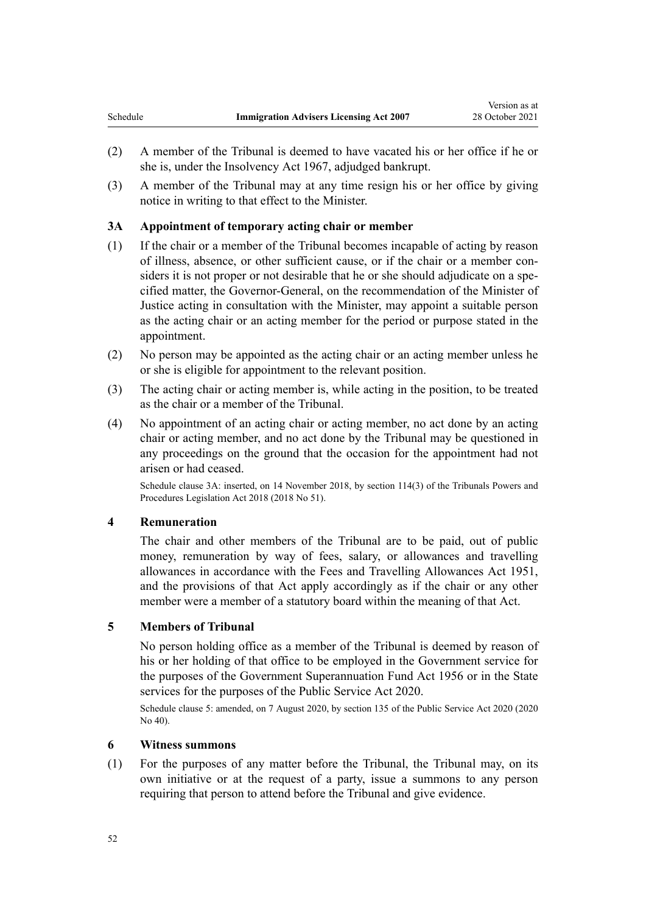(2) A member of the Tribunal is deemed to have vacated his or her office if he or she is, under the Insolvency Act 1967, adjudged bankrupt.

(3) A member of the Tribunal may at any time resign his or her office by giving notice in writing to that effect to the Minister.

### 3A Appointment of temporary acting chair or member

(1) If the chair or a member of the Tribunal becomes incapable of acting by reason of illness, absence, or other sufficient cause, or if the chair or a member considers it is not proper or not desirable that he or she should adjudicate on a specified matter, the Governor-General, on the recommendation of the Minister of Justice acting in consultation with the Minister, may appoint a suitable person as the acting chair or an acting member for the period or purpose stated in the appointment.

(2) No person may be appointed as the acting chair or an acting member unless he or she is eligible for appointment to the relevant position.

(3) The acting chair or acting member is, while acting in the position, to be treated as the chair or a member of the Tribunal.

(4) No appointment of an acting chair or acting member, no act done by an acting chair or acting member, and no act done by the Tribunal may be questioned in any proceedings on the ground that the occasion for the appointment had not arisen or had ceased.

Schedule clause 3A: inserted, on 14 November 2018, by section 114(3) of the Tribunals Powers and Procedures Legislation Act 2018 (2018 No 51).

### 4 Remuneration

The chair and other members of the Tribunal are to be paid, out of public money, remuneration by way of fees, salary, or allowances and travelling allowances in accordance with the Fees and Travelling Allowances Act 1951, and the provisions of that Act apply accordingly as if the chair or any other member were a member of a statutory board within the meaning of that Act.

### 5 Members of Tribunal

No person holding office as a member of the Tribunal is deemed by reason of his or her holding of that office to be employed in the Government service for the purposes of the Government Superannuation Fund Act 1956 or in the State services for the purposes of the Public Service Act 2020.

Schedule clause 5: amended, on 7 August 2020, by section 135 of the Public Service Act 2020 (2020 No 40).

### 6 Witness summons

(1) For the purposes of any matter before the Tribunal, the Tribunal may, on its own initiative or at the request of a party, issue a summons to any person requiring that person to attend before the Tribunal and give evidence.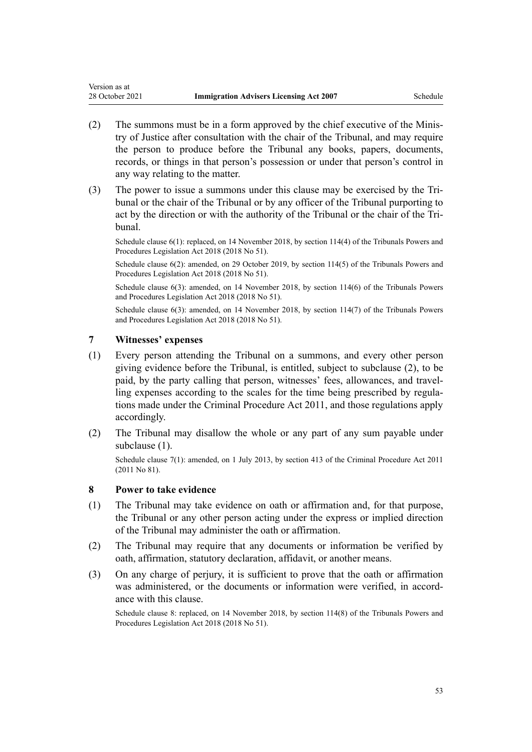(2) The summons must be in a form approved by the chief executive of the Ministry of Justice after consultation with the chair of the Tribunal, and may require the person to produce before the Tribunal any books, papers, documents, records, or things in that person's possession or under that person's control in any way relating to the matter.

(3) The power to issue a summons under this clause may be exercised by the Tribunal or the chair of the Tribunal or by any officer of the Tribunal purporting to act by the direction or with the authority of the Tribunal or the chair of the Tribunal.

Schedule clause 6(1): replaced, on 14 November 2018, by section 114(4) of the Tribunals Powers and Procedures Legislation Act 2018 (2018 No 51).

Schedule clause 6(2): amended, on 29 October 2019, by section 114(5) of the Tribunals Powers and Procedures Legislation Act 2018 (2018 No 51).

Schedule clause 6(3): amended, on 14 November 2018, by section 114(6) of the Tribunals Powers and Procedures Legislation Act 2018 (2018 No 51).

Schedule clause 6(3): amended, on 14 November 2018, by section 114(7) of the Tribunals Powers and Procedures Legislation Act 2018 (2018 No 51).

### 7 Witnesses' expenses

(1) Every person attending the Tribunal on a summons, and every other person giving evidence before the Tribunal, is entitled, subject to subclause (2), to be paid, by the party calling that person, witnesses' fees, allowances, and travelling expenses according to the scales for the time being prescribed by regulations made under the Criminal Procedure Act 2011, and those regulations apply accordingly.

(2) The Tribunal may disallow the whole or any part of any sum payable under subclause (1).

Schedule clause 7(1): amended, on 1 July 2013, by section 413 of the Criminal Procedure Act 2011 (2011 No 81).

### 8 Power to take evidence

(1) The Tribunal may take evidence on oath or affirmation and, for that purpose, the Tribunal or any other person acting under the express or implied direction of the Tribunal may administer the oath or affirmation.

(2) The Tribunal may require that any documents or information be verified by oath, affirmation, statutory declaration, affidavit, or another means.

(3) On any charge of perjury, it is sufficient to prove that the oath or affirmation was administered, or the documents or information were verified, in accordance with this clause.

Schedule clause 8: replaced, on 14 November 2018, by section 114(8) of the Tribunals Powers and Procedures Legislation Act 2018 (2018 No 51).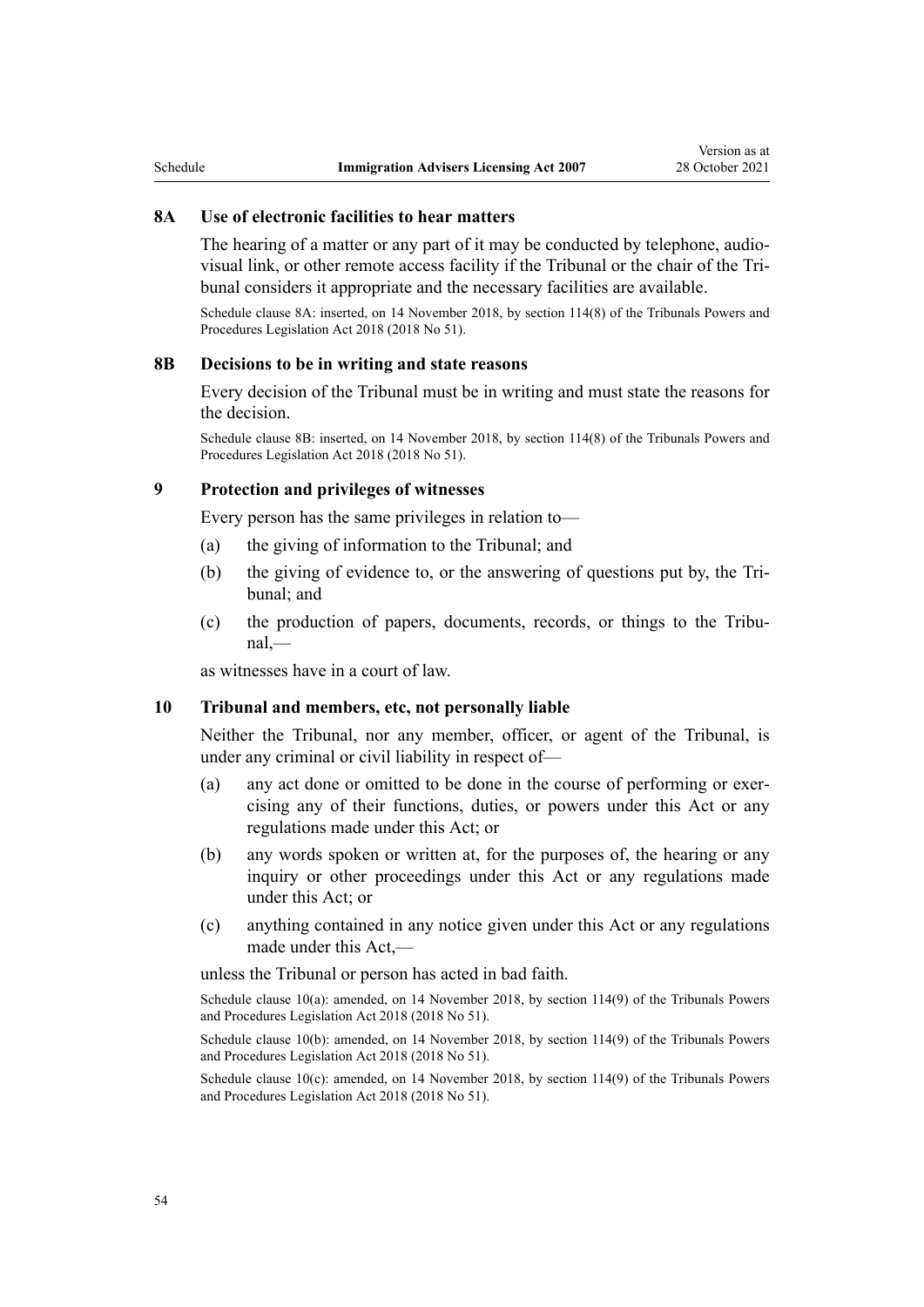### 8A Use of electronic facilities to hear matters

The hearing of a matter or any part of it may be conducted by telephone, audio-visual link, or other remote access facility if the Tribunal or the chair of the Tribunal considers it appropriate and the necessary facilities are available.

Schedule clause 8A: inserted, on 14 November 2018, by section 114(8) of the Tribunals Powers and Procedures Legislation Act 2018 (2018 No 51).

### 8B Decisions to be in writing and state reasons

Every decision of the Tribunal must be in writing and must state the reasons for the decision.

Schedule clause 8B: inserted, on 14 November 2018, by section 114(8) of the Tribunals Powers and Procedures Legislation Act 2018 (2018 No 51).

### 9 Protection and privileges of witnesses

Every person has the same privileges in relation to—

(a) the giving of information to the Tribunal; and

(b) the giving of evidence to, or the answering of questions put by, the Tribunal; and

(c) the production of papers, documents, records, or things to the Tribunal,—

as witnesses have in a court of law.

### 10 Tribunal and members, etc, not personally liable

Neither the Tribunal, nor any member, officer, or agent of the Tribunal, is under any criminal or civil liability in respect of—

(a) any act done or omitted to be done in the course of performing or exercising any of their functions, duties, or powers under this Act or any regulations made under this Act; or

(b) any words spoken or written at, for the purposes of, the hearing or any inquiry or other proceedings under this Act or any regulations made under this Act; or

(c) anything contained in any notice given under this Act or any regulations made under this Act,—

unless the Tribunal or person has acted in bad faith.

Schedule clause 10(a): amended, on 14 November 2018, by section 114(9) of the Tribunals Powers and Procedures Legislation Act 2018 (2018 No 51).

Schedule clause 10(b): amended, on 14 November 2018, by section 114(9) of the Tribunals Powers and Procedures Legislation Act 2018 (2018 No 51).

Schedule clause 10(c): amended, on 14 November 2018, by section 114(9) of the Tribunals Powers and Procedures Legislation Act 2018 (2018 No 51).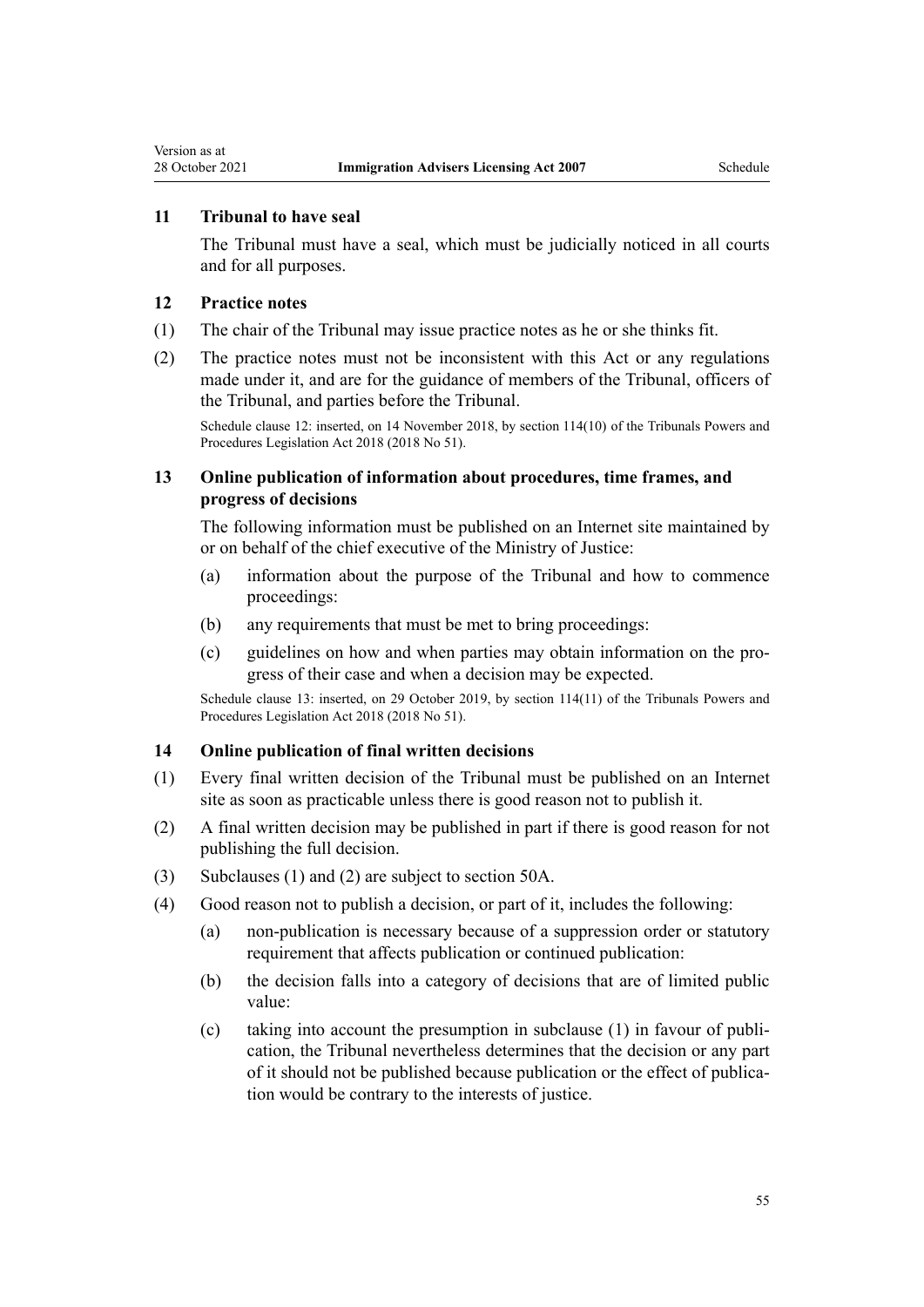### 11 Tribunal to have seal

The Tribunal must have a seal, which must be judicially noticed in all courts and for all purposes.

### 12 Practice notes

(1) The chair of the Tribunal may issue practice notes as he or she thinks fit.

(2) The practice notes must not be inconsistent with this Act or any regulations made under it, and are for the guidance of members of the Tribunal, officers of the Tribunal, and parties before the Tribunal.

Schedule clause 12: inserted, on 14 November 2018, by section 114(10) of the Tribunals Powers and Procedures Legislation Act 2018 (2018 No 51).

### 13 Online publication of information about procedures, time frames, and progress of decisions

The following information must be published on an Internet site maintained by or on behalf of the chief executive of the Ministry of Justice:

(a) information about the purpose of the Tribunal and how to commence proceedings:

(b) any requirements that must be met to bring proceedings:

(c) guidelines on how and when parties may obtain information on the progress of their case and when a decision may be expected.

Schedule clause 13: inserted, on 29 October 2019, by section 114(11) of the Tribunals Powers and Procedures Legislation Act 2018 (2018 No 51).

### 14 Online publication of final written decisions

(1) Every final written decision of the Tribunal must be published on an Internet site as soon as practicable unless there is good reason not to publish it.

(2) A final written decision may be published in part if there is good reason for not publishing the full decision.

(3) Subclauses (1) and (2) are subject to section 50A.

(4) Good reason not to publish a decision, or part of it, includes the following:

(a) non-publication is necessary because of a suppression order or statutory requirement that affects publication or continued publication:

(b) the decision falls into a category of decisions that are of limited public value:

(c) taking into account the presumption in subclause (1) in favour of publication, the Tribunal nevertheless determines that the decision or any part of it should not be published because publication or the effect of publication would be contrary to the interests of justice.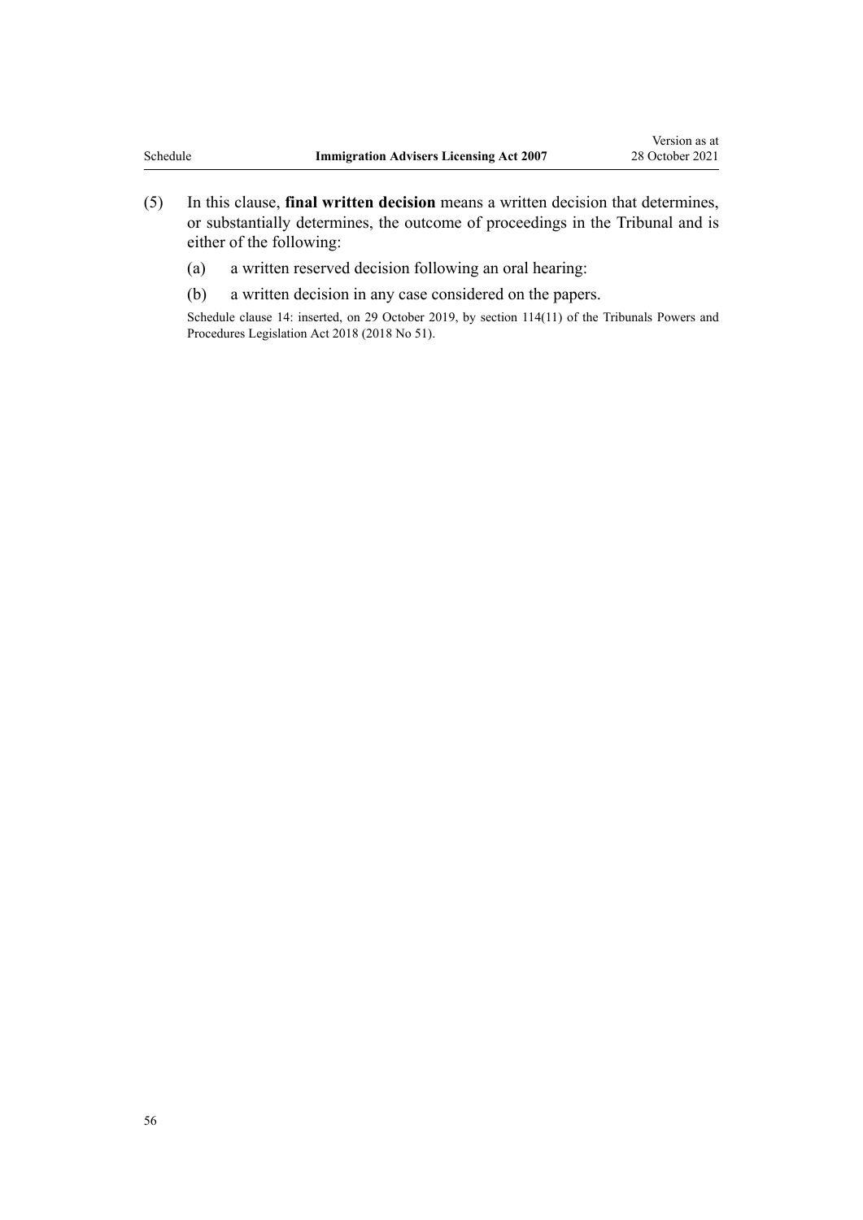(5) In this clause, **final written decision** means a written decision that determines, or substantially determines, the outcome of proceedings in the Tribunal and is either of the following:

  (a) a written reserved decision following an oral hearing:

  (b) a written decision in any case considered on the papers.

Schedule clause 14: inserted, on 29 October 2019, by section 114(11) of the Tribunals Powers and Procedures Legislation Act 2018 (2018 No 51).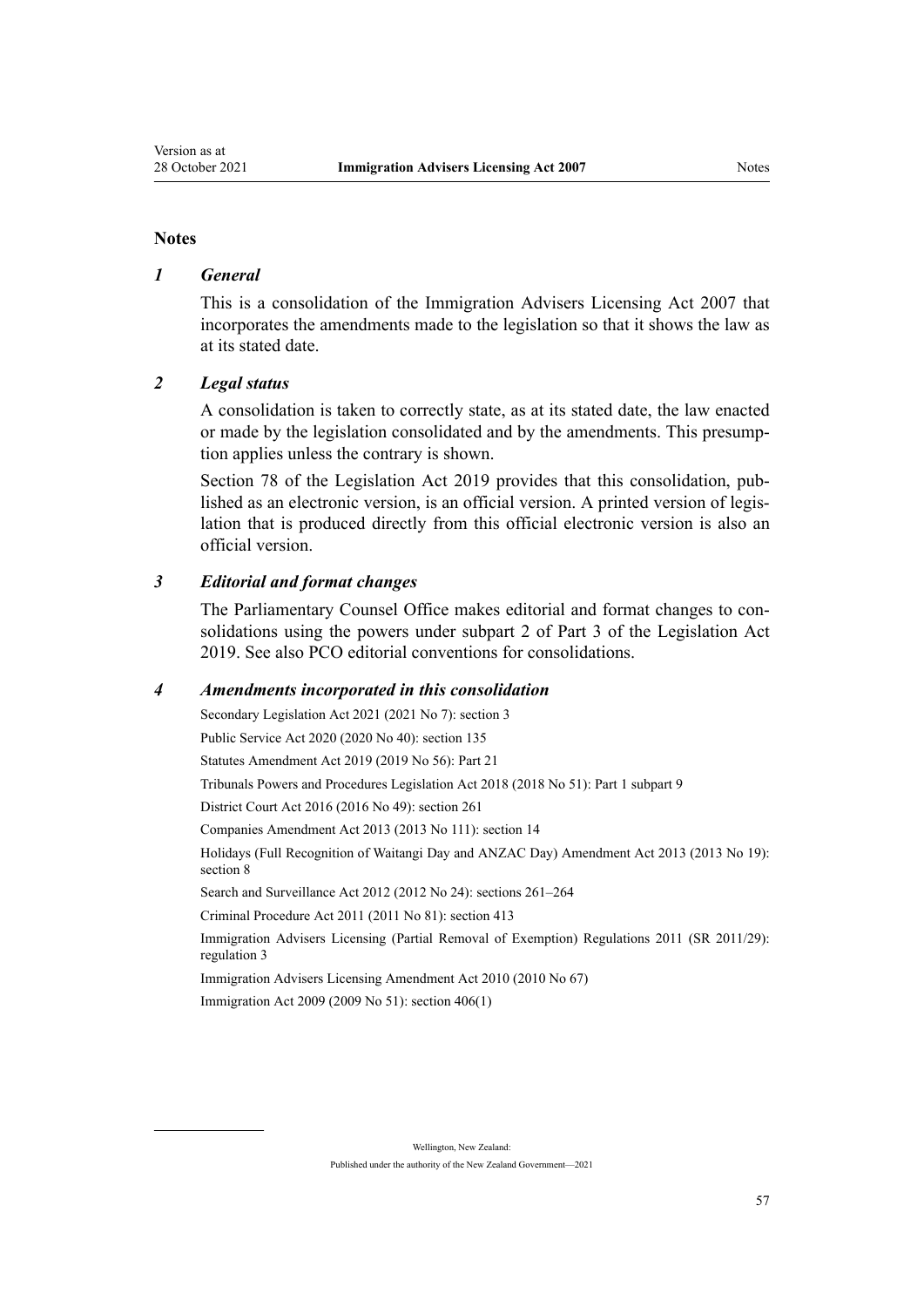## Notes

### *1 General*

This is a consolidation of the Immigration Advisers Licensing Act 2007 that incorporates the amendments made to the legislation so that it shows the law as at its stated date.

### *2 Legal status*

A consolidation is taken to correctly state, as at its stated date, the law enacted or made by the legislation consolidated and by the amendments. This presumption applies unless the contrary is shown.

Section 78 of the Legislation Act 2019 provides that this consolidation, published as an electronic version, is an official version. A printed version of legislation that is produced directly from this official electronic version is also an official version.

### *3 Editorial and format changes*

The Parliamentary Counsel Office makes editorial and format changes to consolidations using the powers under subpart 2 of Part 3 of the Legislation Act 2019. See also PCO editorial conventions for consolidations.

### *4 Amendments incorporated in this consolidation*

Secondary Legislation Act 2021 (2021 No 7): section 3

Public Service Act 2020 (2020 No 40): section 135

Statutes Amendment Act 2019 (2019 No 56): Part 21

Tribunals Powers and Procedures Legislation Act 2018 (2018 No 51): Part 1 subpart 9

District Court Act 2016 (2016 No 49): section 261

Companies Amendment Act 2013 (2013 No 111): section 14

Holidays (Full Recognition of Waitangi Day and ANZAC Day) Amendment Act 2013 (2013 No 19): section 8

Search and Surveillance Act 2012 (2012 No 24): sections 261–264

Criminal Procedure Act 2011 (2011 No 81): section 413

Immigration Advisers Licensing (Partial Removal of Exemption) Regulations 2011 (SR 2011/29): regulation 3

Immigration Advisers Licensing Amendment Act 2010 (2010 No 67)

Immigration Act 2009 (2009 No 51): section 406(1)

Wellington, New Zealand:

Published under the authority of the New Zealand Government—2021